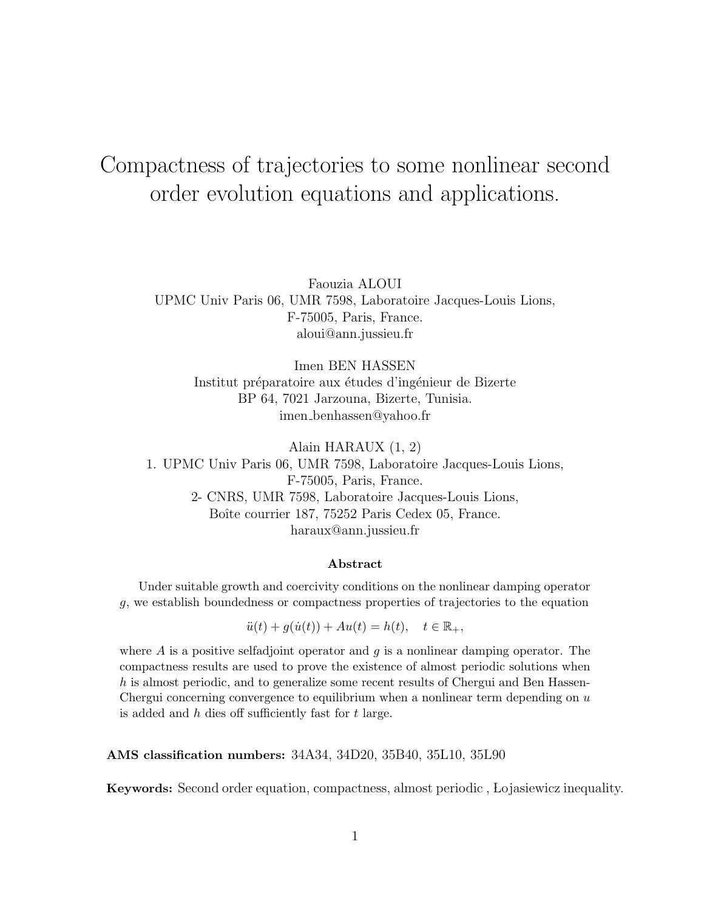# Compactness of trajectories to some nonlinear second order evolution equations and applications.

Faouzia ALOUI
UPMC Univ Paris 06, UMR 7598, Laboratoire Jacques-Louis Lions,
F-75005, Paris, France.
aloui@ann.jussieu.fr

Imen BEN HASSEN
Institut préparatoire aux études d'ingénieur de Bizerte
BP 64, 7021 Jarzouna, Bizerte, Tunisia.
imen_benhassen@yahoo.fr

Alain HARAUX (1, 2)
1. UPMC Univ Paris 06, UMR 7598, Laboratoire Jacques-Louis Lions,
F-75005, Paris, France.
2- CNRS, UMR 7598, Laboratoire Jacques-Louis Lions,
Boîte courrier 187, 75252 Paris Cedex 05, France.
haraux@ann.jussieu.fr

### Abstract

Under suitable growth and coercivity conditions on the nonlinear damping operator $g$, we establish boundedness or compactness properties of trajectories to the equation

$$\ddot{u}(t) + g(\dot{u}(t)) + Au(t) = h(t), \quad t \in \mathbb{R}_+,$$

where $A$ is a positive selfadjoint operator and $g$ is a nonlinear damping operator. The compactness results are used to prove the existence of almost periodic solutions when $h$ is almost periodic, and to generalize some recent results of Chergui and Ben Hassen-Chergui concerning convergence to equilibrium when a nonlinear term depending on $u$ is added and $h$ dies off sufficiently fast for $t$ large.

**AMS classification numbers:** 34A34, 34D20, 35B40, 35L10, 35L90

**Keywords:** Second order equation, compactness, almost periodic , Łojasiewicz inequality.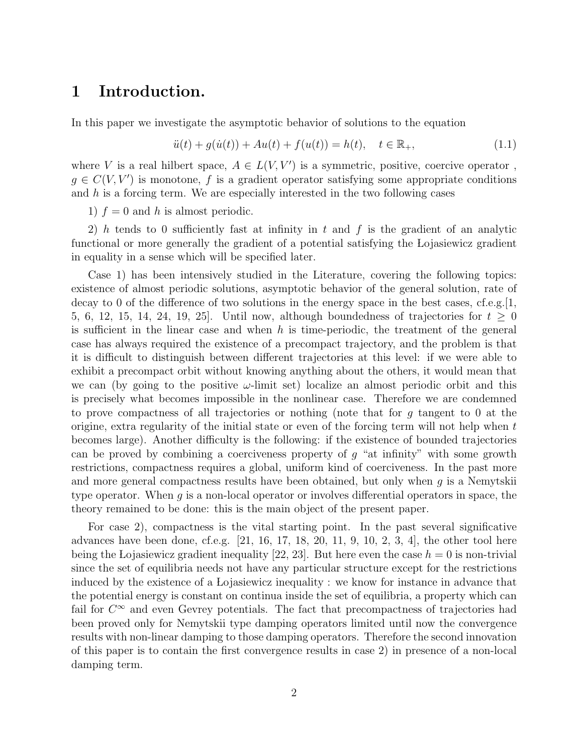# 1 Introduction.

In this paper we investigate the asymptotic behavior of solutions to the equation

$$\ddot{u}(t) + g(\dot{u}(t)) + Au(t) + f(u(t)) = h(t), \quad t \in \mathbb{R}_+, \tag{1.1}$$

where $V$ is a real hilbert space, $A \in L(V, V')$ is a symmetric, positive, coercive operator , $g \in C(V, V')$ is monotone, $f$ is a gradient operator satisfying some appropriate conditions and $h$ is a forcing term. We are especially interested in the two following cases

1) $f = 0$ and $h$ is almost periodic.

2) $h$ tends to 0 sufficiently fast at infinity in $t$ and $f$ is the gradient of an analytic functional or more generally the gradient of a potential satisfying the Łojasiewicz gradient in equality in a sense which will be specified later.

Case 1) has been intensively studied in the Literature, covering the following topics: existence of almost periodic solutions, asymptotic behavior of the general solution, rate of decay to 0 of the difference of two solutions in the energy space in the best cases, cf.e.g.[1, 5, 6, 12, 15, 14, 24, 19, 25]. Until now, although boundedness of trajectories for $t \geq 0$ is sufficient in the linear case and when $h$ is time-periodic, the treatment of the general case has always required the existence of a precompact trajectory, and the problem is that it is difficult to distinguish between different trajectories at this level: if we were able to exhibit a precompact orbit without knowing anything about the others, it would mean that we can (by going to the positive $\omega$-limit set) localize an almost periodic orbit and this is precisely what becomes impossible in the nonlinear case. Therefore we are condemned to prove compactness of all trajectories or nothing (note that for $g$ tangent to 0 at the origine, extra regularity of the initial state or even of the forcing term will not help when $t$ becomes large). Another difficulty is the following: if the existence of bounded trajectories can be proved by combining a coerciveness property of $g$ "at infinity" with some growth restrictions, compactness requires a global, uniform kind of coerciveness. In the past more and more general compactness results have been obtained, but only when $g$ is a Nemytskii type operator. When $g$ is a non-local operator or involves differential operators in space, the theory remained to be done: this is the main object of the present paper.

For case 2), compactness is the vital starting point. In the past several significative advances have been done, cf.e.g. [21, 16, 17, 18, 20, 11, 9, 10, 2, 3, 4], the other tool here being the Łojasiewicz gradient inequality [22, 23]. But here even the case $h = 0$ is non-trivial since the set of equilibria needs not have any particular structure except for the restrictions induced by the existence of a Łojasiewicz inequality : we know for instance in advance that the potential energy is constant on continua inside the set of equilibria, a property which can fail for $C^\infty$ and even Gevrey potentials. The fact that precompactness of trajectories had been proved only for Nemytskii type damping operators limited until now the convergence results with non-linear damping to those damping operators. Therefore the second innovation of this paper is to contain the first convergence results in case 2) in presence of a non-local damping term.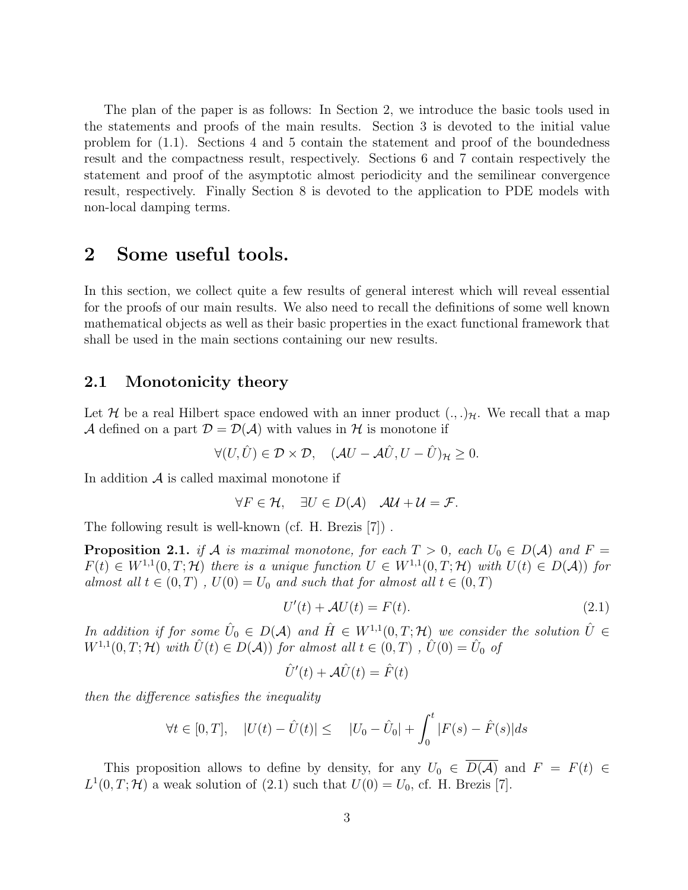The plan of the paper is as follows: In Section 2, we introduce the basic tools used in the statements and proofs of the main results. Section 3 is devoted to the initial value problem for (1.1). Sections 4 and 5 contain the statement and proof of the boundedness result and the compactness result, respectively. Sections 6 and 7 contain respectively the statement and proof of the asymptotic almost periodicity and the semilinear convergence result, respectively. Finally Section 8 is devoted to the application to PDE models with non-local damping terms.

# 2 Some useful tools.

In this section, we collect quite a few results of general interest which will reveal essential for the proofs of our main results. We also need to recall the definitions of some well known mathematical objects as well as their basic properties in the exact functional framework that shall be used in the main sections containing our new results.

## 2.1 Monotonicity theory

Let $\mathcal{H}$ be a real Hilbert space endowed with an inner product $(.,.)_{\mathcal{H}}$. We recall that a map $\mathcal{A}$ defined on a part $\mathcal{D} = \mathcal{D}(\mathcal{A})$ with values in $\mathcal{H}$ is monotone if

$$\forall (U, \hat{U}) \in \mathcal{D} \times \mathcal{D}, \quad (\mathcal{A}U - \mathcal{A}\hat{U}, U - \hat{U})_{\mathcal{H}} \geq 0.$$

In addition $\mathcal{A}$ is called maximal monotone if

$$\forall F \in \mathcal{H}, \quad \exists U \in D(\mathcal{A}) \quad \mathcal{A}\mathcal{U} + \mathcal{U} = \mathcal{F}.$$

The following result is well-known (cf. H. Brezis [7]) .

**Proposition 2.1.** *if $\mathcal{A}$ is maximal monotone, for each $T > 0$, each $U_0 \in D(\mathcal{A})$ and $F = F(t) \in W^{1,1}(0,T;\mathcal{H})$ there is a unique function $U \in W^{1,1}(0,T;\mathcal{H})$ with $U(t) \in D(\mathcal{A}))$ for almost all $t \in (0,T)$ , $U(0) = U_0$ and such that for almost all $t \in (0,T)$*

$$U'(t) + \mathcal{A}U(t) = F(t). \tag{2.1}$$

*In addition if for some $\hat{U}_0 \in D(\mathcal{A})$ and $\hat{H} \in W^{1,1}(0,T;\mathcal{H})$ we consider the solution $\hat{U} \in W^{1,1}(0,T;\mathcal{H})$ with $\hat{U}(t) \in D(\mathcal{A}))$ for almost all $t \in (0,T)$ , $\hat{U}(0) = \hat{U}_0$ of*

$$\hat{U}'(t) + \mathcal{A}\hat{U}(t) = \hat{F}(t)$$

*then the difference satisfies the inequality*

$$\forall t \in [0,T], \quad |U(t) - \hat{U}(t)| \leq \quad |U_0 - \hat{U}_0| + \int_0^t |F(s) - \hat{F}(s)| ds$$

This proposition allows to define by density, for any $U_0 \in \overline{D(\mathcal{A})}$ and $F = F(t) \in L^1(0,T;\mathcal{H})$ a weak solution of (2.1) such that $U(0) = U_0$, cf. H. Brezis [7].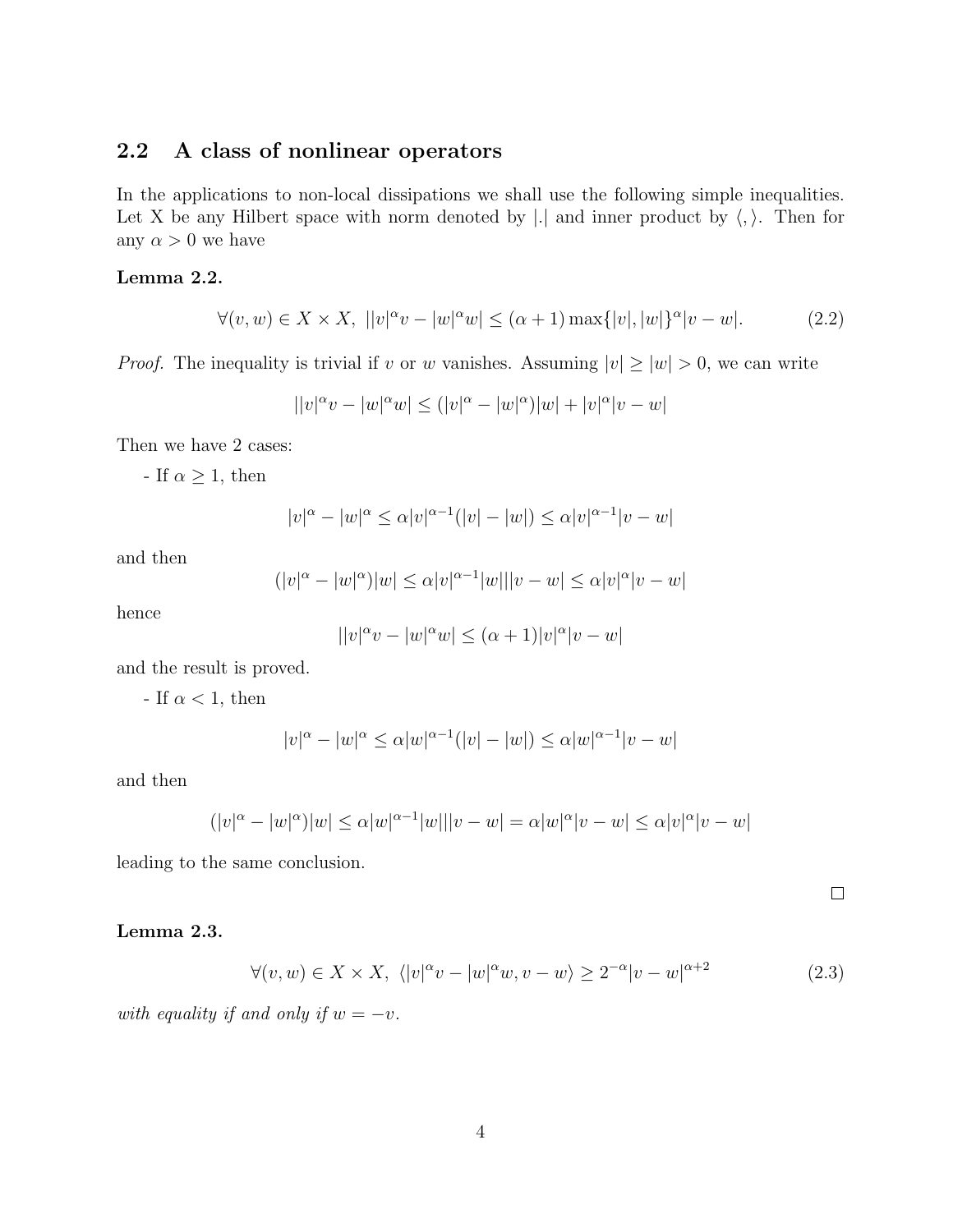## 2.2 A class of nonlinear operators

In the applications to non-local dissipations we shall use the following simple inequalities. Let X be any Hilbert space with norm denoted by $|.|$ and inner product by $\langle , \rangle$. Then for any $\alpha > 0$ we have

**Lemma 2.2.**

$$\forall (v, w) \in X \times X,\ \ ||v|^\alpha v - |w|^\alpha w| \leq (\alpha + 1) \max\{|v|, |w|\}^\alpha |v - w|. \tag{2.2}$$

*Proof.* The inequality is trivial if $v$ or $w$ vanishes. Assuming $|v| \geq |w| > 0$, we can write

$$||v|^\alpha v - |w|^\alpha w| \leq (|v|^\alpha - |w|^\alpha)|w| + |v|^\alpha |v - w|$$

Then we have 2 cases:

- If $\alpha \geq 1$, then

$$|v|^\alpha - |w|^\alpha \leq \alpha |v|^{\alpha-1}(|v| - |w|) \leq \alpha |v|^{\alpha-1}|v - w|$$

and then

$$(|v|^\alpha - |w|^\alpha)|w| \leq \alpha |v|^{\alpha-1}|w|||v - w| \leq \alpha |v|^\alpha |v - w|$$

hence

$$||v|^\alpha v - |w|^\alpha w| \leq (\alpha + 1)|v|^\alpha |v - w|$$

and the result is proved.

- If $\alpha < 1$, then

$$|v|^\alpha - |w|^\alpha \leq \alpha |w|^{\alpha-1}(|v| - |w|) \leq \alpha |w|^{\alpha-1}|v - w|$$

and then

$$(|v|^\alpha - |w|^\alpha)|w| \leq \alpha |w|^{\alpha-1}|w|||v - w| = \alpha |w|^\alpha |v - w| \leq \alpha |v|^\alpha |v - w|$$

leading to the same conclusion.

$\square$

**Lemma 2.3.**

$$\forall (v, w) \in X \times X,\ \ \langle |v|^\alpha v - |w|^\alpha w, v - w\rangle \geq 2^{-\alpha}|v - w|^{\alpha+2} \tag{2.3}$$

*with equality if and only if $w = -v$.*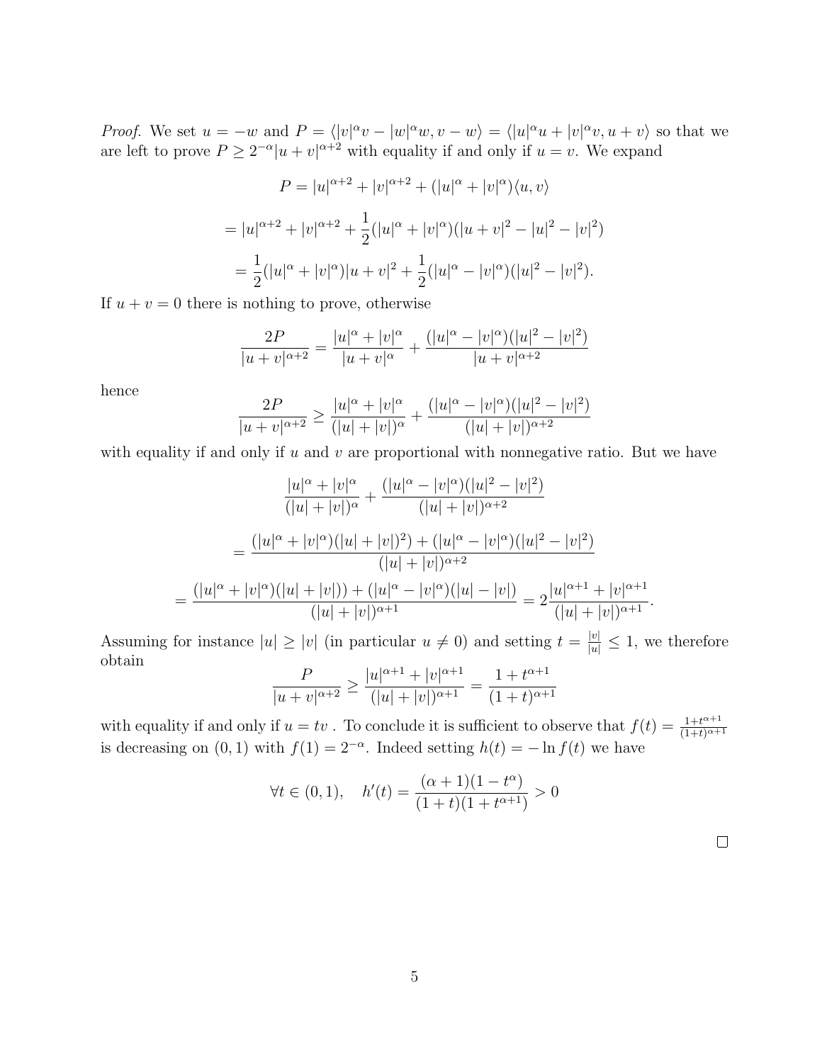*Proof.* We set $u = -w$ and $P = \langle |v|^\alpha v - |w|^\alpha w, v - w\rangle = \langle |u|^\alpha u + |v|^\alpha v, u + v\rangle$ so that we are left to prove $P \geq 2^{-\alpha}|u+v|^{\alpha+2}$ with equality if and only if $u = v$. We expand

$$P = |u|^{\alpha+2} + |v|^{\alpha+2} + (|u|^\alpha + |v|^\alpha)\langle u, v\rangle$$

$$= |u|^{\alpha+2} + |v|^{\alpha+2} + \frac{1}{2}(|u|^\alpha + |v|^\alpha)(|u+v|^2 - |u|^2 - |v|^2)$$

$$= \frac{1}{2}(|u|^\alpha + |v|^\alpha)|u+v|^2 + \frac{1}{2}(|u|^\alpha - |v|^\alpha)(|u|^2 - |v|^2).$$

If $u + v = 0$ there is nothing to prove, otherwise

$$\frac{2P}{|u+v|^{\alpha+2}} = \frac{|u|^\alpha + |v|^\alpha}{|u+v|^\alpha} + \frac{(|u|^\alpha - |v|^\alpha)(|u|^2 - |v|^2)}{|u+v|^{\alpha+2}}$$

hence

$$\frac{2P}{|u+v|^{\alpha+2}} \geq \frac{|u|^\alpha + |v|^\alpha}{(|u|+|v|)^\alpha} + \frac{(|u|^\alpha - |v|^\alpha)(|u|^2 - |v|^2)}{(|u|+|v|)^{\alpha+2}}$$

with equality if and only if $u$ and $v$ are proportional with nonnegative ratio. But we have

$$\frac{|u|^\alpha + |v|^\alpha}{(|u|+|v|)^\alpha} + \frac{(|u|^\alpha - |v|^\alpha)(|u|^2 - |v|^2)}{(|u|+|v|)^{\alpha+2}}$$

$$= \frac{(|u|^\alpha + |v|^\alpha)(|u|+|v|)^2) + (|u|^\alpha - |v|^\alpha)(|u|^2 - |v|^2)}{(|u|+|v|)^{\alpha+2}}$$

$$= \frac{(|u|^\alpha + |v|^\alpha)(|u|+|v|)) + (|u|^\alpha - |v|^\alpha)(|u| - |v|)}{(|u|+|v|)^{\alpha+1}} = 2\frac{|u|^{\alpha+1} + |v|^{\alpha+1}}{(|u|+|v|)^{\alpha+1}}.$$

Assuming for instance $|u| \geq |v|$ (in particular $u \neq 0$) and setting $t = \frac{|v|}{|u|} \leq 1$, we therefore obtain

$$\frac{P}{|u+v|^{\alpha+2}} \geq \frac{|u|^{\alpha+1} + |v|^{\alpha+1}}{(|u|+|v|)^{\alpha+1}} = \frac{1+t^{\alpha+1}}{(1+t)^{\alpha+1}}$$

with equality if and only if $u = tv$ . To conclude it is sufficient to observe that $f(t) = \frac{1+t^{\alpha+1}}{(1+t)^{\alpha+1}}$ is decreasing on $(0,1)$ with $f(1) = 2^{-\alpha}$. Indeed setting $h(t) = -\ln f(t)$ we have

$$\forall t \in (0,1), \quad h'(t) = \frac{(\alpha+1)(1-t^\alpha)}{(1+t)(1+t^{\alpha+1})} > 0$$

□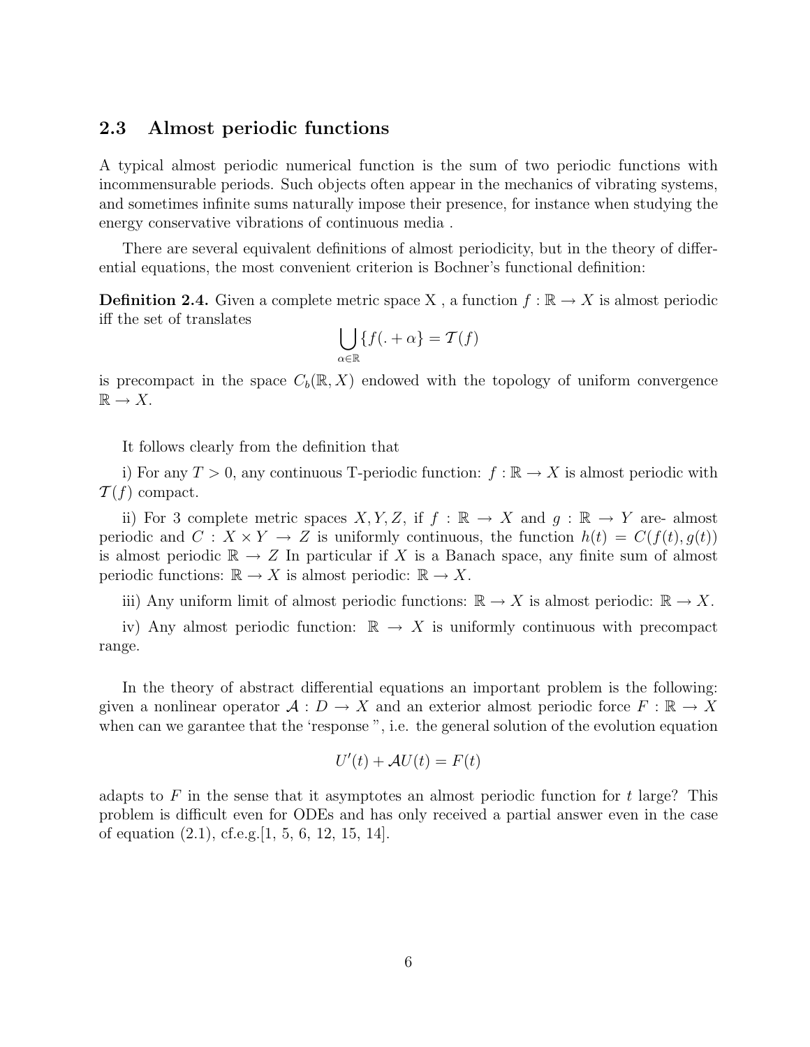## 2.3 Almost periodic functions

A typical almost periodic numerical function is the sum of two periodic functions with incommensurable periods. Such objects often appear in the mechanics of vibrating systems, and sometimes infinite sums naturally impose their presence, for instance when studying the energy conservative vibrations of continuous media .

There are several equivalent definitions of almost periodicity, but in the theory of differential equations, the most convenient criterion is Bochner's functional definition:

**Definition 2.4.** Given a complete metric space X , a function $f : \mathbb{R} \to X$ is almost periodic iff the set of translates

$$\bigcup_{\alpha \in \mathbb{R}} \{f(. + \alpha\} = \mathcal{T}(f)$$

is precompact in the space $C_b(\mathbb{R}, X)$ endowed with the topology of uniform convergence $\mathbb{R} \to X$.

It follows clearly from the definition that

i) For any $T > 0$, any continuous T-periodic function: $f : \mathbb{R} \to X$ is almost periodic with $\mathcal{T}(f)$ compact.

ii) For 3 complete metric spaces $X, Y, Z$, if $f : \mathbb{R} \to X$ and $g : \mathbb{R} \to Y$ are- almost periodic and $C : X \times Y \to Z$ is uniformly continuous, the function $h(t) = C(f(t), g(t))$ is almost periodic $\mathbb{R} \to Z$ In particular if $X$ is a Banach space, any finite sum of almost periodic functions: $\mathbb{R} \to X$ is almost periodic: $\mathbb{R} \to X$.

iii) Any uniform limit of almost periodic functions: $\mathbb{R} \to X$ is almost periodic: $\mathbb{R} \to X$.

iv) Any almost periodic function: $\mathbb{R} \to X$ is uniformly continuous with precompact range.

In the theory of abstract differential equations an important problem is the following: given a nonlinear operator $\mathcal{A} : D \to X$ and an exterior almost periodic force $F : \mathbb{R} \to X$ when can we garantee that the 'response ", i.e. the general solution of the evolution equation

$$U'(t) + \mathcal{A}U(t) = F(t)$$

adapts to $F$ in the sense that it asymptotes an almost periodic function for $t$ large? This problem is difficult even for ODEs and has only received a partial answer even in the case of equation (2.1), cf.e.g.[1, 5, 6, 12, 15, 14].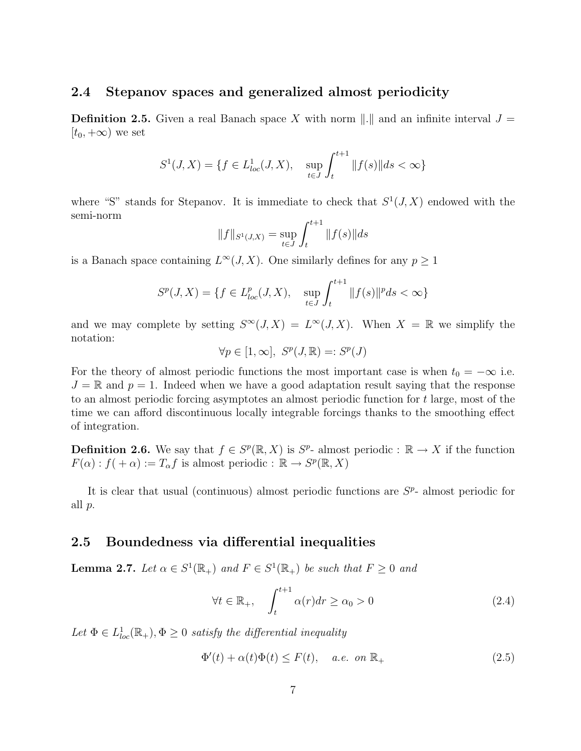### 2.4 Stepanov spaces and generalized almost periodicity

**Definition 2.5.** Given a real Banach space $X$ with norm $\|.\|$ and an infinite interval $J = [t_0, +\infty)$ we set

$$S^1(J,X) = \{f \in L^1_{loc}(J,X), \quad \sup_{t \in J} \int_t^{t+1} \|f(s)\| ds < \infty\}$$

where "S" stands for Stepanov. It is immediate to check that $S^1(J,X)$ endowed with the semi-norm

$$\|f\|_{S^1(J,X)} = \sup_{t \in J} \int_t^{t+1} \|f(s)\| ds$$

is a Banach space containing $L^\infty(J,X)$. One similarly defines for any $p \geq 1$

$$S^p(J,X) = \{f \in L^p_{loc}(J,X), \quad \sup_{t \in J} \int_t^{t+1} \|f(s)\|^p ds < \infty\}$$

and we may complete by setting $S^\infty(J,X) = L^\infty(J,X)$. When $X = \mathbb{R}$ we simplify the notation:

$$\forall p \in [1,\infty], \ S^p(J,\mathbb{R}) =: S^p(J)$$

For the theory of almost periodic functions the most important case is when $t_0 = -\infty$ i.e. $J = \mathbb{R}$ and $p = 1$. Indeed when we have a good adaptation result saying that the response to an almost periodic forcing asymptotes an almost periodic function for $t$ large, most of the time we can afford discontinuous locally integrable forcings thanks to the smoothing effect of integration.

**Definition 2.6.** We say that $f \in S^p(\mathbb{R},X)$ is $S^p$- almost periodic : $\mathbb{R} \to X$ if the function $F(\alpha) : f(\ + \alpha) := T_\alpha f$ is almost periodic : $\mathbb{R} \to S^p(\mathbb{R},X)$

It is clear that usual (continuous) almost periodic functions are $S^p$- almost periodic for all $p$.

### 2.5 Boundedness via differential inequalities

**Lemma 2.7.** *Let $\alpha \in S^1(\mathbb{R}_+)$ and $F \in S^1(\mathbb{R}_+)$ be such that $F \geq 0$ and*

$$\forall t \in \mathbb{R}_+, \quad \int_t^{t+1} \alpha(r) dr \geq \alpha_0 > 0 \tag{2.4}$$

*Let $\Phi \in L^1_{loc}(\mathbb{R}_+), \Phi \geq 0$ satisfy the differential inequality*

$$\Phi'(t) + \alpha(t)\Phi(t) \leq F(t), \quad a.e. \ on \ \mathbb{R}_+ \tag{2.5}$$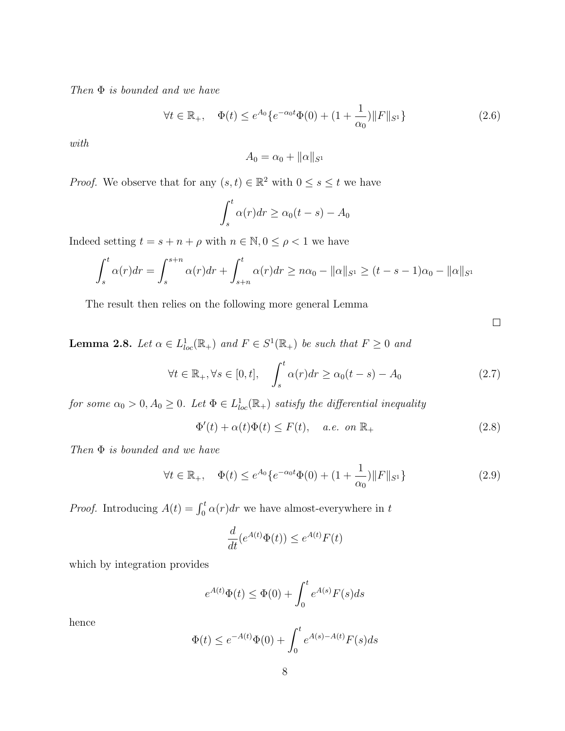*Then $\Phi$ is bounded and we have*

$$\forall t \in \mathbb{R}_+, \quad \Phi(t) \leq e^{A_0}\{e^{-\alpha_0 t}\Phi(0) + (1 + \frac{1}{\alpha_0})\|F\|_{S^1}\} \tag{2.6}$$

*with*

$$A_0 = \alpha_0 + \|\alpha\|_{S^1}$$

*Proof.* We observe that for any $(s,t) \in \mathbb{R}^2$ with $0 \leq s \leq t$ we have

$$\int_s^t \alpha(r)dr \geq \alpha_0(t-s) - A_0$$

Indeed setting $t = s + n + \rho$ with $n \in \mathbb{N}, 0 \leq \rho < 1$ we have

$$\int_s^t \alpha(r)dr = \int_s^{s+n} \alpha(r)dr + \int_{s+n}^t \alpha(r)dr \geq n\alpha_0 - \|\alpha\|_{S^1} \geq (t-s-1)\alpha_0 - \|\alpha\|_{S^1}$$

The result then relies on the following more general Lemma

□

**Lemma 2.8.** *Let $\alpha \in L^1_{loc}(\mathbb{R}_+)$ and $F \in S^1(\mathbb{R}_+)$ be such that $F \geq 0$ and*

$$\forall t \in \mathbb{R}_+, \forall s \in [0,t], \quad \int_s^t \alpha(r)dr \geq \alpha_0(t-s) - A_0 \tag{2.7}$$

*for some $\alpha_0 > 0, A_0 \geq 0$. Let $\Phi \in L^1_{loc}(\mathbb{R}_+)$ satisfy the differential inequality*

$$\Phi'(t) + \alpha(t)\Phi(t) \leq F(t), \quad a.e. \text{ on } \mathbb{R}_+ \tag{2.8}$$

*Then $\Phi$ is bounded and we have*

$$\forall t \in \mathbb{R}_+, \quad \Phi(t) \leq e^{A_0}\{e^{-\alpha_0 t}\Phi(0) + (1 + \frac{1}{\alpha_0})\|F\|_{S^1}\} \tag{2.9}$$

*Proof.* Introducing $A(t) = \int_0^t \alpha(r)dr$ we have almost-everywhere in $t$

$$\frac{d}{dt}(e^{A(t)}\Phi(t)) \leq e^{A(t)}F(t)$$

which by integration provides

$$e^{A(t)}\Phi(t) \leq \Phi(0) + \int_0^t e^{A(s)}F(s)ds$$

hence

$$\Phi(t) \leq e^{-A(t)}\Phi(0) + \int_0^t e^{A(s)-A(t)}F(s)ds$$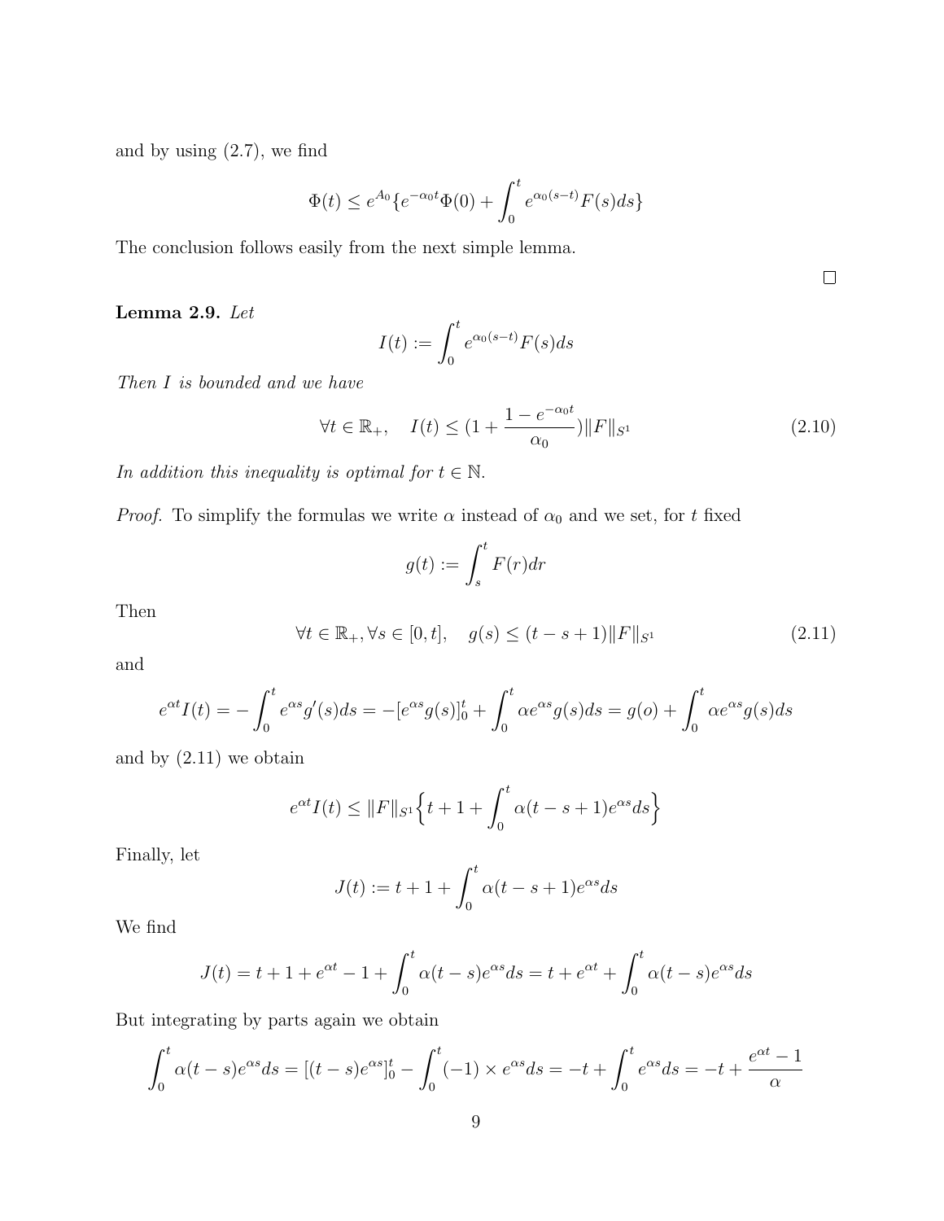and by using (2.7), we find

$$\Phi(t) \leq e^{A_0}\{e^{-\alpha_0 t}\Phi(0) + \int_0^t e^{\alpha_0(s-t)}F(s)ds\}$$

The conclusion follows easily from the next simple lemma.

□

**Lemma 2.9.** *Let*

$$I(t) := \int_0^t e^{\alpha_0(s-t)}F(s)ds$$

*Then $I$ is bounded and we have*

$$\forall t \in \mathbb{R}_+, \quad I(t) \leq (1 + \frac{1-e^{-\alpha_0 t}}{\alpha_0})\|F\|_{S^1} \tag{2.10}$$

*In addition this inequality is optimal for $t \in \mathbb{N}$.*

*Proof.* To simplify the formulas we write $\alpha$ instead of $\alpha_0$ and we set, for $t$ fixed

$$g(t) := \int_s^t F(r)dr$$

Then

$$\forall t \in \mathbb{R}_+, \forall s \in [0,t], \quad g(s) \leq (t-s+1)\|F\|_{S^1} \tag{2.11}$$

and

$$e^{\alpha t}I(t) = -\int_0^t e^{\alpha s}g'(s)ds = -[e^{\alpha s}g(s)]_0^t + \int_0^t \alpha e^{\alpha s}g(s)ds = g(o) + \int_0^t \alpha e^{\alpha s}g(s)ds$$

and by (2.11) we obtain

$$e^{\alpha t}I(t) \leq \|F\|_{S^1}\Big\{t+1+\int_0^t \alpha(t-s+1)e^{\alpha s}ds\Big\}$$

Finally, let

$$J(t) := t+1+\int_0^t \alpha(t-s+1)e^{\alpha s}ds$$

We find

$$J(t) = t+1+e^{\alpha t}-1+\int_0^t \alpha(t-s)e^{\alpha s}ds = t+e^{\alpha t}+\int_0^t \alpha(t-s)e^{\alpha s}ds$$

But integrating by parts again we obtain

$$\int_0^t \alpha(t-s)e^{\alpha s}ds = [(t-s)e^{\alpha s}]_0^t - \int_0^t (-1)\times e^{\alpha s}ds = -t + \int_0^t e^{\alpha s}ds = -t + \frac{e^{\alpha t}-1}{\alpha}$$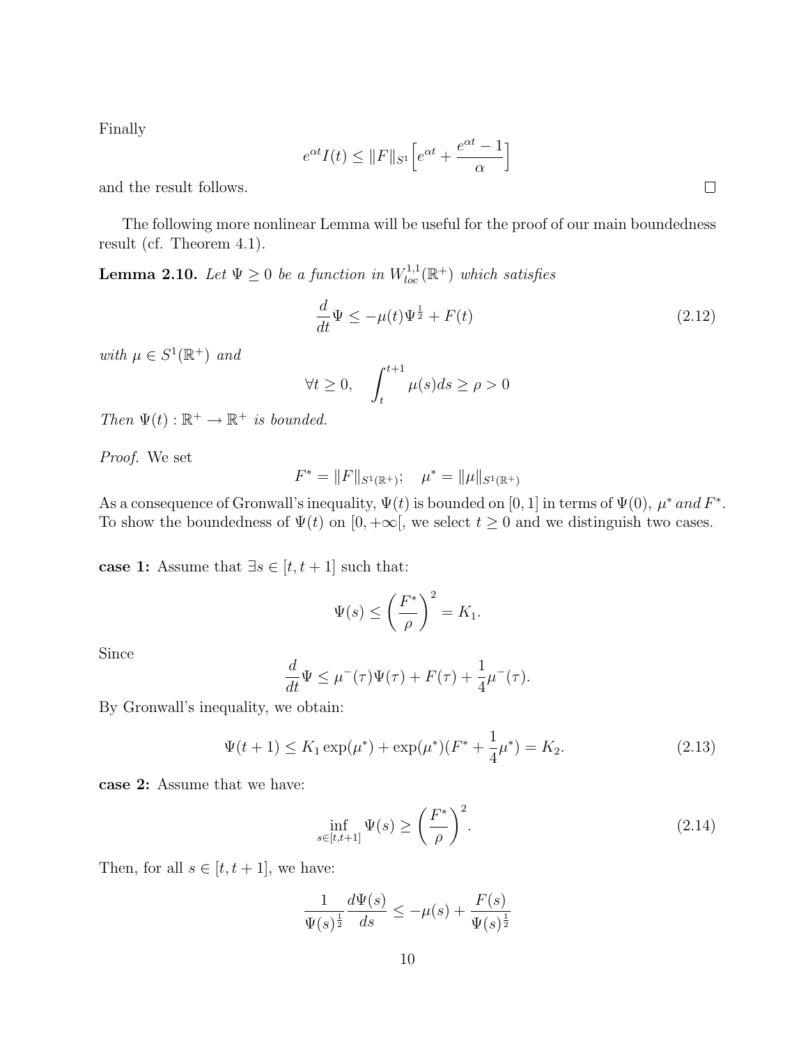Finally

$$e^{\alpha t} I(t) \leq \|F\|_{S^1} \Big[ e^{\alpha t} + \frac{e^{\alpha t} - 1}{\alpha} \Big]$$

and the result follows. $\square$

The following more nonlinear Lemma will be useful for the proof of our main boundedness result (cf. Theorem 4.1).

**Lemma 2.10.** *Let $\Psi \geq 0$ be a function in $W^{1,1}_{loc}(\mathbb{R}^+)$ which satisfies*

$$\frac{d}{dt} \Psi \leq -\mu(t) \Psi^{\frac{1}{2}} + F(t) \tag{2.12}$$

*with $\mu \in S^1(\mathbb{R}^+)$ and*

$$\forall t \geq 0, \quad \int_t^{t+1} \mu(s) ds \geq \rho > 0$$

*Then $\Psi(t) : \mathbb{R}^+ \to \mathbb{R}^+$ is bounded.*

*Proof.* We set

$$F^* = \|F\|_{S^1(\mathbb{R}^+)}; \quad \mu^* = \|\mu\|_{S^1(\mathbb{R}^+)}$$

As a consequence of Gronwall's inequality, $\Psi(t)$ is bounded on $[0, 1]$ in terms of $\Psi(0)$, $\mu^*$ *and* $F^*$. To show the boundedness of $\Psi(t)$ on $[0, +\infty[$, we select $t \geq 0$ and we distinguish two cases.

**case 1:** Assume that $\exists s \in [t, t+1]$ such that:

$$\Psi(s) \leq \left( \frac{F^*}{\rho} \right)^2 = K_1.$$

Since

$$\frac{d}{dt} \Psi \leq \mu^-(\tau) \Psi(\tau) + F(\tau) + \frac{1}{4} \mu^-(\tau).$$

By Gronwall's inequality, we obtain:

$$\Psi(t+1) \leq K_1 \exp(\mu^*) + \exp(\mu^*)(F^* + \frac{1}{4}\mu^*) = K_2. \tag{2.13}$$

**case 2:** Assume that we have:

$$\inf_{s \in [t, t+1]} \Psi(s) \geq \left( \frac{F^*}{\rho} \right)^2. \tag{2.14}$$

Then, for all $s \in [t, t+1]$, we have:

$$\frac{1}{\Psi(s)^{\frac{1}{2}}} \frac{d\Psi(s)}{ds} \leq -\mu(s) + \frac{F(s)}{\Psi(s)^{\frac{1}{2}}}$$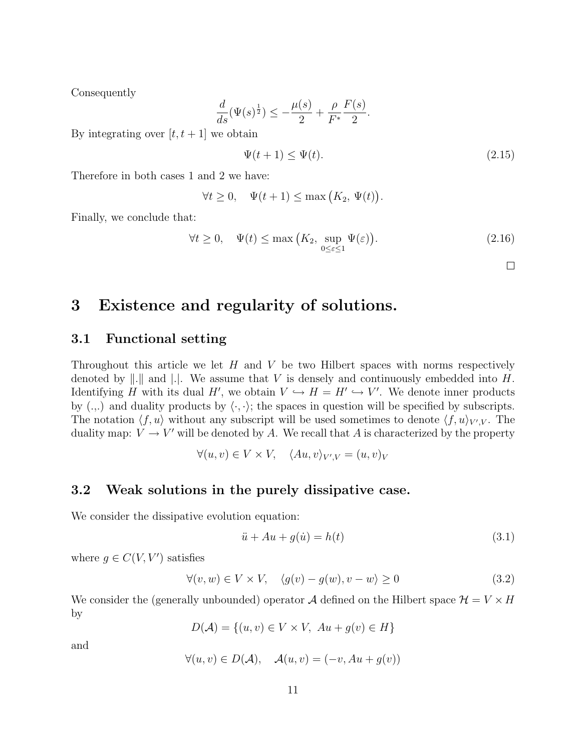Consequently

$$\frac{d}{ds}(\Psi(s)^{\frac{1}{2}}) \leq -\frac{\mu(s)}{2} + \frac{\rho}{F^*}\frac{F(s)}{2}.$$

By integrating over $[t, t+1]$ we obtain

$$\Psi(t+1) \leq \Psi(t). \tag{2.15}$$

Therefore in both cases 1 and 2 we have:

$$\forall t \geq 0, \quad \Psi(t+1) \leq \max\big(K_2,\ \Psi(t)\big).$$

Finally, we conclude that:

$$\forall t \geq 0, \quad \Psi(t) \leq \max\big(K_2,\ \sup_{0\leq\varepsilon\leq 1} \Psi(\varepsilon)\big). \tag{2.16}$$

□

# 3 Existence and regularity of solutions.

## 3.1 Functional setting

Throughout this article we let $H$ and $V$ be two Hilbert spaces with norms respectively denoted by $\|.\|$ and $|.|$. We assume that $V$ is densely and continuously embedded into $H$. Identifying $H$ with its dual $H'$, we obtain $V \hookrightarrow H = H' \hookrightarrow V'$. We denote inner products by $(.,.)$ and duality products by $\langle \cdot, \cdot \rangle$; the spaces in question will be specified by subscripts. The notation $\langle f, u \rangle$ without any subscript will be used sometimes to denote $\langle f, u \rangle_{V',V}$. The duality map: $V \to V'$ will be denoted by $A$. We recall that $A$ is characterized by the property

$$\forall (u,v) \in V \times V, \quad \langle Au, v \rangle_{V',V} = (u, v)_V$$

## 3.2 Weak solutions in the purely dissipative case.

We consider the dissipative evolution equation:

$$\ddot{u} + Au + g(\dot{u}) = h(t) \tag{3.1}$$

where $g \in C(V, V')$ satisfies

$$\forall (v,w) \in V \times V, \quad \langle g(v) - g(w), v - w \rangle \geq 0 \tag{3.2}$$

We consider the (generally unbounded) operator $\mathcal{A}$ defined on the Hilbert space $\mathcal{H} = V \times H$ by

$$D(\mathcal{A}) = \{(u,v) \in V \times V,\ Au + g(v) \in H\}$$

and

$$\forall (u,v) \in D(\mathcal{A}), \quad \mathcal{A}(u,v) = (-v, Au + g(v))$$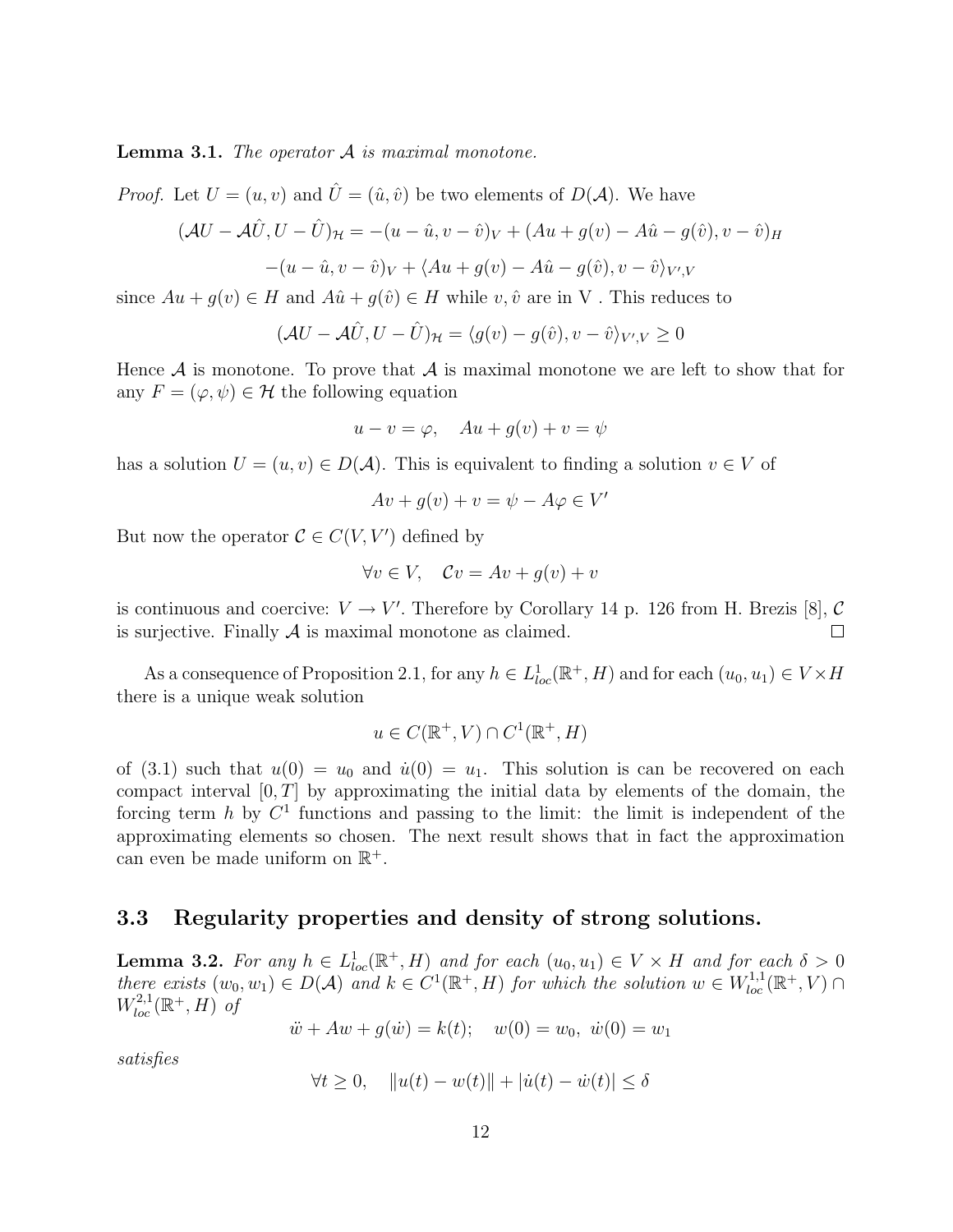**Lemma 3.1.** *The operator $\mathcal{A}$ is maximal monotone.*

*Proof.* Let $U = (u, v)$ and $\hat{U} = (\hat{u}, \hat{v})$ be two elements of $D(\mathcal{A})$. We have

$$(\mathcal{A}U - \mathcal{A}\hat{U}, U - \hat{U})_{\mathcal{H}} = -(u - \hat{u}, v - \hat{v})_V + (Au + g(v) - A\hat{u} - g(\hat{v}), v - \hat{v})_H$$

$$-(u - \hat{u}, v - \hat{v})_V + \langle Au + g(v) - A\hat{u} - g(\hat{v}), v - \hat{v}\rangle_{V',V}$$

since $Au + g(v) \in H$ and $A\hat{u} + g(\hat{v}) \in H$ while $v, \hat{v}$ are in V . This reduces to

$$(\mathcal{A}U - \mathcal{A}\hat{U}, U - \hat{U})_{\mathcal{H}} = \langle g(v) - g(\hat{v}), v - \hat{v}\rangle_{V',V} \geq 0$$

Hence $\mathcal{A}$ is monotone. To prove that $\mathcal{A}$ is maximal monotone we are left to show that for any $F = (\varphi, \psi) \in \mathcal{H}$ the following equation

$$u - v = \varphi, \quad Au + g(v) + v = \psi$$

has a solution $U = (u, v) \in D(\mathcal{A})$. This is equivalent to finding a solution $v \in V$ of

$$Av + g(v) + v = \psi - A\varphi \in V'$$

But now the operator $\mathcal{C} \in C(V, V')$ defined by

$$\forall v \in V, \quad \mathcal{C}v = Av + g(v) + v$$

is continuous and coercive: $V \to V'$. Therefore by Corollary 14 p. 126 from H. Brezis [8], $\mathcal{C}$ is surjective. Finally $\mathcal{A}$ is maximal monotone as claimed. □

As a consequence of Proposition 2.1, for any $h \in L^1_{loc}(\mathbb{R}^+, H)$ and for each $(u_0, u_1) \in V \times H$ there is a unique weak solution

$$u \in C(\mathbb{R}^+, V) \cap C^1(\mathbb{R}^+, H)$$

of (3.1) such that $u(0) = u_0$ and $\dot{u}(0) = u_1$. This solution is can be recovered on each compact interval $[0, T]$ by approximating the initial data by elements of the domain, the forcing term $h$ by $C^1$ functions and passing to the limit: the limit is independent of the approximating elements so chosen. The next result shows that in fact the approximation can even be made uniform on $\mathbb{R}^+$.

## 3.3 Regularity properties and density of strong solutions.

**Lemma 3.2.** *For any $h \in L^1_{loc}(\mathbb{R}^+, H)$ and for each $(u_0, u_1) \in V \times H$ and for each $\delta > 0$ there exists $(w_0, w_1) \in D(\mathcal{A})$ and $k \in C^1(\mathbb{R}^+, H)$ for which the solution $w \in W^{1,1}_{loc}(\mathbb{R}^+, V) \cap W^{2,1}_{loc}(\mathbb{R}^+, H)$ of*

$$\ddot{w} + Aw + g(\dot{w}) = k(t); \quad w(0) = w_0, \ \dot{w}(0) = w_1$$

*satisfies*

$$\forall t \geq 0, \quad \|u(t) - w(t)\| + |\dot{u}(t) - \dot{w}(t)| \leq \delta$$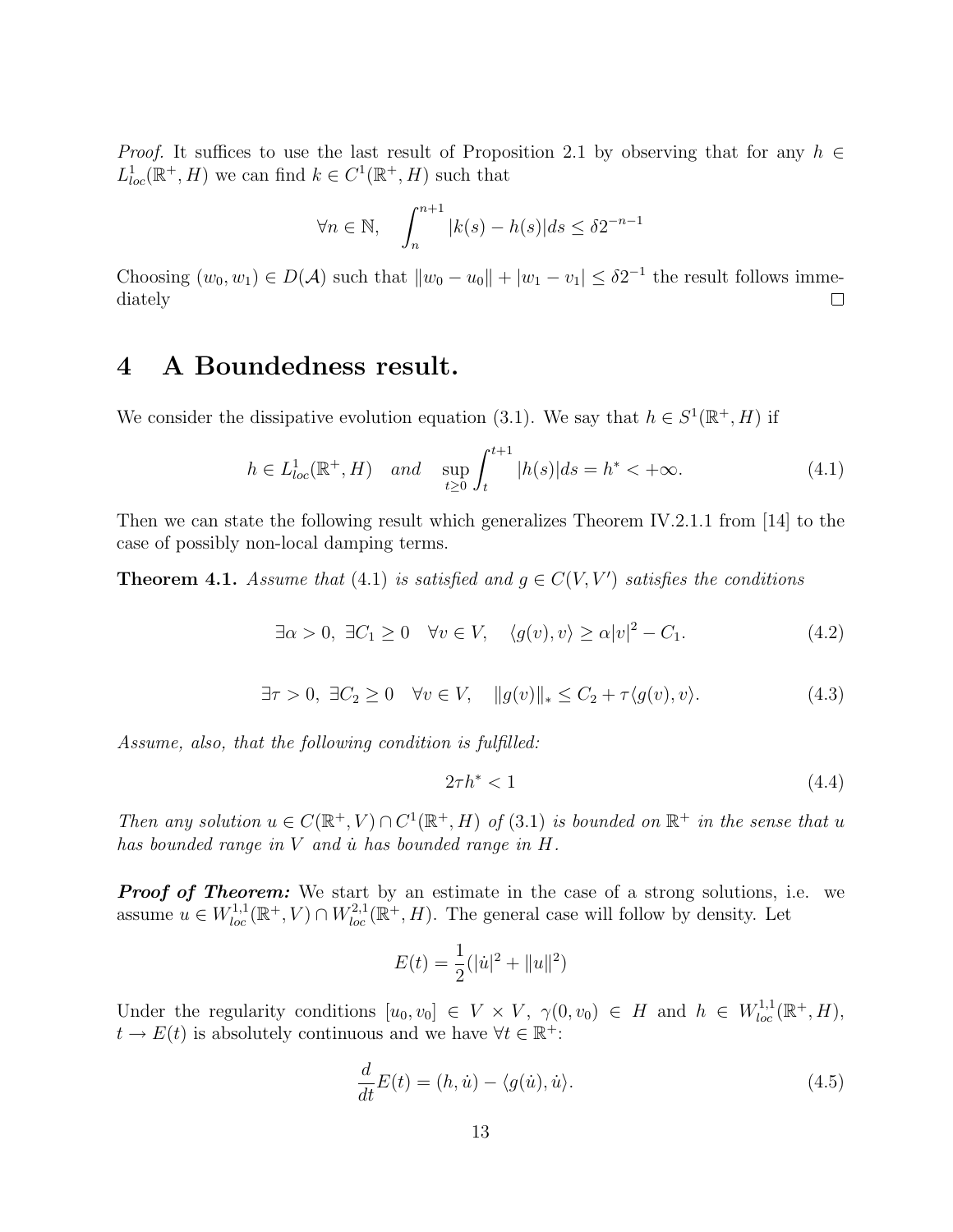*Proof.* It suffices to use the last result of Proposition 2.1 by observing that for any $h \in L^1_{loc}(\mathbb{R}^+, H)$ we can find $k \in C^1(\mathbb{R}^+, H)$ such that

$$\forall n \in \mathbb{N}, \quad \int_n^{n+1} |k(s) - h(s)| ds \leq \delta 2^{-n-1}$$

Choosing $(w_0, w_1) \in D(\mathcal{A})$ such that $\|w_0 - u_0\| + |w_1 - v_1| \leq \delta 2^{-1}$ the result follows immediately $\square$

# 4 A Boundedness result.

We consider the dissipative evolution equation (3.1). We say that $h \in S^1(\mathbb{R}^+, H)$ if

$$h \in L^1_{loc}(\mathbb{R}^+, H) \quad and \quad \sup_{t \geq 0} \int_t^{t+1} |h(s)| ds = h^* < +\infty. \tag{4.1}$$

Then we can state the following result which generalizes Theorem IV.2.1.1 from [14] to the case of possibly non-local damping terms.

**Theorem 4.1.** *Assume that* (4.1) *is satisfied and* $g \in C(V, V')$ *satisfies the conditions*

$$\exists \alpha > 0, \ \exists C_1 \geq 0 \quad \forall v \in V, \quad \langle g(v), v \rangle \geq \alpha |v|^2 - C_1. \tag{4.2}$$

$$\exists \tau > 0, \ \exists C_2 \geq 0 \quad \forall v \in V, \quad \|g(v)\|_* \leq C_2 + \tau \langle g(v), v \rangle. \tag{4.3}$$

*Assume, also, that the following condition is fulfilled:*

$$2\tau h^* < 1 \tag{4.4}$$

*Then any solution* $u \in C(\mathbb{R}^+, V) \cap C^1(\mathbb{R}^+, H)$ *of* (3.1) *is bounded on* $\mathbb{R}^+$ *in the sense that* $u$ *has bounded range in* $V$ *and* $\dot{u}$ *has bounded range in* $H$.

***Proof of Theorem:*** We start by an estimate in the case of a strong solutions, i.e. we assume $u \in W^{1,1}_{loc}(\mathbb{R}^+, V) \cap W^{2,1}_{loc}(\mathbb{R}^+, H)$. The general case will follow by density. Let

$$E(t) = \frac{1}{2}(|\dot{u}|^2 + \|u\|^2)$$

Under the regularity conditions $[u_0, v_0] \in V \times V$, $\gamma(0, v_0) \in H$ and $h \in W^{1,1}_{loc}(\mathbb{R}^+, H)$, $t \to E(t)$ is absolutely continuous and we have $\forall t \in \mathbb{R}^+$:

$$\frac{d}{dt} E(t) = (h, \dot{u}) - \langle g(\dot{u}), \dot{u} \rangle. \tag{4.5}$$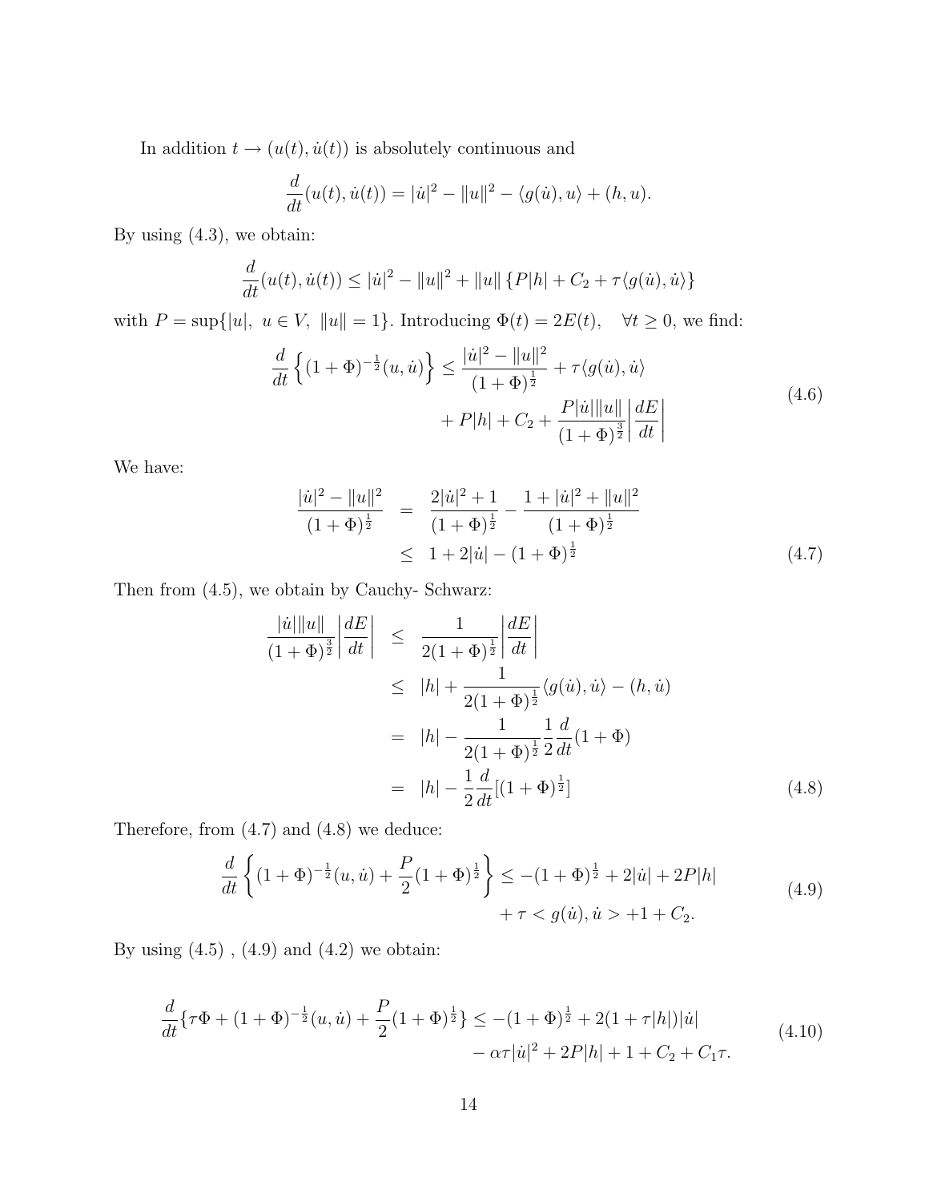In addition $t \to (u(t), \dot{u}(t))$ is absolutely continuous and

$$\frac{d}{dt}(u(t), \dot{u}(t)) = |\dot{u}|^2 - \|u\|^2 - \langle g(\dot{u}), u\rangle + (h, u).$$

By using (4.3), we obtain:

$$\frac{d}{dt}(u(t), \dot{u}(t)) \leq |\dot{u}|^2 - \|u\|^2 + \|u\| \left\{P|h| + C_2 + \tau\langle g(\dot{u}), \dot{u}\rangle\right\}$$

with $P = \sup\{|u|,\ u \in V,\ \|u\| = 1\}$. Introducing $\Phi(t) = 2E(t), \quad \forall t \geq 0$, we find:

$$\frac{d}{dt}\left\{(1+\Phi)^{-\frac{1}{2}}(u, \dot{u})\right\} \leq \frac{|\dot{u}|^2 - \|u\|^2}{(1+\Phi)^{\frac{1}{2}}} + \tau\langle g(\dot{u}), \dot{u}\rangle + P|h| + C_2 + \frac{P|\dot{u}|\|u\|}{(1+\Phi)^{\frac{3}{2}}}\left|\frac{dE}{dt}\right| \tag{4.6}$$

We have:

$$\begin{aligned} \frac{|\dot{u}|^2 - \|u\|^2}{(1+\Phi)^{\frac{1}{2}}} &= \frac{2|\dot{u}|^2 + 1}{(1+\Phi)^{\frac{1}{2}}} - \frac{1 + |\dot{u}|^2 + \|u\|^2}{(1+\Phi)^{\frac{1}{2}}} \\ &\leq 1 + 2|\dot{u}| - (1+\Phi)^{\frac{1}{2}} \end{aligned} \tag{4.7}$$

Then from (4.5), we obtain by Cauchy- Schwarz:

$$\begin{aligned} \frac{|\dot{u}|\|u\|}{(1+\Phi)^{\frac{3}{2}}}\left|\frac{dE}{dt}\right| &\leq \frac{1}{2(1+\Phi)^{\frac{1}{2}}}\left|\frac{dE}{dt}\right| \\ &\leq |h| + \frac{1}{2(1+\Phi)^{\frac{1}{2}}}\langle g(\dot{u}), \dot{u}\rangle - (h, \dot{u}) \\ &= |h| - \frac{1}{2(1+\Phi)^{\frac{1}{2}}}\frac{1}{2}\frac{d}{dt}(1+\Phi) \\ &= |h| - \frac{1}{2}\frac{d}{dt}[(1+\Phi)^{\frac{1}{2}}] \end{aligned} \tag{4.8}$$

Therefore, from (4.7) and (4.8) we deduce:

$$\frac{d}{dt}\left\{(1+\Phi)^{-\frac{1}{2}}(u, \dot{u}) + \frac{P}{2}(1+\Phi)^{\frac{1}{2}}\right\} \leq -(1+\Phi)^{\frac{1}{2}} + 2|\dot{u}| + 2P|h| + \tau < g(\dot{u}), \dot{u} > +1 + C_2. \tag{4.9}$$

By using (4.5) , (4.9) and (4.2) we obtain:

$$\frac{d}{dt}\{\tau\Phi + (1+\Phi)^{-\frac{1}{2}}(u, \dot{u}) + \frac{P}{2}(1+\Phi)^{\frac{1}{2}}\} \leq -(1+\Phi)^{\frac{1}{2}} + 2(1+\tau|h|)|\dot{u}| - \alpha\tau|\dot{u}|^2 + 2P|h| + 1 + C_2 + C_1\tau. \tag{4.10}$$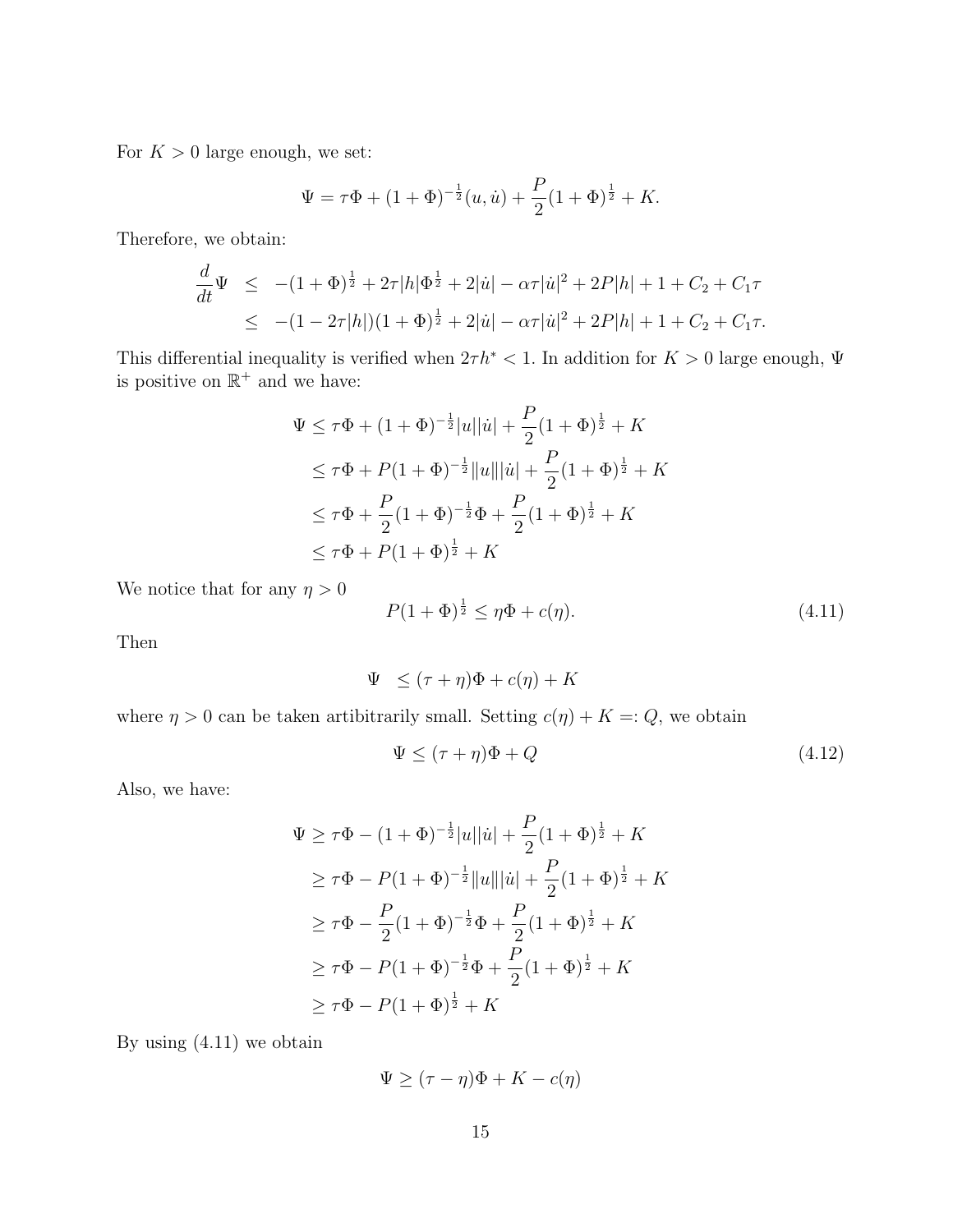For $K > 0$ large enough, we set:

$$\Psi = \tau \Phi + (1+\Phi)^{-\frac{1}{2}}(u, \dot{u}) + \frac{P}{2}(1+\Phi)^{\frac{1}{2}} + K.$$

Therefore, we obtain:

$$\begin{aligned}
\frac{d}{dt}\Psi &\leq -(1+\Phi)^{\frac{1}{2}} + 2\tau|h|\Phi^{\frac{1}{2}} + 2|\dot{u}| - \alpha\tau|\dot{u}|^2 + 2P|h| + 1 + C_2 + C_1\tau \\
&\leq -(1-2\tau|h|)(1+\Phi)^{\frac{1}{2}} + 2|\dot{u}| - \alpha\tau|\dot{u}|^2 + 2P|h| + 1 + C_2 + C_1\tau.
\end{aligned}$$

This differential inequality is verified when $2\tau h^* < 1$. In addition for $K > 0$ large enough, $\Psi$ is positive on $\mathbb{R}^+$ and we have:

$$\begin{aligned}
\Psi &\leq \tau\Phi + (1+\Phi)^{-\frac{1}{2}}|u||\dot{u}| + \frac{P}{2}(1+\Phi)^{\frac{1}{2}} + K \\
&\leq \tau\Phi + P(1+\Phi)^{-\frac{1}{2}}\|u\||\dot{u}| + \frac{P}{2}(1+\Phi)^{\frac{1}{2}} + K \\
&\leq \tau\Phi + \frac{P}{2}(1+\Phi)^{-\frac{1}{2}}\Phi + \frac{P}{2}(1+\Phi)^{\frac{1}{2}} + K \\
&\leq \tau\Phi + P(1+\Phi)^{\frac{1}{2}} + K
\end{aligned}$$

We notice that for any $\eta > 0$

$$P(1+\Phi)^{\frac{1}{2}} \leq \eta\Phi + c(\eta). \tag{4.11}$$

Then

$$\Psi \leq (\tau+\eta)\Phi + c(\eta) + K$$

where $\eta > 0$ can be taken artibitrarily small. Setting $c(\eta) + K =: Q$, we obtain

$$\Psi \leq (\tau+\eta)\Phi + Q \tag{4.12}$$

Also, we have:

$$\begin{aligned}
\Psi &\geq \tau\Phi - (1+\Phi)^{-\frac{1}{2}}|u||\dot{u}| + \frac{P}{2}(1+\Phi)^{\frac{1}{2}} + K \\
&\geq \tau\Phi - P(1+\Phi)^{-\frac{1}{2}}\|u\||\dot{u}| + \frac{P}{2}(1+\Phi)^{\frac{1}{2}} + K \\
&\geq \tau\Phi - \frac{P}{2}(1+\Phi)^{-\frac{1}{2}}\Phi + \frac{P}{2}(1+\Phi)^{\frac{1}{2}} + K \\
&\geq \tau\Phi - P(1+\Phi)^{-\frac{1}{2}}\Phi + \frac{P}{2}(1+\Phi)^{\frac{1}{2}} + K \\
&\geq \tau\Phi - P(1+\Phi)^{\frac{1}{2}} + K
\end{aligned}$$

By using (4.11) we obtain

$$\Psi \geq (\tau-\eta)\Phi + K - c(\eta)$$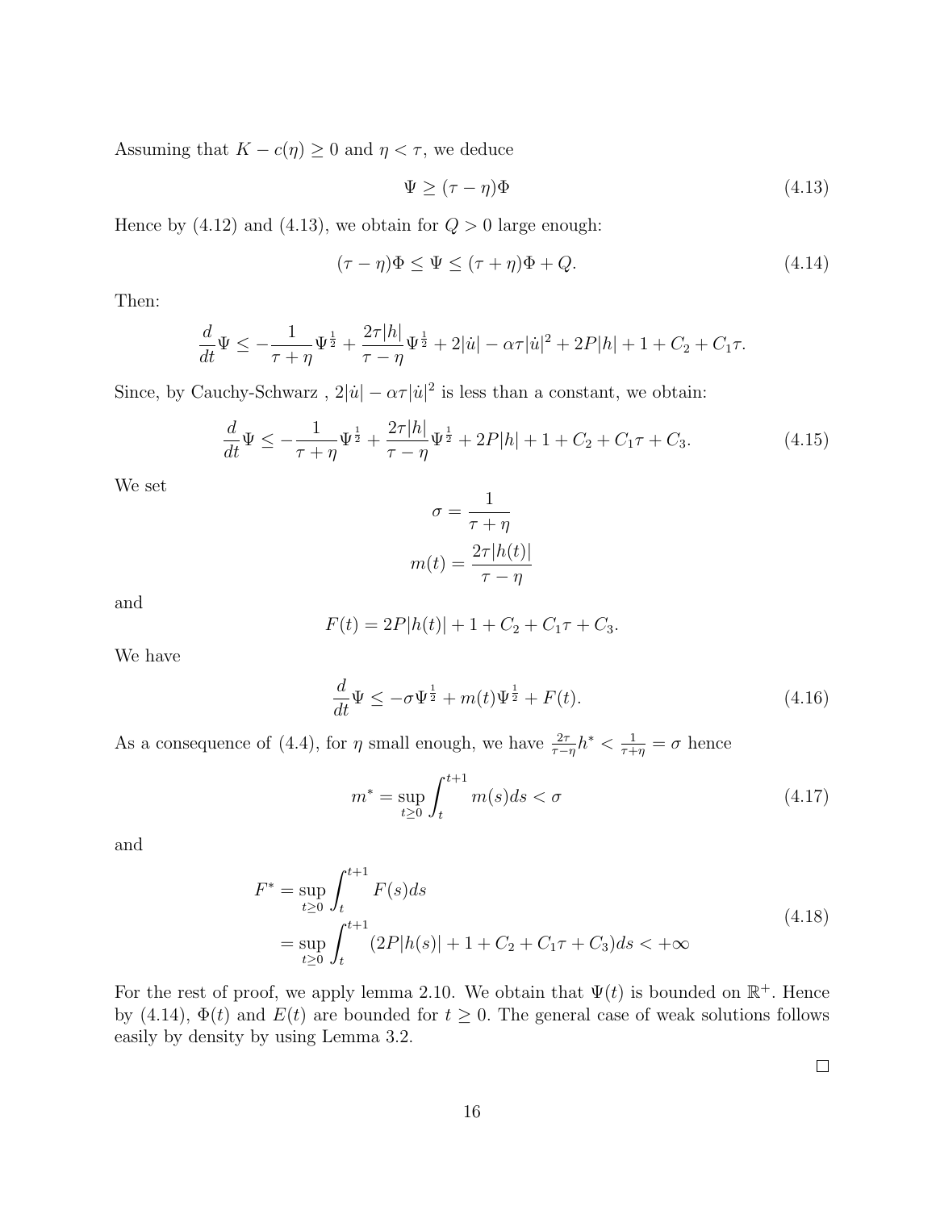Assuming that $K - c(\eta) \geq 0$ and $\eta < \tau$, we deduce

$$\Psi \geq (\tau - \eta)\Phi \tag{4.13}$$

Hence by (4.12) and (4.13), we obtain for $Q > 0$ large enough:

$$(\tau - \eta)\Phi \leq \Psi \leq (\tau + \eta)\Phi + Q. \tag{4.14}$$

Then:

$$\frac{d}{dt}\Psi \leq -\frac{1}{\tau + \eta}\Psi^{\frac{1}{2}} + \frac{2\tau|h|}{\tau - \eta}\Psi^{\frac{1}{2}} + 2|\dot{u}| - \alpha\tau|\dot{u}|^2 + 2P|h| + 1 + C_2 + C_1\tau.$$

Since, by Cauchy-Schwarz , $2|\dot{u}| - \alpha\tau|\dot{u}|^2$ is less than a constant, we obtain:

$$\frac{d}{dt}\Psi \leq -\frac{1}{\tau + \eta}\Psi^{\frac{1}{2}} + \frac{2\tau|h|}{\tau - \eta}\Psi^{\frac{1}{2}} + 2P|h| + 1 + C_2 + C_1\tau + C_3. \tag{4.15}$$

We set

$$\sigma = \frac{1}{\tau + \eta}$$

$$m(t) = \frac{2\tau|h(t)|}{\tau - \eta}$$

and

$$F(t) = 2P|h(t)| + 1 + C_2 + C_1\tau + C_3.$$

We have

$$\frac{d}{dt}\Psi \leq -\sigma\Psi^{\frac{1}{2}} + m(t)\Psi^{\frac{1}{2}} + F(t). \tag{4.16}$$

As a consequence of (4.4), for $\eta$ small enough, we have $\frac{2\tau}{\tau-\eta}h^* < \frac{1}{\tau+\eta} = \sigma$ hence

$$m^* = \sup_{t\geq 0}\int_t^{t+1} m(s)ds < \sigma \tag{4.17}$$

and

$$\begin{aligned} F^* &= \sup_{t\geq 0}\int_t^{t+1} F(s)ds \\ &= \sup_{t\geq 0}\int_t^{t+1} (2P|h(s)| + 1 + C_2 + C_1\tau + C_3)ds < +\infty \end{aligned} \tag{4.18}$$

For the rest of proof, we apply lemma 2.10. We obtain that $\Psi(t)$ is bounded on $\mathbb{R}^+$. Hence by (4.14), $\Phi(t)$ and $E(t)$ are bounded for $t \geq 0$. The general case of weak solutions follows easily by density by using Lemma 3.2.

□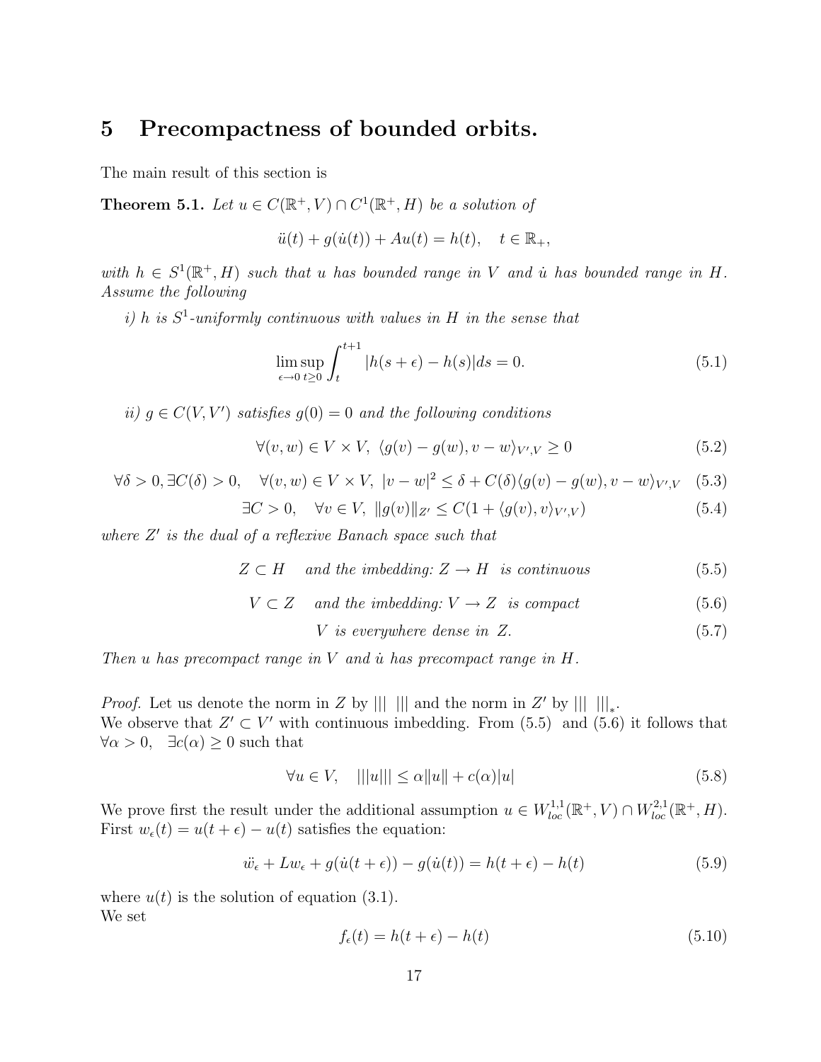# 5 Precompactness of bounded orbits.

The main result of this section is

**Theorem 5.1.** *Let $u \in C(\mathbb{R}^+, V) \cap C^1(\mathbb{R}^+, H)$ be a solution of*

$$\ddot{u}(t) + g(\dot{u}(t)) + Au(t) = h(t), \quad t \in \mathbb{R}_+,$$

*with $h \in S^1(\mathbb{R}^+, H)$ such that $u$ has bounded range in $V$ and $\dot{u}$ has bounded range in $H$. Assume the following*

*i) $h$ is $S^1$-uniformly continuous with values in $H$ in the sense that*

$$\limsup_{\epsilon \to 0} \sup_{t \geq 0} \int_t^{t+1} |h(s+\epsilon) - h(s)| ds = 0. \tag{5.1}$$

*ii) $g \in C(V, V')$ satisfies $g(0) = 0$ and the following conditions*

$$\forall (v, w) \in V \times V, \ \langle g(v) - g(w), v - w \rangle_{V',V} \geq 0 \tag{5.2}$$

$$\forall \delta > 0, \exists C(\delta) > 0, \quad \forall (v, w) \in V \times V, \ |v - w|^2 \leq \delta + C(\delta) \langle g(v) - g(w), v - w \rangle_{V',V} \tag{5.3}$$

$$\exists C > 0, \quad \forall v \in V, \ \|g(v)\|_{Z'} \leq C(1 + \langle g(v), v \rangle_{V',V}) \tag{5.4}$$

*where $Z'$ is the dual of a reflexive Banach space such that*

$$Z \subset H \quad \text{and the imbedding: } Z \to H \ \text{ is continuous} \tag{5.5}$$

$$V \subset Z \quad \text{and the imbedding: } V \to Z \ \text{ is compact} \tag{5.6}$$

$$V \text{ is everywhere dense in } Z. \tag{5.7}$$

*Then $u$ has precompact range in $V$ and $\dot{u}$ has precompact range in $H$.*

*Proof.* Let us denote the norm in $Z$ by $||| \ |||$ and the norm in $Z'$ by $||| \ |||_*$.
We observe that $Z' \subset V'$ with continuous imbedding. From (5.5) and (5.6) it follows that $\forall \alpha > 0, \ \ \exists c(\alpha) \geq 0$ such that

$$\forall u \in V, \quad |||u||| \leq \alpha \|u\| + c(\alpha)|u| \tag{5.8}$$

We prove first the result under the additional assumption $u \in W^{1,1}_{loc}(\mathbb{R}^+, V) \cap W^{2,1}_{loc}(\mathbb{R}^+, H)$. First $w_\epsilon(t) = u(t+\epsilon) - u(t)$ satisfies the equation:

$$\ddot{w}_\epsilon + Lw_\epsilon + g(\dot{u}(t+\epsilon)) - g(\dot{u}(t)) = h(t+\epsilon) - h(t) \tag{5.9}$$

where $u(t)$ is the solution of equation (3.1).
We set

$$f_\epsilon(t) = h(t+\epsilon) - h(t) \tag{5.10}$$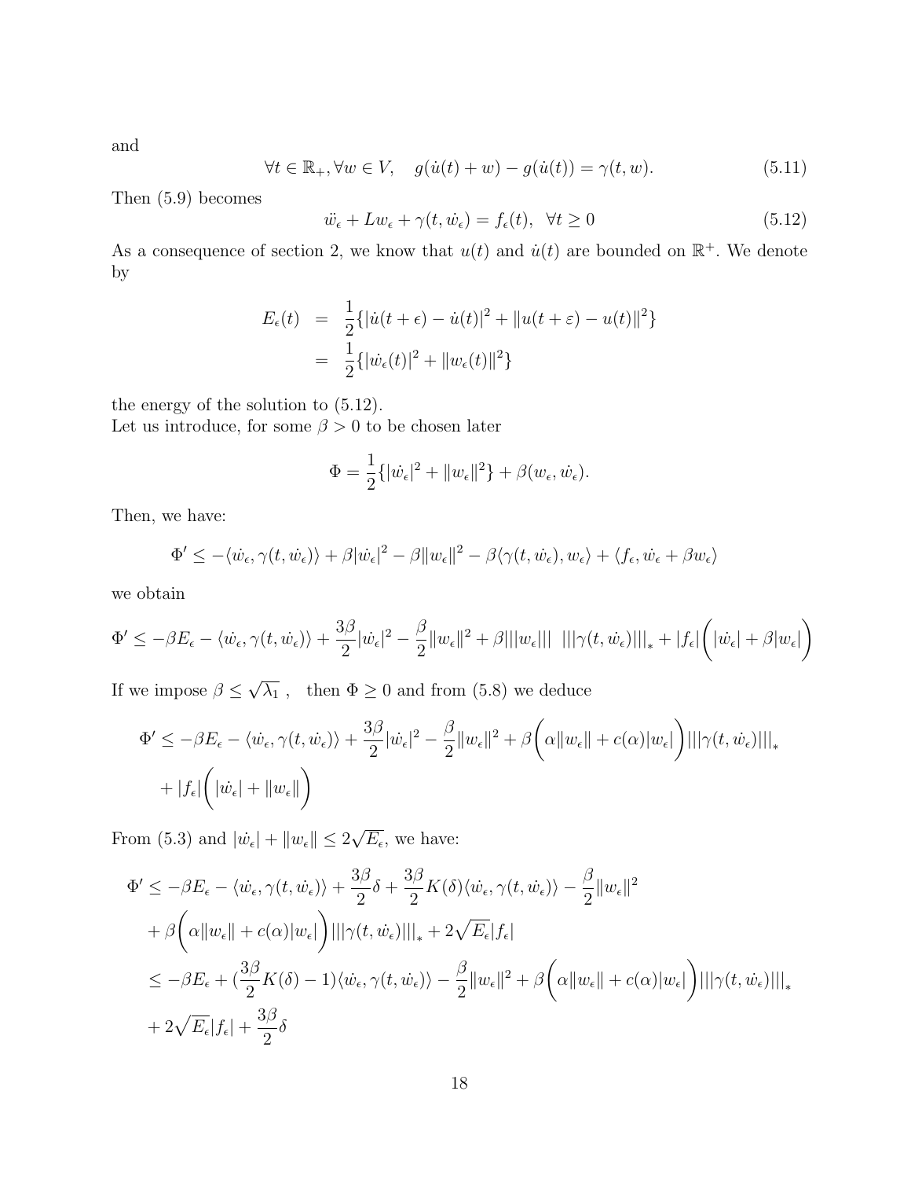and

$$\forall t \in \mathbb{R}_+, \forall w \in V, \quad g(\dot{u}(t) + w) - g(\dot{u}(t)) = \gamma(t, w). \tag{5.11}$$

Then (5.9) becomes

$$\ddot{w}_\epsilon + Lw_\epsilon + \gamma(t, \dot{w}_\epsilon) = f_\epsilon(t), \ \ \forall t \geq 0 \tag{5.12}$$

As a consequence of section 2, we know that $u(t)$ and $\dot{u}(t)$ are bounded on $\mathbb{R}^+$. We denote by

$$\begin{aligned} E_\epsilon(t) &= \frac{1}{2}\{|\dot{u}(t+\epsilon) - \dot{u}(t)|^2 + \|u(t+\varepsilon) - u(t)\|^2\} \\ &= \frac{1}{2}\{|\dot{w}_\epsilon(t)|^2 + \|w_\epsilon(t)\|^2\} \end{aligned}$$

the energy of the solution to (5.12).
Let us introduce, for some $\beta > 0$ to be chosen later

$$\Phi = \frac{1}{2}\{|\dot{w}_\epsilon|^2 + \|w_\epsilon\|^2\} + \beta(w_\epsilon, \dot{w}_\epsilon).$$

Then, we have:

$$\Phi' \leq -\langle \dot{w}_\epsilon, \gamma(t, \dot{w}_\epsilon)\rangle + \beta|\dot{w}_\epsilon|^2 - \beta\|w_\epsilon\|^2 - \beta\langle \gamma(t, \dot{w}_\epsilon), w_\epsilon\rangle + \langle f_\epsilon, \dot{w}_\epsilon + \beta w_\epsilon\rangle$$

we obtain

$$\Phi' \leq -\beta E_\epsilon - \langle \dot{w}_\epsilon, \gamma(t, \dot{w}_\epsilon)\rangle + \frac{3\beta}{2}|\dot{w}_\epsilon|^2 - \frac{\beta}{2}\|w_\epsilon\|^2 + \beta|||w_\epsilon||| \ \ |||\gamma(t, \dot{w}_\epsilon)|||_* + |f_\epsilon|\bigg(|\dot{w}_\epsilon| + \beta|w_\epsilon|\bigg)$$

If we impose $\beta \leq \sqrt{\lambda_1}$ , then $\Phi \geq 0$ and from (5.8) we deduce

$$\begin{aligned} \Phi' \leq& -\beta E_\epsilon - \langle \dot{w}_\epsilon, \gamma(t, \dot{w}_\epsilon)\rangle + \frac{3\beta}{2}|\dot{w}_\epsilon|^2 - \frac{\beta}{2}\|w_\epsilon\|^2 + \beta\bigg(\alpha\|w_\epsilon\| + c(\alpha)|w_\epsilon|\bigg)|||\gamma(t, \dot{w}_\epsilon)|||_* \\ &+ |f_\epsilon|\bigg(|\dot{w}_\epsilon| + \|w_\epsilon\|\bigg) \end{aligned}$$

From (5.3) and $|\dot{w}_\epsilon| + \|w_\epsilon\| \leq 2\sqrt{E_\epsilon}$, we have:

$$\begin{aligned} \Phi' \leq& -\beta E_\epsilon - \langle \dot{w}_\epsilon, \gamma(t, \dot{w}_\epsilon)\rangle + \frac{3\beta}{2}\delta + \frac{3\beta}{2}K(\delta)\langle \dot{w}_\epsilon, \gamma(t, \dot{w}_\epsilon)\rangle - \frac{\beta}{2}\|w_\epsilon\|^2 \\ &+ \beta\bigg(\alpha\|w_\epsilon\| + c(\alpha)|w_\epsilon|\bigg)|||\gamma(t, \dot{w}_\epsilon)|||_* + 2\sqrt{E_\epsilon}|f_\epsilon| \\ \leq& -\beta E_\epsilon + (\frac{3\beta}{2}K(\delta) - 1)\langle \dot{w}_\epsilon, \gamma(t, \dot{w}_\epsilon)\rangle - \frac{\beta}{2}\|w_\epsilon\|^2 + \beta\bigg(\alpha\|w_\epsilon\| + c(\alpha)|w_\epsilon|\bigg)|||\gamma(t, \dot{w}_\epsilon)|||_* \\ &+ 2\sqrt{E_\epsilon}|f_\epsilon| + \frac{3\beta}{2}\delta \end{aligned}$$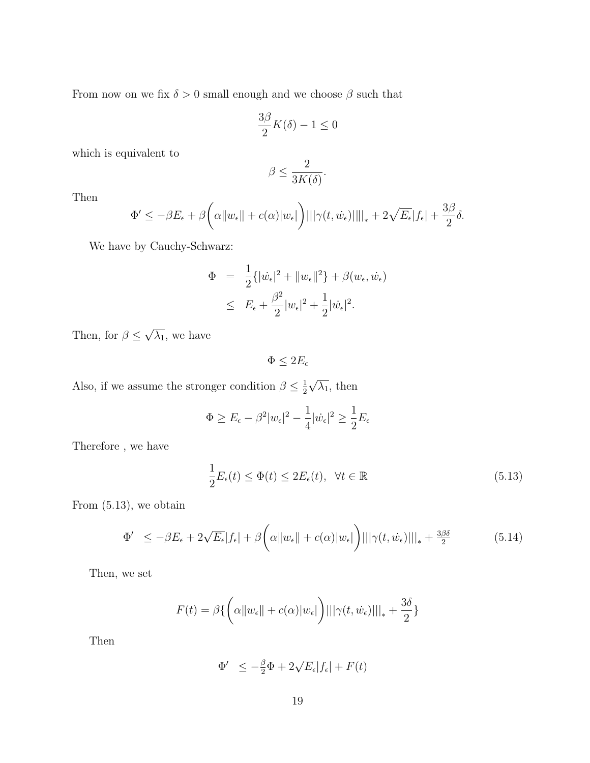From now on we fix $\delta > 0$ small enough and we choose $\beta$ such that

$$\frac{3\beta}{2} K(\delta) - 1 \leq 0$$

which is equivalent to

$$\beta \leq \frac{2}{3K(\delta)}.$$

Then

$$\Phi' \leq -\beta E_\epsilon + \beta \bigg( \alpha \|w_\epsilon\| + c(\alpha)|w_\epsilon| \bigg) |||\gamma(t, \dot{w}_\epsilon)|||_* + 2\sqrt{E_\epsilon}|f_\epsilon| + \frac{3\beta}{2}\delta.$$

We have by Cauchy-Schwarz:

$$\begin{aligned}
\Phi &= \frac{1}{2}\{|\dot{w}_\epsilon|^2 + \|w_\epsilon\|^2\} + \beta(w_\epsilon, \dot{w}_\epsilon) \\
&\leq E_\epsilon + \frac{\beta^2}{2}|w_\epsilon|^2 + \frac{1}{2}|\dot{w}_\epsilon|^2.
\end{aligned}$$

Then, for $\beta \leq \sqrt{\lambda_1}$, we have

$$\Phi \leq 2E_\epsilon$$

Also, if we assume the stronger condition $\beta \leq \frac{1}{2}\sqrt{\lambda_1}$, then

$$\Phi \geq E_\epsilon - \beta^2 |w_\epsilon|^2 - \frac{1}{4}|\dot{w}_\epsilon|^2 \geq \frac{1}{2} E_\epsilon$$

Therefore , we have

$$\frac{1}{2}E_\epsilon(t) \leq \Phi(t) \leq 2E_\epsilon(t), \quad \forall t \in \mathbb{R} \tag{5.13}$$

From (5.13), we obtain

$$\Phi' \leq -\beta E_\epsilon + 2\sqrt{E_\epsilon}|f_\epsilon| + \beta \bigg( \alpha \|w_\epsilon\| + c(\alpha)|w_\epsilon| \bigg) |||\gamma(t, \dot{w}_\epsilon)|||_* + \tfrac{3\beta\delta}{2} \tag{5.14}$$

Then, we set

$$F(t) = \beta \{ \bigg( \alpha \|w_\epsilon\| + c(\alpha)|w_\epsilon| \bigg) |||\gamma(t, \dot{w}_\epsilon)|||_* + \frac{3\delta}{2} \}$$

Then

$$\Phi' \leq -\tfrac{\beta}{2}\Phi + 2\sqrt{E_\epsilon}|f_\epsilon| + F(t)$$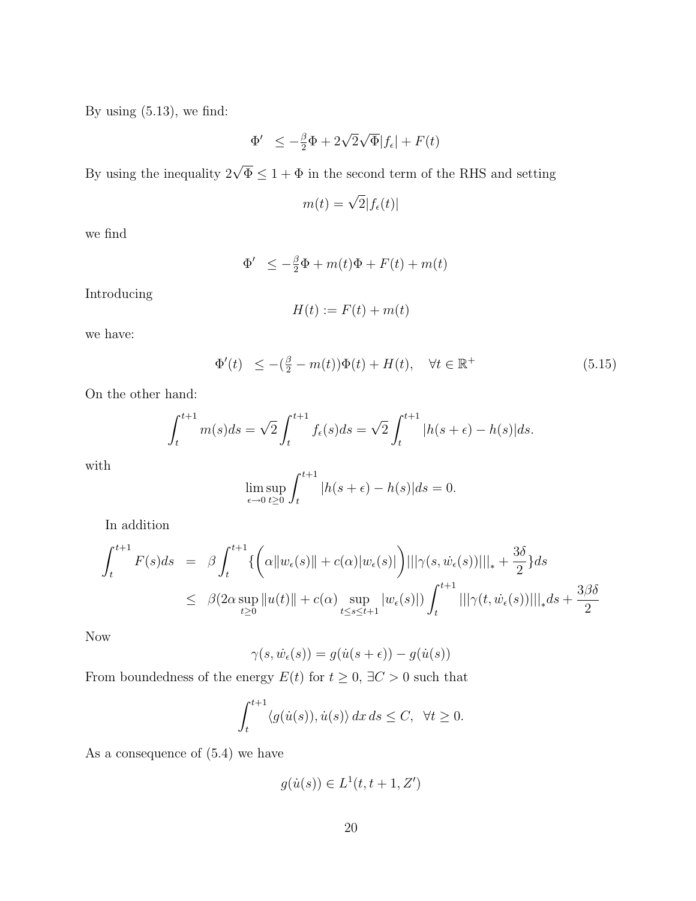By using (5.13), we find:

$$\Phi' \;\; \leq -\tfrac{\beta}{2}\Phi + 2\sqrt{2}\sqrt{\Phi}|f_\epsilon| + F(t)$$

By using the inequality $2\sqrt{\Phi} \leq 1 + \Phi$ in the second term of the RHS and setting

$$m(t) = \sqrt{2}|f_\epsilon(t)|$$

we find

$$\Phi' \;\; \leq -\tfrac{\beta}{2}\Phi + m(t)\Phi + F(t) + m(t)$$

Introducing

$$H(t) := F(t) + m(t)$$

we have:

$$\Phi'(t) \;\; \leq -(\tfrac{\beta}{2} - m(t))\Phi(t) + H(t), \quad \forall t \in \mathbb{R}^+ \tag{5.15}$$

On the other hand:

$$\int_t^{t+1} m(s)ds = \sqrt{2}\int_t^{t+1} f_\epsilon(s)ds = \sqrt{2}\int_t^{t+1} |h(s+\epsilon) - h(s)|ds.$$

with

$$\limsup_{\epsilon \to 0} \sup_{t \geq 0} \int_t^{t+1} |h(s+\epsilon) - h(s)|ds = 0.$$

In addition

$$\begin{aligned}
\int_t^{t+1} F(s)ds &= \beta \int_t^{t+1} \{\Big(\alpha\|w_\epsilon(s)\| + c(\alpha)|w_\epsilon(s)|\Big)|||\gamma(s, \dot{w}_\epsilon(s))|||_* + \frac{3\delta}{2}\}ds \\
&\leq \beta(2\alpha \sup_{t\geq 0}\|u(t)\| + c(\alpha)\sup_{t \leq s \leq t+1}|w_\epsilon(s)|)\int_t^{t+1}|||\gamma(t, \dot{w}_\epsilon(s))|||_* ds + \frac{3\beta\delta}{2}
\end{aligned}$$

Now

$$\gamma(s, \dot{w}_\epsilon(s)) = g(\dot{u}(s+\epsilon)) - g(\dot{u}(s))$$

From boundedness of the energy $E(t)$ for $t \geq 0$, $\exists C > 0$ such that

$$\int_t^{t+1} \langle g(\dot{u}(s)), \dot{u}(s)\rangle \, dx\, ds \leq C, \;\; \forall t \geq 0.$$

As a consequence of (5.4) we have

$$g(\dot{u}(s)) \in L^1(t, t+1, Z')$$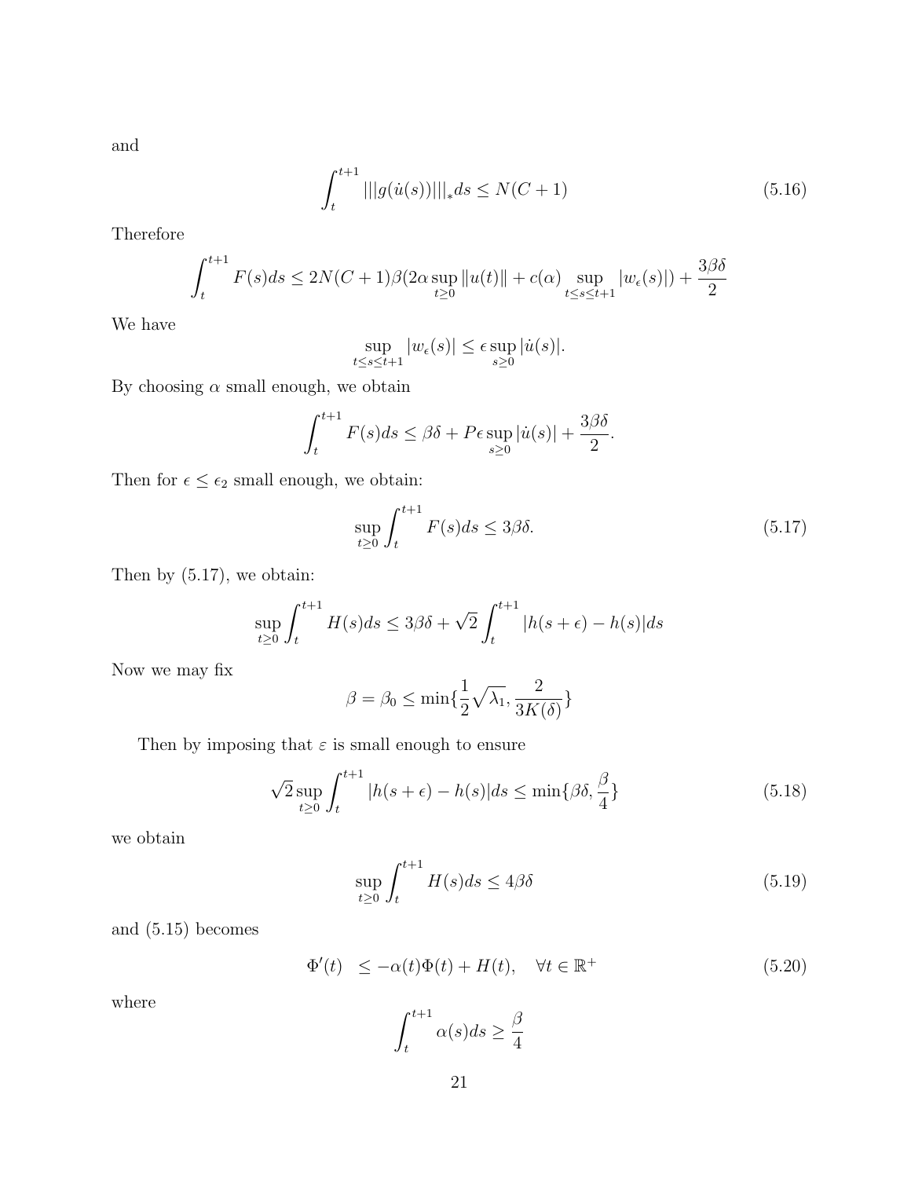and

$$\int_t^{t+1} |||g(\dot{u}(s))|||_* ds \le N(C+1) \tag{5.16}$$

Therefore

$$\int_t^{t+1} F(s)ds \le 2N(C+1)\beta(2\alpha \sup_{t\ge 0} \|u(t)\| + c(\alpha) \sup_{t\le s\le t+1} |w_\epsilon(s)|) + \frac{3\beta\delta}{2}$$

We have

$$\sup_{t\le s\le t+1} |w_\epsilon(s)| \le \epsilon \sup_{s\ge 0} |\dot{u}(s)|.$$

By choosing $\alpha$ small enough, we obtain

$$\int_t^{t+1} F(s)ds \le \beta\delta + P\epsilon \sup_{s\ge 0} |\dot{u}(s)| + \frac{3\beta\delta}{2}.$$

Then for $\epsilon \le \epsilon_2$ small enough, we obtain:

$$\sup_{t\ge 0} \int_t^{t+1} F(s)ds \le 3\beta\delta. \tag{5.17}$$

Then by (5.17), we obtain:

$$\sup_{t\ge 0} \int_t^{t+1} H(s)ds \le 3\beta\delta + \sqrt{2} \int_t^{t+1} |h(s+\epsilon) - h(s)|ds$$

Now we may fix

$$\beta = \beta_0 \le \min\{\frac{1}{2}\sqrt{\lambda_1}, \frac{2}{3K(\delta)}\}$$

Then by imposing that $\varepsilon$ is small enough to ensure

$$\sqrt{2} \sup_{t\ge 0} \int_t^{t+1} |h(s+\epsilon) - h(s)|ds \le \min\{\beta\delta, \frac{\beta}{4}\} \tag{5.18}$$

we obtain

$$\sup_{t\ge 0} \int_t^{t+1} H(s)ds \le 4\beta\delta \tag{5.19}$$

and (5.15) becomes

$$\Phi'(t) \quad \le -\alpha(t)\Phi(t) + H(t), \quad \forall t \in \mathbb{R}^+ \tag{5.20}$$

where

$$\int_t^{t+1} \alpha(s)ds \ge \frac{\beta}{4}$$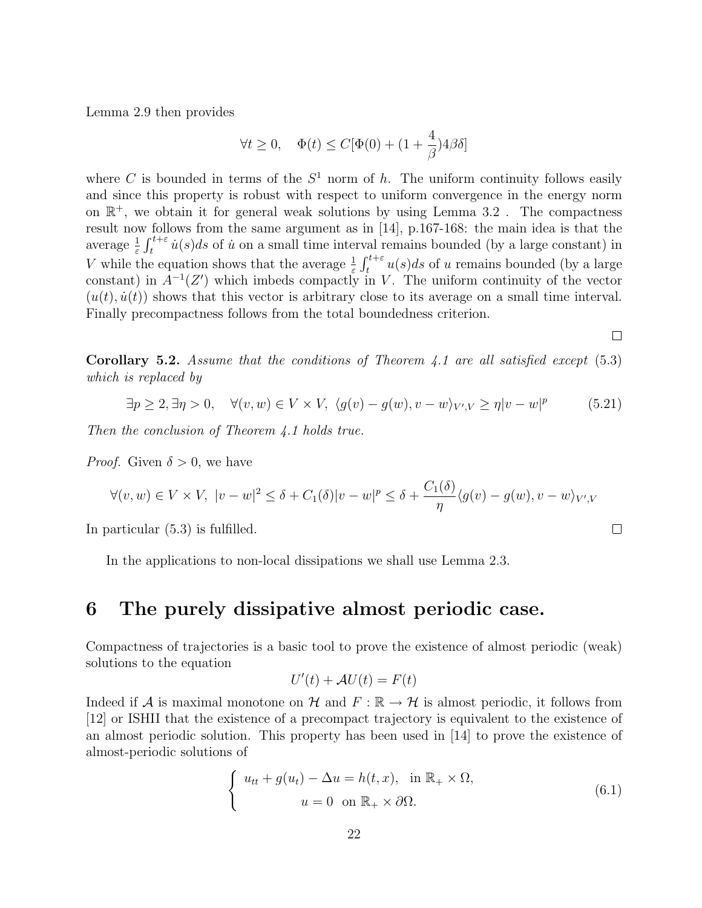Lemma 2.9 then provides

$$\forall t \geq 0, \quad \Phi(t) \leq C[\Phi(0) + (1 + \frac{4}{\beta})4\beta\delta]$$

where $C$ is bounded in terms of the $S^1$ norm of $h$. The uniform continuity follows easily and since this property is robust with respect to uniform convergence in the energy norm on $\mathbb{R}^+$, we obtain it for general weak solutions by using Lemma 3.2 . The compactness result now follows from the same argument as in [14], p.167-168: the main idea is that the average $\frac{1}{\varepsilon}\int_t^{t+\varepsilon} \dot{u}(s)ds$ of $\dot{u}$ on a small time interval remains bounded (by a large constant) in $V$ while the equation shows that the average $\frac{1}{\varepsilon}\int_t^{t+\varepsilon} u(s)ds$ of $u$ remains bounded (by a large constant) in $A^{-1}(Z')$ which imbeds compactly in $V$. The uniform continuity of the vector $(u(t), \dot{u}(t))$ shows that this vector is arbitrary close to its average on a small time interval. Finally precompactness follows from the total boundedness criterion.

□

**Corollary 5.2.** *Assume that the conditions of Theorem 4.1 are all satisfied except* (5.3) *which is replaced by*

$$\exists p \geq 2, \exists \eta > 0, \quad \forall (v, w) \in V \times V, \ \langle g(v) - g(w), v - w\rangle_{V',V} \geq \eta |v - w|^p \tag{5.21}$$

*Then the conclusion of Theorem 4.1 holds true.*

*Proof.* Given $\delta > 0$, we have

$$\forall (v, w) \in V \times V, \ |v - w|^2 \leq \delta + C_1(\delta)|v - w|^p \leq \delta + \frac{C_1(\delta)}{\eta}\langle g(v) - g(w), v - w\rangle_{V',V}$$

In particular (5.3) is fulfilled. □

In the applications to non-local dissipations we shall use Lemma 2.3.

# 6 The purely dissipative almost periodic case.

Compactness of trajectories is a basic tool to prove the existence of almost periodic (weak) solutions to the equation

$$U'(t) + \mathcal{A}U(t) = F(t)$$

Indeed if $\mathcal{A}$ is maximal monotone on $\mathcal{H}$ and $F : \mathbb{R} \to \mathcal{H}$ is almost periodic, it follows from [12] or ISHII that the existence of a precompact trajectory is equivalent to the existence of an almost periodic solution. This property has been used in [14] to prove the existence of almost-periodic solutions of

$$\begin{cases} u_{tt} + g(u_t) - \Delta u = h(t, x), & \text{in } \mathbb{R}_+ \times \Omega, \\ u = 0 \ \text{ on } \mathbb{R}_+ \times \partial\Omega. \end{cases} \tag{6.1}$$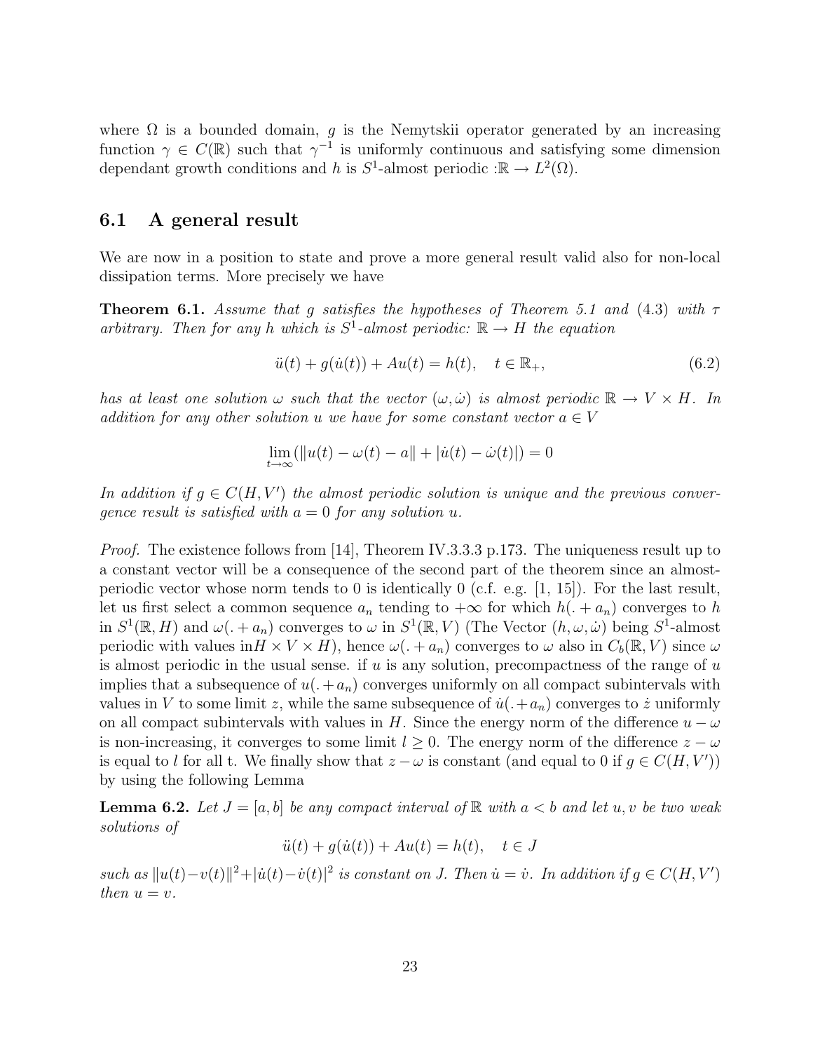where $\Omega$ is a bounded domain, $g$ is the Nemytskii operator generated by an increasing function $\gamma \in C(\mathbb{R})$ such that $\gamma^{-1}$ is uniformly continuous and satisfying some dimension dependant growth conditions and $h$ is $S^1$-almost periodic $:\mathbb{R} \to L^2(\Omega)$.

## 6.1 A general result

We are now in a position to state and prove a more general result valid also for non-local dissipation terms. More precisely we have

**Theorem 6.1.** *Assume that $g$ satisfies the hypotheses of Theorem 5.1 and (4.3) with $\tau$ arbitrary. Then for any $h$ which is $S^1$-almost periodic: $\mathbb{R} \to H$ the equation*

$$\ddot{u}(t) + g(\dot{u}(t)) + Au(t) = h(t), \quad t \in \mathbb{R}_+, \tag{6.2}$$

*has at least one solution $\omega$ such that the vector $(\omega, \dot{\omega})$ is almost periodic $\mathbb{R} \to V \times H$. In addition for any other solution $u$ we have for some constant vector $a \in V$*

$$\lim_{t\to\infty} (\|u(t) - \omega(t) - a\| + |\dot{u}(t) - \dot{\omega}(t)|) = 0$$

*In addition if $g \in C(H, V')$ the almost periodic solution is unique and the previous convergence result is satisfied with $a = 0$ for any solution $u$.*

*Proof.* The existence follows from [14], Theorem IV.3.3.3 p.173. The uniqueness result up to a constant vector will be a consequence of the second part of the theorem since an almost-periodic vector whose norm tends to 0 is identically 0 (c.f. e.g. [1, 15]). For the last result, let us first select a common sequence $a_n$ tending to $+\infty$ for which $h(. + a_n)$ converges to $h$ in $S^1(\mathbb{R}, H)$ and $\omega(. + a_n)$ converges to $\omega$ in $S^1(\mathbb{R}, V)$ (The Vector $(h, \omega, \dot{\omega})$ being $S^1$-almost periodic with values in$H \times V \times H$), hence $\omega(. + a_n)$ converges to $\omega$ also in $C_b(\mathbb{R}, V)$ since $\omega$ is almost periodic in the usual sense. if $u$ is any solution, precompactness of the range of $u$ implies that a subsequence of $u(. + a_n)$ converges uniformly on all compact subintervals with values in $V$ to some limit $z$, while the same subsequence of $\dot{u}(. + a_n)$ converges to $\dot{z}$ uniformly on all compact subintervals with values in $H$. Since the energy norm of the difference $u - \omega$ is non-increasing, it converges to some limit $l \geq 0$. The energy norm of the difference $z - \omega$ is equal to $l$ for all t. We finally show that $z - \omega$ is constant (and equal to 0 if $g \in C(H, V')$) by using the following Lemma

**Lemma 6.2.** *Let $J = [a, b]$ be any compact interval of $\mathbb{R}$ with $a < b$ and let $u, v$ be two weak solutions of*

$$\ddot{u}(t) + g(\dot{u}(t)) + Au(t) = h(t), \quad t \in J$$

*such as $\|u(t) - v(t)\|^2 + |\dot{u}(t) - \dot{v}(t)|^2$ is constant on $J$. Then $\dot{u} = \dot{v}$. In addition if $g \in C(H, V')$ then $u = v$.*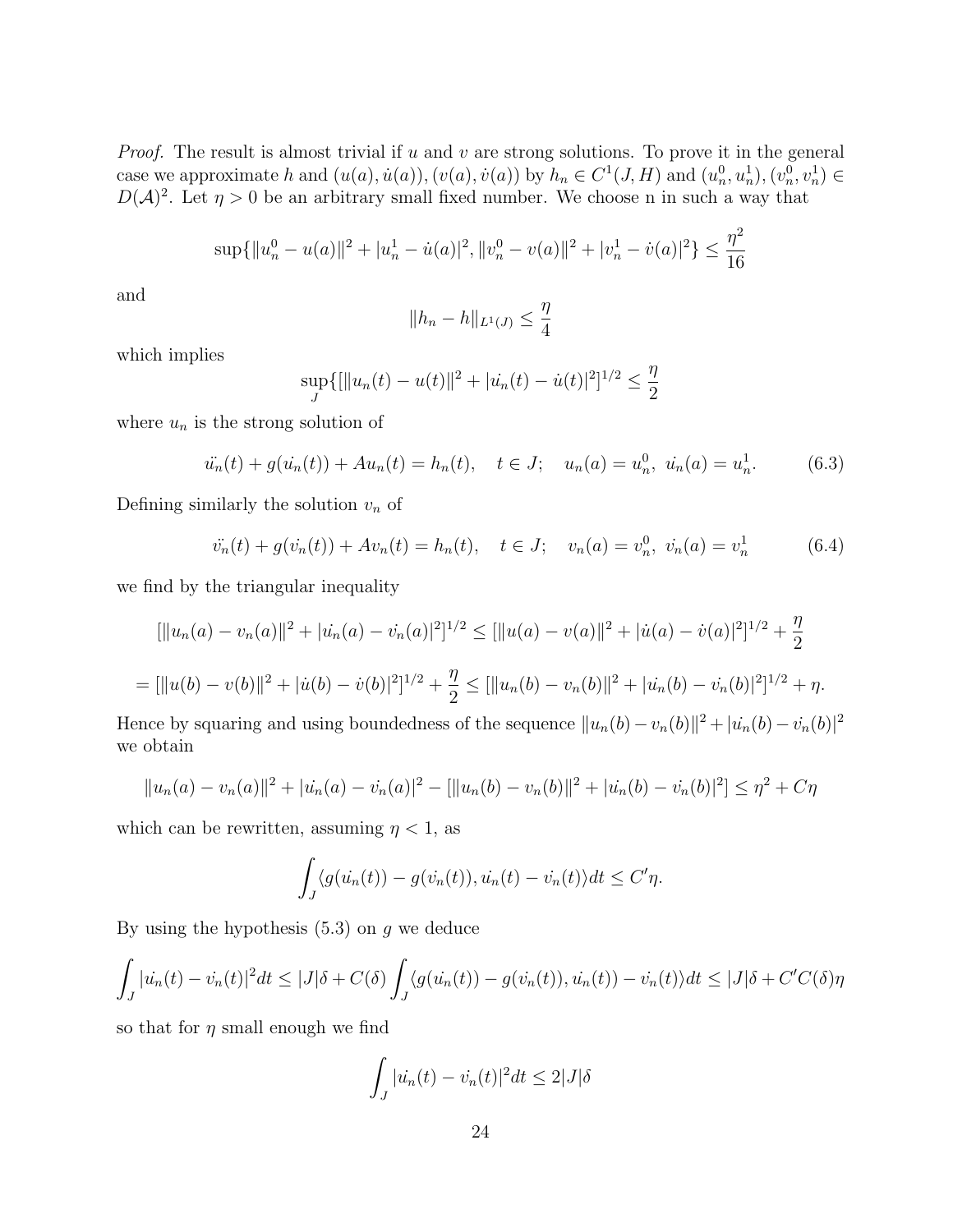*Proof.* The result is almost trivial if $u$ and $v$ are strong solutions. To prove it in the general case we approximate $h$ and $(u(a), \dot{u}(a)), (v(a), \dot{v}(a))$ by $h_n \in C^1(J, H)$ and $(u_n^0, u_n^1), (v_n^0, v_n^1) \in D(\mathcal{A})^2$. Let $\eta > 0$ be an arbitrary small fixed number. We choose n in such a way that

$$\sup\{\|u_n^0 - u(a)\|^2 + |u_n^1 - \dot{u}(a)|^2, \|v_n^0 - v(a)\|^2 + |v_n^1 - \dot{v}(a)|^2\} \leq \frac{\eta^2}{16}$$

and

$$\|h_n - h\|_{L^1(J)} \leq \frac{\eta}{4}$$

which implies

$$\sup_J\{[\|u_n(t) - u(t)\|^2 + |\dot{u_n}(t) - \dot{u}(t)|^2]^{1/2} \leq \frac{\eta}{2}$$

where $u_n$ is the strong solution of

$$\ddot{u_n}(t) + g(\dot{u_n}(t)) + Au_n(t) = h_n(t), \quad t \in J; \quad u_n(a) = u_n^0,\ \dot{u_n}(a) = u_n^1. \tag{6.3}$$

Defining similarly the solution $v_n$ of

$$\ddot{v_n}(t) + g(\dot{v_n}(t)) + Av_n(t) = h_n(t), \quad t \in J; \quad v_n(a) = v_n^0,\ \dot{v_n}(a) = v_n^1 \tag{6.4}$$

we find by the triangular inequality

$$[\|u_n(a) - v_n(a)\|^2 + |\dot{u_n}(a) - \dot{v_n}(a)|^2]^{1/2} \leq [\|u(a) - v(a)\|^2 + |\dot{u}(a) - \dot{v}(a)|^2]^{1/2} + \frac{\eta}{2}$$

$$= [\|u(b) - v(b)\|^2 + |\dot{u}(b) - \dot{v}(b)|^2]^{1/2} + \frac{\eta}{2} \leq [\|u_n(b) - v_n(b)\|^2 + |\dot{u_n}(b) - \dot{v_n}(b)|^2]^{1/2} + \eta.$$

Hence by squaring and using boundedness of the sequence $\|u_n(b) - v_n(b)\|^2 + |\dot{u_n}(b) - \dot{v_n}(b)|^2$ we obtain

$$\|u_n(a) - v_n(a)\|^2 + |\dot{u_n}(a) - \dot{v_n}(a)|^2 - [\|u_n(b) - v_n(b)\|^2 + |\dot{u_n}(b) - \dot{v_n}(b)|^2] \leq \eta^2 + C\eta$$

which can be rewritten, assuming $\eta < 1$, as

$$\int_J \langle g(\dot{u_n}(t)) - g(\dot{v_n}(t)), \dot{u_n}(t) - \dot{v_n}(t)\rangle dt \leq C'\eta.$$

By using the hypothesis (5.3) on $g$ we deduce

$$\int_J |\dot{u_n}(t) - \dot{v_n}(t)|^2 dt \leq |J|\delta + C(\delta)\int_J \langle g(\dot{u_n}(t)) - g(\dot{v_n}(t)), \dot{u_n}(t)) - \dot{v_n}(t)\rangle dt \leq |J|\delta + C'C(\delta)\eta$$

so that for $\eta$ small enough we find

$$\int_J |\dot{u_n}(t) - \dot{v_n}(t)|^2 dt \leq 2|J|\delta$$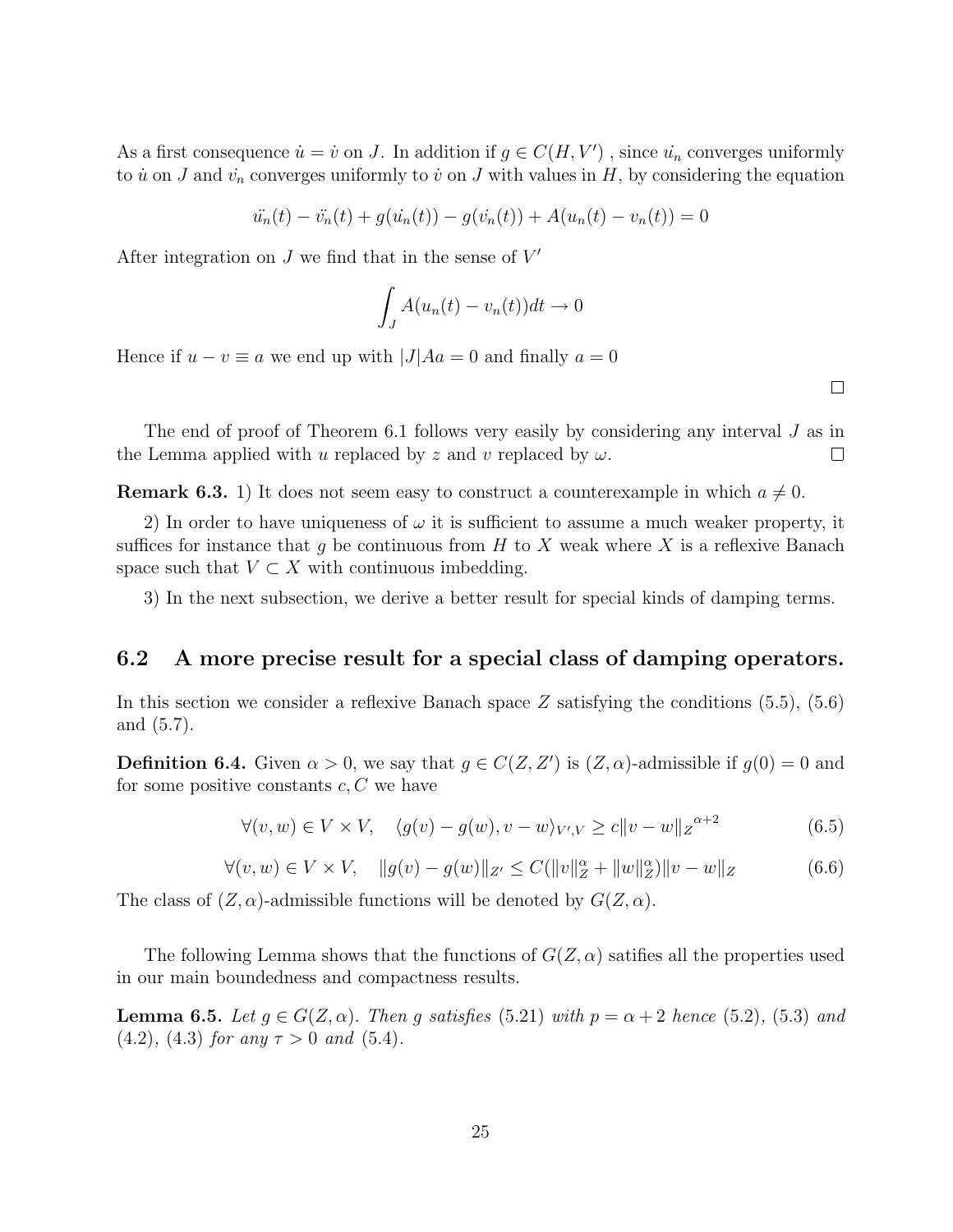As a first consequence $\dot{u} = \dot{v}$ on $J$. In addition if $g \in C(H, V')$ , since $\dot{u_n}$ converges uniformly to $\dot{u}$ on $J$ and $\dot{v_n}$ converges uniformly to $\dot{v}$ on $J$ with values in $H$, by considering the equation

$$\ddot{u_n}(t) - \ddot{v_n}(t) + g(\dot{u_n}(t)) - g(\dot{v_n}(t)) + A(u_n(t) - v_n(t)) = 0$$

After integration on $J$ we find that in the sense of $V'$

$$\int_J A(u_n(t) - v_n(t))dt \to 0$$

Hence if $u - v \equiv a$ we end up with $|J|Aa = 0$ and finally $a = 0$

□

The end of proof of Theorem 6.1 follows very easily by considering any interval $J$ as in the Lemma applied with $u$ replaced by $z$ and $v$ replaced by $\omega$. □

**Remark 6.3.** 1) It does not seem easy to construct a counterexample in which $a \neq 0$.

2) In order to have uniqueness of $\omega$ it is sufficient to assume a much weaker property, it suffices for instance that $g$ be continuous from $H$ to $X$ weak where $X$ is a reflexive Banach space such that $V \subset X$ with continuous imbedding.

3) In the next subsection, we derive a better result for special kinds of damping terms.

## 6.2 A more precise result for a special class of damping operators.

In this section we consider a reflexive Banach space $Z$ satisfying the conditions (5.5), (5.6) and (5.7).

**Definition 6.4.** Given $\alpha > 0$, we say that $g \in C(Z, Z')$ is $(Z, \alpha)$-admissible if $g(0) = 0$ and for some positive constants $c, C$ we have

$$\forall (v, w) \in V \times V, \quad \langle g(v) - g(w), v - w\rangle_{V',V} \geq c\|v - w\|_Z{}^{\alpha+2} \tag{6.5}$$

$$\forall (v, w) \in V \times V, \quad \|g(v) - g(w)\|_{Z'} \leq C(\|v\|_Z^\alpha + \|w\|_Z^\alpha)\|v - w\|_Z \tag{6.6}$$

The class of $(Z, \alpha)$-admissible functions will be denoted by $G(Z, \alpha)$.

The following Lemma shows that the functions of $G(Z, \alpha)$ satifies all the properties used in our main boundedness and compactness results.

**Lemma 6.5.** *Let $g \in G(Z, \alpha)$. Then $g$ satisfies (5.21) with $p = \alpha + 2$ hence (5.2), (5.3) and (4.2), (4.3) for any $\tau > 0$ and (5.4).*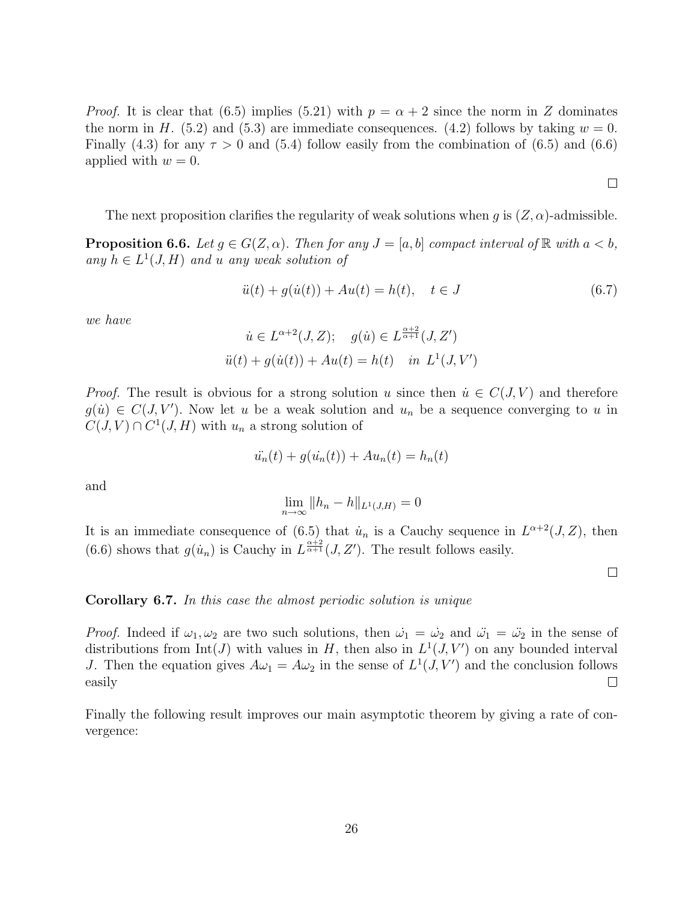*Proof.* It is clear that (6.5) implies (5.21) with $p = \alpha + 2$ since the norm in $Z$ dominates the norm in $H$. (5.2) and (5.3) are immediate consequences. (4.2) follows by taking $w = 0$. Finally (4.3) for any $\tau > 0$ and (5.4) follow easily from the combination of (6.5) and (6.6) applied with $w = 0$.

□

The next proposition clarifies the regularity of weak solutions when $g$ is $(Z, \alpha)$-admissible.

**Proposition 6.6.** *Let $g \in G(Z, \alpha)$. Then for any $J = [a, b]$ compact interval of $\mathbb{R}$ with $a < b$, any $h \in L^1(J, H)$ and $u$ any weak solution of*

$$\ddot{u}(t) + g(\dot{u}(t)) + Au(t) = h(t), \quad t \in J \tag{6.7}$$

*we have*

$$\dot{u} \in L^{\alpha+2}(J, Z); \quad g(\dot{u}) \in L^{\frac{\alpha+2}{\alpha+1}}(J, Z')$$

$$\ddot{u}(t) + g(\dot{u}(t)) + Au(t) = h(t) \quad \text{in } L^1(J, V')$$

*Proof.* The result is obvious for a strong solution $u$ since then $\dot{u} \in C(J, V)$ and therefore $g(\dot{u}) \in C(J, V')$. Now let $u$ be a weak solution and $u_n$ be a sequence converging to $u$ in $C(J, V) \cap C^1(J, H)$ with $u_n$ a strong solution of

$$\ddot{u_n}(t) + g(\dot{u_n}(t)) + Au_n(t) = h_n(t)$$

and

$$\lim_{n \to \infty} \|h_n - h\|_{L^1(J,H)} = 0$$

It is an immediate consequence of (6.5) that $\dot{u}_n$ is a Cauchy sequence in $L^{\alpha+2}(J, Z)$, then (6.6) shows that $g(\dot{u}_n)$ is Cauchy in $L^{\frac{\alpha+2}{\alpha+1}}(J, Z')$. The result follows easily.

□

**Corollary 6.7.** *In this case the almost periodic solution is unique*

*Proof.* Indeed if $\omega_1, \omega_2$ are two such solutions, then $\dot{\omega_1} = \dot{\omega_2}$ and $\ddot{\omega_1} = \ddot{\omega_2}$ in the sense of distributions from $\text{Int}(J)$ with values in $H$, then also in $L^1(J, V')$ on any bounded interval $J$. Then the equation gives $A\omega_1 = A\omega_2$ in the sense of $L^1(J, V')$ and the conclusion follows easily □

Finally the following result improves our main asymptotic theorem by giving a rate of convergence: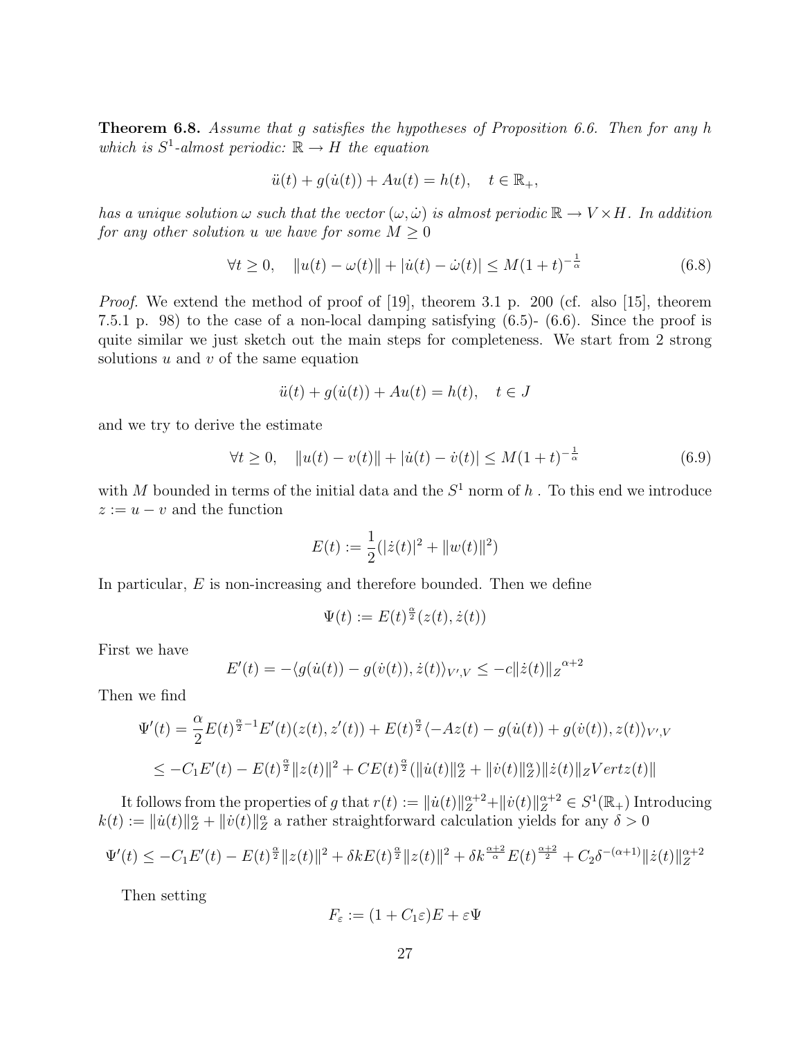**Theorem 6.8.** *Assume that $g$ satisfies the hypotheses of Proposition 6.6. Then for any $h$ which is $S^1$-almost periodic: $\mathbb{R} \to H$ the equation*

$$\ddot{u}(t) + g(\dot{u}(t)) + Au(t) = h(t), \quad t \in \mathbb{R}_+,$$

*has a unique solution $\omega$ such that the vector $(\omega, \dot{\omega})$ is almost periodic $\mathbb{R} \to V \times H$. In addition for any other solution $u$ we have for some $M \geq 0$*

$$\forall t \geq 0, \quad \|u(t) - \omega(t)\| + |\dot{u}(t) - \dot{\omega}(t)| \leq M(1+t)^{-\frac{1}{\alpha}} \tag{6.8}$$

*Proof.* We extend the method of proof of [19], theorem 3.1 p. 200 (cf. also [15], theorem 7.5.1 p. 98) to the case of a non-local damping satisfying (6.5)- (6.6). Since the proof is quite similar we just sketch out the main steps for completeness. We start from 2 strong solutions $u$ and $v$ of the same equation

$$\ddot{u}(t) + g(\dot{u}(t)) + Au(t) = h(t), \quad t \in J$$

and we try to derive the estimate

$$\forall t \geq 0, \quad \|u(t) - v(t)\| + |\dot{u}(t) - \dot{v}(t)| \leq M(1+t)^{-\frac{1}{\alpha}} \tag{6.9}$$

with $M$ bounded in terms of the initial data and the $S^1$ norm of $h$ . To this end we introduce $z := u - v$ and the function

$$E(t) := \frac{1}{2}(|\dot{z}(t)|^2 + \|w(t)\|^2)$$

In particular, $E$ is non-increasing and therefore bounded. Then we define

$$\Psi(t) := E(t)^{\frac{\alpha}{2}}(z(t), \dot{z}(t))$$

First we have

$$E'(t) = -\langle g(\dot{u}(t)) - g(\dot{v}(t)), \dot{z}(t)\rangle_{V',V} \leq -c\|\dot{z}(t)\|_Z{}^{\alpha+2}$$

Then we find

$$\Psi'(t) = \frac{\alpha}{2}E(t)^{\frac{\alpha}{2}-1}E'(t)(z(t), z'(t)) + E(t)^{\frac{\alpha}{2}}\langle -Az(t) - g(\dot{u}(t)) + g(\dot{v}(t)), z(t)\rangle_{V',V}$$

$$\leq -C_1E'(t) - E(t)^{\frac{\alpha}{2}}\|z(t)\|^2 + CE(t)^{\frac{\alpha}{2}}(\|\dot{u}(t)\|_Z^\alpha + \|\dot{v}(t)\|_Z^\alpha)\|\dot{z}(t)\|_Z Vert z(t)\|$$

It follows from the properties of $g$ that $r(t) := \|\dot{u}(t)\|_Z^{\alpha+2} + \|\dot{v}(t)\|_Z^{\alpha+2} \in S^1(\mathbb{R}_+)$ Introducing $k(t) := \|\dot{u}(t)\|_Z^\alpha + \|\dot{v}(t)\|_Z^\alpha$ a rather straightforward calculation yields for any $\delta > 0$

$$\Psi'(t) \leq -C_1E'(t) - E(t)^{\frac{\alpha}{2}}\|z(t)\|^2 + \delta kE(t)^{\frac{\alpha}{2}}\|z(t)\|^2 + \delta k^{\frac{\alpha+2}{\alpha}}E(t)^{\frac{\alpha+2}{2}} + C_2\delta^{-(\alpha+1)}\|\dot{z}(t)\|_Z^{\alpha+2}$$

Then setting

$$F_\varepsilon := (1 + C_1\varepsilon)E + \varepsilon\Psi$$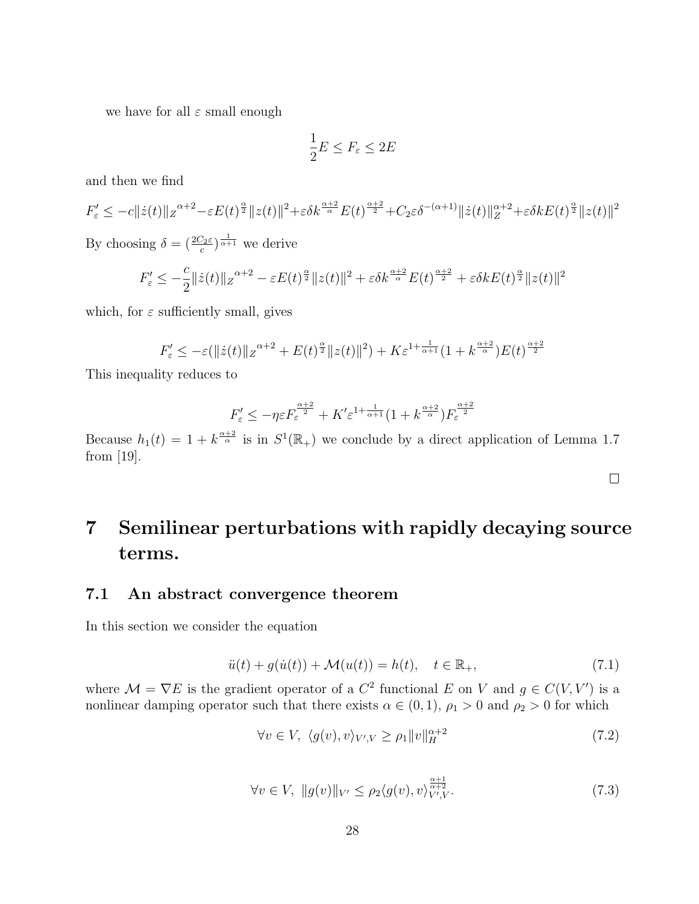we have for all $\varepsilon$ small enough

$$\frac{1}{2}E \leq F_\varepsilon \leq 2E$$

and then we find

$$F_\varepsilon' \leq -c\|\dot{z}(t)\|_Z{}^{\alpha+2} - \varepsilon E(t)^{\frac{\alpha}{2}}\|z(t)\|^2 + \varepsilon\delta k^{\frac{\alpha+2}{\alpha}}E(t)^{\frac{\alpha+2}{2}} + C_2\varepsilon\delta^{-(\alpha+1)}\|\dot{z}(t)\|_Z^{\alpha+2} + \varepsilon\delta k E(t)^{\frac{\alpha}{2}}\|z(t)\|^2$$

By choosing $\delta = (\frac{2C_2\varepsilon}{c})^{\frac{1}{\alpha+1}}$ we derive

$$F_\varepsilon' \leq -\frac{c}{2}\|\dot{z}(t)\|_Z{}^{\alpha+2} - \varepsilon E(t)^{\frac{\alpha}{2}}\|z(t)\|^2 + \varepsilon\delta k^{\frac{\alpha+2}{\alpha}}E(t)^{\frac{\alpha+2}{2}} + \varepsilon\delta k E(t)^{\frac{\alpha}{2}}\|z(t)\|^2$$

which, for $\varepsilon$ sufficiently small, gives

$$F_\varepsilon' \leq -\varepsilon(\|\dot{z}(t)\|_Z{}^{\alpha+2} + E(t)^{\frac{\alpha}{2}}\|z(t)\|^2) + K\varepsilon^{1+\frac{1}{\alpha+1}}(1 + k^{\frac{\alpha+2}{\alpha}})E(t)^{\frac{\alpha+2}{2}}$$

This inequality reduces to

$$F_\varepsilon' \leq -\eta\varepsilon F_\varepsilon^{\frac{\alpha+2}{2}} + K'\varepsilon^{1+\frac{1}{\alpha+1}}(1 + k^{\frac{\alpha+2}{\alpha}})F_\varepsilon^{\frac{\alpha+2}{2}}$$

Because $h_1(t) = 1 + k^{\frac{\alpha+2}{\alpha}}$ is in $S^1(\mathbb{R}_+)$ we conclude by a direct application of Lemma 1.7 from [19].

□

# 7 Semilinear perturbations with rapidly decaying source terms.

## 7.1 An abstract convergence theorem

In this section we consider the equation

$$\ddot{u}(t) + g(\dot{u}(t)) + \mathcal{M}(u(t)) = h(t), \quad t \in \mathbb{R}_+, \tag{7.1}$$

where $\mathcal{M} = \nabla E$ is the gradient operator of a $C^2$ functional $E$ on $V$ and $g \in C(V, V')$ is a nonlinear damping operator such that there exists $\alpha \in (0,1)$, $\rho_1 > 0$ and $\rho_2 > 0$ for which

$$\forall v \in V,\ \langle g(v), v\rangle_{V',V} \geq \rho_1\|v\|_H^{\alpha+2} \tag{7.2}$$

$$\forall v \in V,\ \|g(v)\|_{V'} \leq \rho_2\langle g(v), v\rangle_{V',V}^{\frac{\alpha+1}{\alpha+2}}. \tag{7.3}$$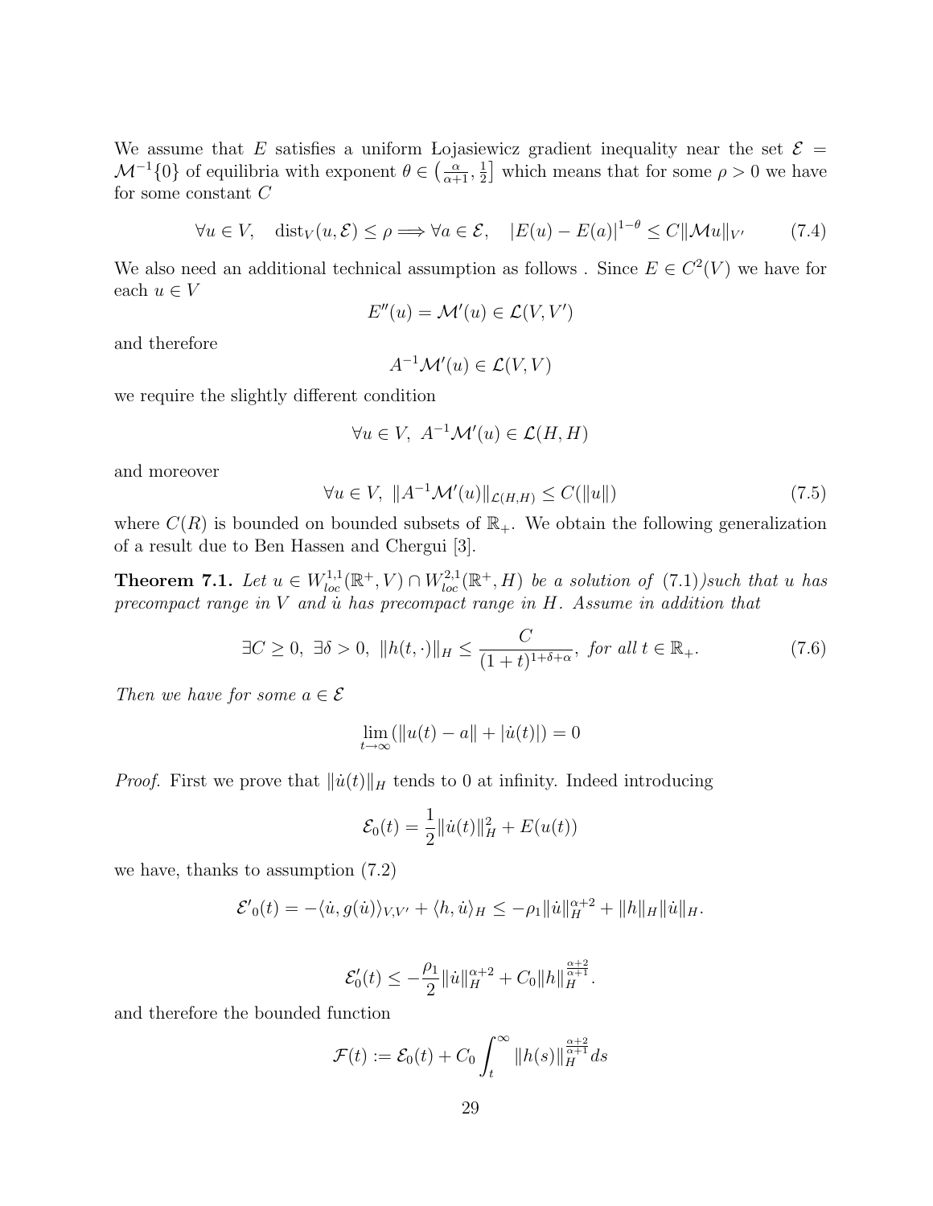We assume that $E$ satisfies a uniform Łojasiewicz gradient inequality near the set $\mathcal{E} = \mathcal{M}^{-1}\{0\}$ of equilibria with exponent $\theta \in \left(\frac{\alpha}{\alpha+1}, \frac{1}{2}\right]$ which means that for some $\rho > 0$ we have for some constant $C$

$$\forall u \in V, \quad \text{dist}_V(u, \mathcal{E}) \leq \rho \Longrightarrow \forall a \in \mathcal{E}, \quad |E(u) - E(a)|^{1-\theta} \leq C\|\mathcal{M}u\|_{V'} \tag{7.4}$$

We also need an additional technical assumption as follows . Since $E \in C^2(V)$ we have for each $u \in V$

$$E''(u) = \mathcal{M}'(u) \in \mathcal{L}(V, V')$$

and therefore

$$A^{-1}\mathcal{M}'(u) \in \mathcal{L}(V, V)$$

we require the slightly different condition

$$\forall u \in V, \; A^{-1}\mathcal{M}'(u) \in \mathcal{L}(H, H)$$

and moreover

$$\forall u \in V, \; \|A^{-1}\mathcal{M}'(u)\|_{\mathcal{L}(H,H)} \leq C(\|u\|) \tag{7.5}$$

where $C(R)$ is bounded on bounded subsets of $\mathbb{R}_+$. We obtain the following generalization of a result due to Ben Hassen and Chergui [3].

**Theorem 7.1.** *Let $u \in W^{1,1}_{loc}(\mathbb{R}^+, V) \cap W^{2,1}_{loc}(\mathbb{R}^+, H)$ be a solution of (7.1))such that $u$ has precompact range in $V$ and $\dot{u}$ has precompact range in $H$. Assume in addition that*

$$\exists C \geq 0, \; \exists \delta > 0, \; \|h(t, \cdot)\|_H \leq \frac{C}{(1+t)^{1+\delta+\alpha}}, \text{ for all } t \in \mathbb{R}_+. \tag{7.6}$$

*Then we have for some $a \in \mathcal{E}$*

$$\lim_{t\to\infty} (\|u(t) - a\| + |\dot{u}(t)|) = 0$$

*Proof.* First we prove that $\|\dot{u}(t)\|_H$ tends to 0 at infinity. Indeed introducing

$$\mathcal{E}_0(t) = \frac{1}{2}\|\dot{u}(t)\|_H^2 + E(u(t))$$

we have, thanks to assumption (7.2)

$$\mathcal{E}'_0(t) = -\langle \dot{u}, g(\dot{u})\rangle_{V,V'} + \langle h, \dot{u}\rangle_H \leq -\rho_1\|\dot{u}\|_H^{\alpha+2} + \|h\|_H\|\dot{u}\|_H.$$

$$\mathcal{E}'_0(t) \leq -\frac{\rho_1}{2}\|\dot{u}\|_H^{\alpha+2} + C_0\|h\|_H^{\frac{\alpha+2}{\alpha+1}}.$$

and therefore the bounded function

$$\mathcal{F}(t) := \mathcal{E}_0(t) + C_0\int_t^\infty \|h(s)\|_H^{\frac{\alpha+2}{\alpha+1}} ds$$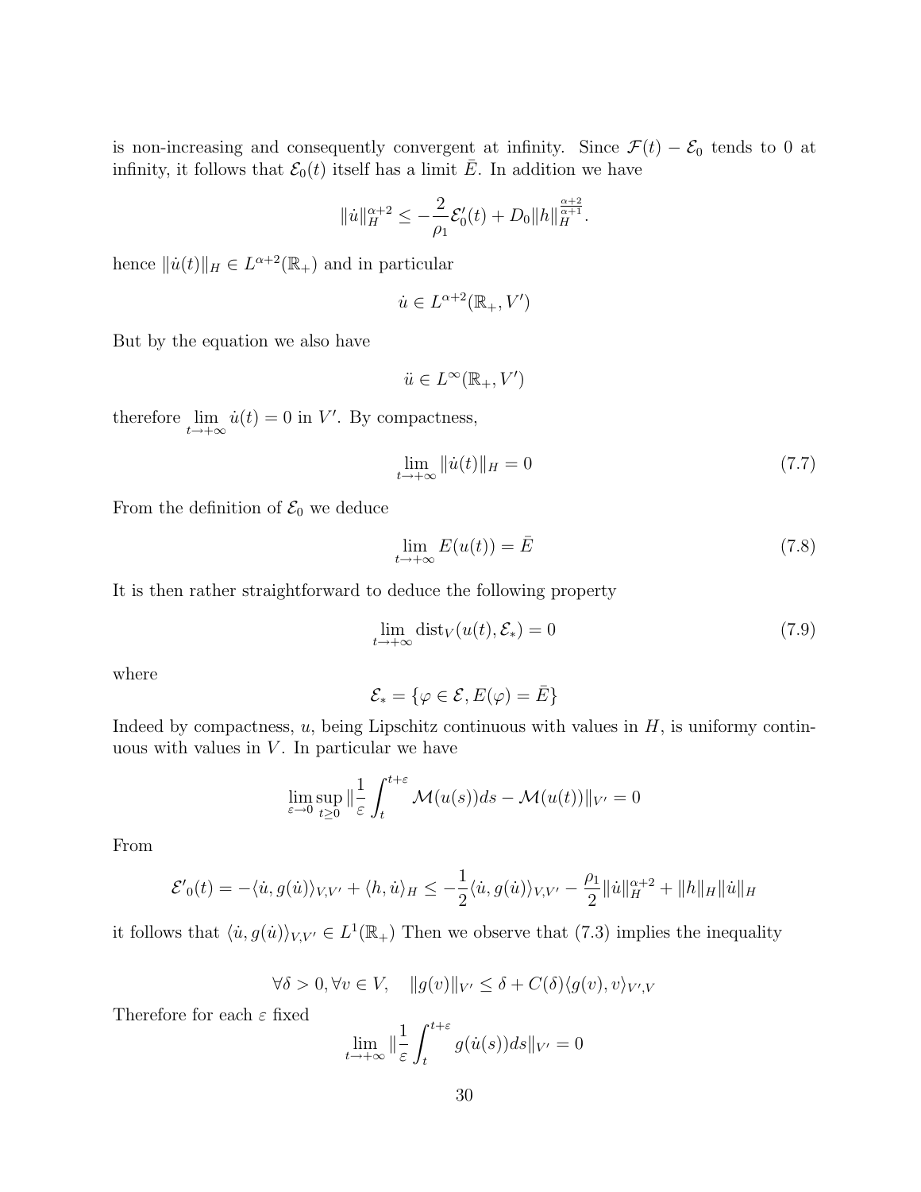is non-increasing and consequently convergent at infinity. Since $\mathcal{F}(t) - \mathcal{E}_0$ tends to 0 at infinity, it follows that $\mathcal{E}_0(t)$ itself has a limit $\bar{E}$. In addition we have

$$\|\dot{u}\|_H^{\alpha+2} \leq -\frac{2}{\rho_1}\mathcal{E}_0'(t) + D_0\|h\|_H^{\frac{\alpha+2}{\alpha+1}}.$$

hence $\|\dot{u}(t)\|_H \in L^{\alpha+2}(\mathbb{R}_+)$ and in particular

$$\dot{u} \in L^{\alpha+2}(\mathbb{R}_+, V')$$

But by the equation we also have

$$\ddot{u} \in L^{\infty}(\mathbb{R}_+, V')$$

therefore $\lim_{t\to+\infty} \dot{u}(t) = 0$ in $V'$. By compactness,

$$\lim_{t\to+\infty} \|\dot{u}(t)\|_H = 0 \tag{7.7}$$

From the definition of $\mathcal{E}_0$ we deduce

$$\lim_{t\to+\infty} E(u(t)) = \bar{E} \tag{7.8}$$

It is then rather straightforward to deduce the following property

$$\lim_{t\to+\infty} \mathrm{dist}_V(u(t), \mathcal{E}_*) = 0 \tag{7.9}$$

where

$$\mathcal{E}_* = \{\varphi \in \mathcal{E}, E(\varphi) = \bar{E}\}$$

Indeed by compactness, $u$, being Lipschitz continuous with values in $H$, is uniformy continuous with values in $V$. In particular we have

$$\lim_{\varepsilon\to 0}\sup_{t\geq 0} \|\frac{1}{\varepsilon}\int_t^{t+\varepsilon} \mathcal{M}(u(s))ds - \mathcal{M}(u(t))\|_{V'} = 0$$

From

$$\mathcal{E'}_0(t) = -\langle \dot{u}, g(\dot{u})\rangle_{V,V'} + \langle h, \dot{u}\rangle_H \leq -\frac{1}{2}\langle \dot{u}, g(\dot{u})\rangle_{V,V'} - \frac{\rho_1}{2}\|\dot{u}\|_H^{\alpha+2} + \|h\|_H\|\dot{u}\|_H$$

it follows that $\langle \dot{u}, g(\dot{u})\rangle_{V,V'} \in L^1(\mathbb{R}_+)$ Then we observe that (7.3) implies the inequality

$$\forall \delta > 0, \forall v \in V, \quad \|g(v)\|_{V'} \leq \delta + C(\delta)\langle g(v), v\rangle_{V',V}$$

Therefore for each $\varepsilon$ fixed

$$\lim_{t\to+\infty} \|\frac{1}{\varepsilon}\int_t^{t+\varepsilon} g(\dot{u}(s))ds\|_{V'} = 0$$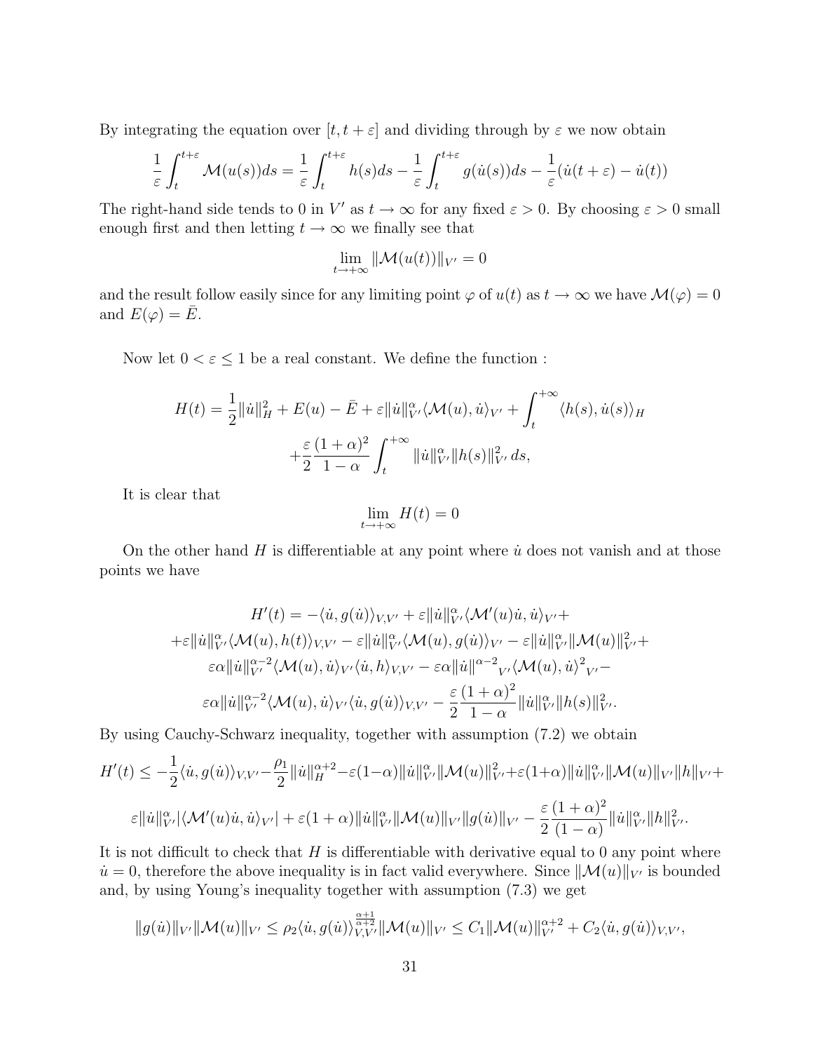By integrating the equation over $[t, t+\varepsilon]$ and dividing through by $\varepsilon$ we now obtain

$$\frac{1}{\varepsilon}\int_t^{t+\varepsilon} \mathcal{M}(u(s))ds = \frac{1}{\varepsilon}\int_t^{t+\varepsilon} h(s)ds - \frac{1}{\varepsilon}\int_t^{t+\varepsilon} g(\dot{u}(s))ds - \frac{1}{\varepsilon}(\dot{u}(t+\varepsilon) - \dot{u}(t))$$

The right-hand side tends to 0 in $V'$ as $t \to \infty$ for any fixed $\varepsilon > 0$. By choosing $\varepsilon > 0$ small enough first and then letting $t \to \infty$ we finally see that

$$\lim_{t\to+\infty} \|\mathcal{M}(u(t))\|_{V'} = 0$$

and the result follow easily since for any limiting point $\varphi$ of $u(t)$ as $t \to \infty$ we have $\mathcal{M}(\varphi) = 0$ and $E(\varphi) = \bar{E}$.

Now let $0 < \varepsilon \leq 1$ be a real constant. We define the function :

$$H(t) = \frac{1}{2}\|\dot{u}\|_H^2 + E(u) - \bar{E} + \varepsilon\|\dot{u}\|_{V'}^\alpha \langle \mathcal{M}(u), \dot{u}\rangle_{V'} + \int_t^{+\infty} \langle h(s), \dot{u}(s)\rangle_H$$
$$+\frac{\varepsilon}{2}\frac{(1+\alpha)^2}{1-\alpha}\int_t^{+\infty} \|\dot{u}\|_{V'}^\alpha \|h(s)\|_{V'}^2\, ds,$$

It is clear that

$$\lim_{t\to+\infty} H(t) = 0$$

On the other hand $H$ is differentiable at any point where $\dot{u}$ does not vanish and at those points we have

$$H'(t) = -\langle \dot{u}, g(\dot{u})\rangle_{V,V'} + \varepsilon\|\dot{u}\|_{V'}^\alpha \langle \mathcal{M}'(u)\dot{u}, \dot{u}\rangle_{V'} +$$
$$+\varepsilon\|\dot{u}\|_{V'}^\alpha \langle \mathcal{M}(u), h(t)\rangle_{V,V'} - \varepsilon\|\dot{u}\|_{V'}^\alpha \langle \mathcal{M}(u), g(\dot{u})\rangle_{V'} - \varepsilon\|\dot{u}\|_{V'}^\alpha \|\mathcal{M}(u)\|_{V'}^2 +$$
$$\varepsilon\alpha\|\dot{u}\|_{V'}^{\alpha-2}\langle \mathcal{M}(u), \dot{u}\rangle_{V'}\langle \dot{u}, h\rangle_{V,V'} - \varepsilon\alpha\|\dot{u}\|^{\alpha-2}{}_{V'}\langle \mathcal{M}(u), \dot{u}\rangle^2{}_{V'} -$$
$$\varepsilon\alpha\|\dot{u}\|_{V'}^{\alpha-2}\langle \mathcal{M}(u), \dot{u}\rangle_{V'}\langle \dot{u}, g(\dot{u})\rangle_{V,V'} - \frac{\varepsilon}{2}\frac{(1+\alpha)^2}{1-\alpha}\|\dot{u}\|_{V'}^\alpha \|h(s)\|_{V'}^2.$$

By using Cauchy-Schwarz inequality, together with assumption (7.2) we obtain

$$H'(t) \leq -\frac{1}{2}\langle \dot{u}, g(\dot{u})\rangle_{V,V'} - \frac{\rho_1}{2}\|\dot{u}\|_H^{\alpha+2} - \varepsilon(1-\alpha)\|\dot{u}\|_{V'}^\alpha \|\mathcal{M}(u)\|_{V'}^2 + \varepsilon(1+\alpha)\|\dot{u}\|_{V'}^\alpha \|\mathcal{M}(u)\|_{V'}\|h\|_{V'} +$$
$$\varepsilon\|\dot{u}\|_{V'}^\alpha |\langle \mathcal{M}'(u)\dot{u}, \dot{u}\rangle_{V'}| + \varepsilon(1+\alpha)\|\dot{u}\|_{V'}^\alpha \|\mathcal{M}(u)\|_{V'}\|g(\dot{u})\|_{V'} - \frac{\varepsilon}{2}\frac{(1+\alpha)^2}{(1-\alpha)}\|\dot{u}\|_{V'}^\alpha \|h\|_{V'}^2.$$

It is not difficult to check that $H$ is differentiable with derivative equal to 0 any point where $\dot{u} = 0$, therefore the above inequality is in fact valid everywhere. Since $\|\mathcal{M}(u)\|_{V'}$ is bounded and, by using Young's inequality together with assumption (7.3) we get

$$\|g(\dot{u})\|_{V'}\|\mathcal{M}(u)\|_{V'} \leq \rho_2\langle \dot{u}, g(\dot{u})\rangle_{V,V'}^{\frac{\alpha+1}{\alpha+2}}\|\mathcal{M}(u)\|_{V'} \leq C_1\|\mathcal{M}(u)\|_{V'}^{\alpha+2} + C_2\langle \dot{u}, g(\dot{u})\rangle_{V,V'},$$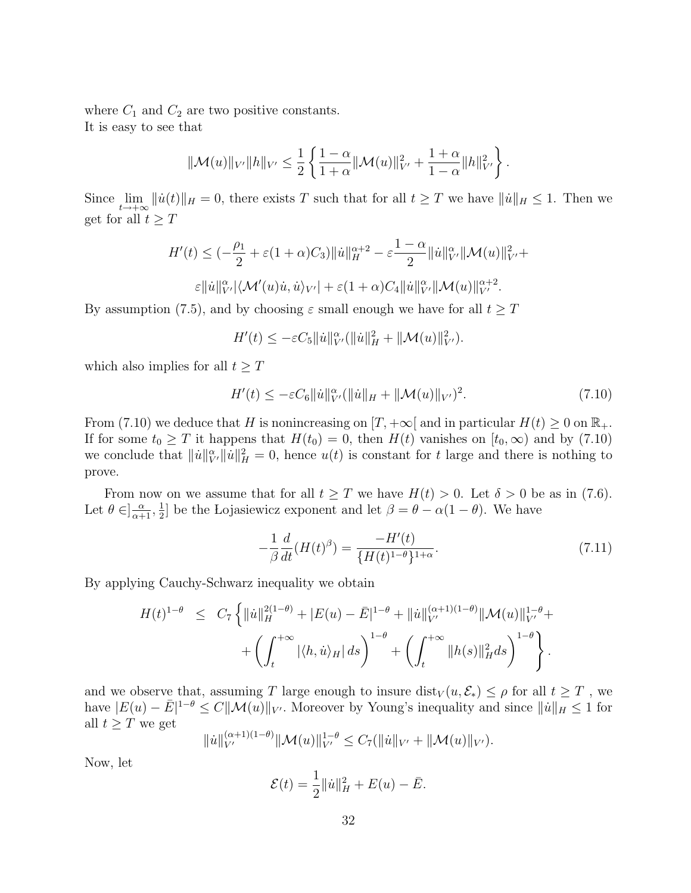where $C_1$ and $C_2$ are two positive constants.
It is easy to see that

$$\|\mathcal{M}(u)\|_{V'}\|h\|_{V'} \leq \frac{1}{2}\left\{\frac{1-\alpha}{1+\alpha}\|\mathcal{M}(u)\|_{V'}^2 + \frac{1+\alpha}{1-\alpha}\|h\|_{V'}^2\right\}.$$

Since $\lim_{t\to+\infty}\|\dot{u}(t)\|_H = 0$, there exists $T$ such that for all $t \geq T$ we have $\|\dot{u}\|_H \leq 1$. Then we get for all $t \geq T$

$$H'(t) \leq (-\frac{\rho_1}{2} + \varepsilon(1+\alpha)C_3)\|\dot{u}\|_H^{\alpha+2} - \varepsilon\frac{1-\alpha}{2}\|\dot{u}\|_{V'}^{\alpha}\|\mathcal{M}(u)\|_{V'}^2 +$$

$$\varepsilon\|\dot{u}\|_{V'}^{\alpha}|\langle\mathcal{M}'(u)\dot{u}, \dot{u}\rangle_{V'}| + \varepsilon(1+\alpha)C_4\|\dot{u}\|_{V'}^{\alpha}\|\mathcal{M}(u)\|_{V'}^{\alpha+2}.$$

By assumption (7.5), and by choosing $\varepsilon$ small enough we have for all $t \geq T$

$$H'(t) \leq -\varepsilon C_5\|\dot{u}\|_{V'}^{\alpha}(\|\dot{u}\|_H^2 + \|\mathcal{M}(u)\|_{V'}^2).$$

which also implies for all $t \geq T$

$$H'(t) \leq -\varepsilon C_6\|\dot{u}\|_{V'}^{\alpha}(\|\dot{u}\|_H + \|\mathcal{M}(u)\|_{V'})^2. \tag{7.10}$$

From (7.10) we deduce that $H$ is nonincreasing on $[T, +\infty[$ and in particular $H(t) \geq 0$ on $\mathbb{R}_+$. If for some $t_0 \geq T$ it happens that $H(t_0) = 0$, then $H(t)$ vanishes on $[t_0, \infty)$ and by (7.10) we conclude that $\|\dot{u}\|_{V'}^{\alpha}\|\dot{u}\|_H^2 = 0$, hence $u(t)$ is constant for $t$ large and there is nothing to prove.

From now on we assume that for all $t \geq T$ we have $H(t) > 0$. Let $\delta > 0$ be as in (7.6). Let $\theta \in ]\frac{\alpha}{\alpha+1}, \frac{1}{2}]$ be the Łojasiewicz exponent and let $\beta = \theta - \alpha(1-\theta)$. We have

$$-\frac{1}{\beta}\frac{d}{dt}(H(t)^{\beta}) = \frac{-H'(t)}{\{H(t)^{1-\theta}\}^{1+\alpha}}. \tag{7.11}$$

By applying Cauchy-Schwarz inequality we obtain

$$\begin{aligned} H(t)^{1-\theta} \quad &\leq \quad C_7\Big\{\|\dot{u}\|_H^{2(1-\theta)} + |E(u) - \bar{E}|^{1-\theta} + \|\dot{u}\|_{V'}^{(\alpha+1)(1-\theta)}\|\mathcal{M}(u)\|_{V'}^{1-\theta} + \\ &\quad + \left(\int_t^{+\infty}|\langle h, \dot{u}\rangle_H|\,ds\right)^{1-\theta} + \left(\int_t^{+\infty}\|h(s)\|_H^2 ds\right)^{1-\theta}\Big\}. \end{aligned}$$

and we observe that, assuming $T$ large enough to insure $\mathrm{dist}_V(u, \mathcal{E}_*) \leq \rho$ for all $t \geq T$ , we have $|E(u) - \bar{E}|^{1-\theta} \leq C\|\mathcal{M}(u)\|_{V'}$. Moreover by Young's inequality and since $\|\dot{u}\|_H \leq 1$ for all $t \geq T$ we get

$$\|\dot{u}\|_{V'}^{(\alpha+1)(1-\theta)}\|\mathcal{M}(u)\|_{V'}^{1-\theta} \leq C_7(\|\dot{u}\|_{V'} + \|\mathcal{M}(u)\|_{V'}).$$

Now, let

$$\mathcal{E}(t) = \frac{1}{2}\|\dot{u}\|_H^2 + E(u) - \bar{E}.$$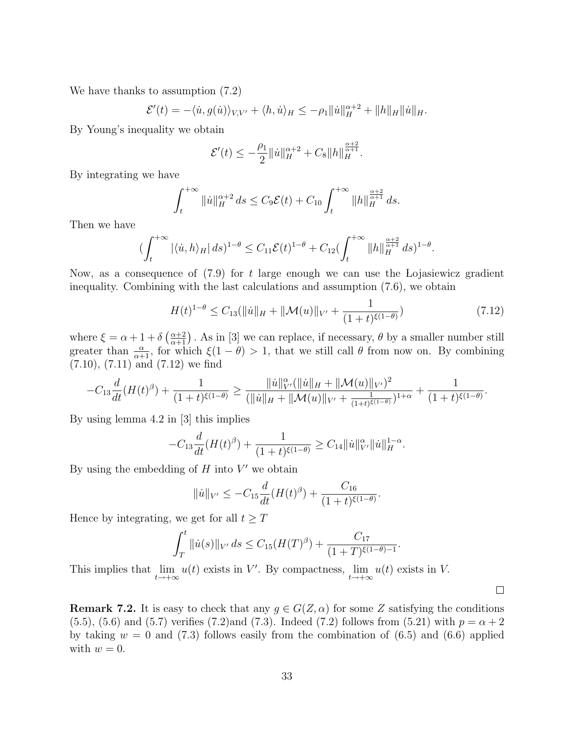We have thanks to assumption (7.2)

$$\mathcal{E}'(t) = -\langle \dot{u}, g(\dot{u})\rangle_{V,V'} + \langle h, \dot{u}\rangle_H \leq -\rho_1 \|\dot{u}\|_H^{\alpha+2} + \|h\|_H \|\dot{u}\|_H.$$

By Young's inequality we obtain

$$\mathcal{E}'(t) \leq -\frac{\rho_1}{2}\|\dot{u}\|_H^{\alpha+2} + C_8 \|h\|_H^{\frac{\alpha+2}{\alpha+1}}.$$

By integrating we have

$$\int_t^{+\infty} \|\dot{u}\|_H^{\alpha+2}\, ds \leq C_9 \mathcal{E}(t) + C_{10}\int_t^{+\infty} \|h\|_H^{\frac{\alpha+2}{\alpha+1}}\, ds.$$

Then we have

$$\left(\int_t^{+\infty} |\langle \dot{u}, h\rangle_H|\, ds\right)^{1-\theta} \leq C_{11}\mathcal{E}(t)^{1-\theta} + C_{12}\left(\int_t^{+\infty} \|h\|_H^{\frac{\alpha+2}{\alpha+1}}\, ds\right)^{1-\theta}.$$

Now, as a consequence of (7.9) for $t$ large enough we can use the Łojasiewicz gradient inequality. Combining with the last calculations and assumption (7.6), we obtain

$$H(t)^{1-\theta} \leq C_{13}\left(\|\dot{u}\|_H + \|\mathcal{M}(u)\|_{V'} + \frac{1}{(1+t)^{\xi(1-\theta)}}\right) \tag{7.12}$$

where $\xi = \alpha + 1 + \delta\left(\frac{\alpha+2}{\alpha+1}\right)$. As in [3] we can replace, if necessary, $\theta$ by a smaller number still greater than $\frac{\alpha}{\alpha+1}$, for which $\xi(1-\theta) > 1$, that we still call $\theta$ from now on. By combining (7.10), (7.11) and (7.12) we find

$$-C_{13}\frac{d}{dt}(H(t)^\beta) + \frac{1}{(1+t)^{\xi(1-\theta)}} \geq \frac{\|\dot{u}\|_{V'}^\alpha (\|\dot{u}\|_H + \|\mathcal{M}(u)\|_{V'})^2}{(\|\dot{u}\|_H + \|\mathcal{M}(u)\|_{V'} + \frac{1}{(1+t)^{\xi(1-\theta)}})^{1+\alpha}} + \frac{1}{(1+t)^{\xi(1-\theta)}}.$$

By using lemma 4.2 in [3] this implies

$$-C_{13}\frac{d}{dt}(H(t)^\beta) + \frac{1}{(1+t)^{\xi(1-\theta)}} \geq C_{14}\|\dot{u}\|_{V'}^\alpha \|\dot{u}\|_H^{1-\alpha}.$$

By using the embedding of $H$ into $V'$ we obtain

$$\|\dot{u}\|_{V'} \leq -C_{15}\frac{d}{dt}(H(t)^\beta) + \frac{C_{16}}{(1+t)^{\xi(1-\theta)}}.$$

Hence by integrating, we get for all $t \geq T$

$$\int_T^t \|\dot{u}(s)\|_{V'}\, ds \leq C_{15}(H(T)^\beta) + \frac{C_{17}}{(1+T)^{\xi(1-\theta)-1}}.$$

This implies that $\lim_{t\to+\infty} u(t)$ exists in $V'$. By compactness, $\lim_{t\to+\infty} u(t)$ exists in $V$.

□

**Remark 7.2.** It is easy to check that any $g \in G(Z, \alpha)$ for some $Z$ satisfying the conditions (5.5), (5.6) and (5.7) verifies (7.2)and (7.3). Indeed (7.2) follows from (5.21) with $p = \alpha + 2$ by taking $w = 0$ and (7.3) follows easily from the combination of (6.5) and (6.6) applied with $w = 0$.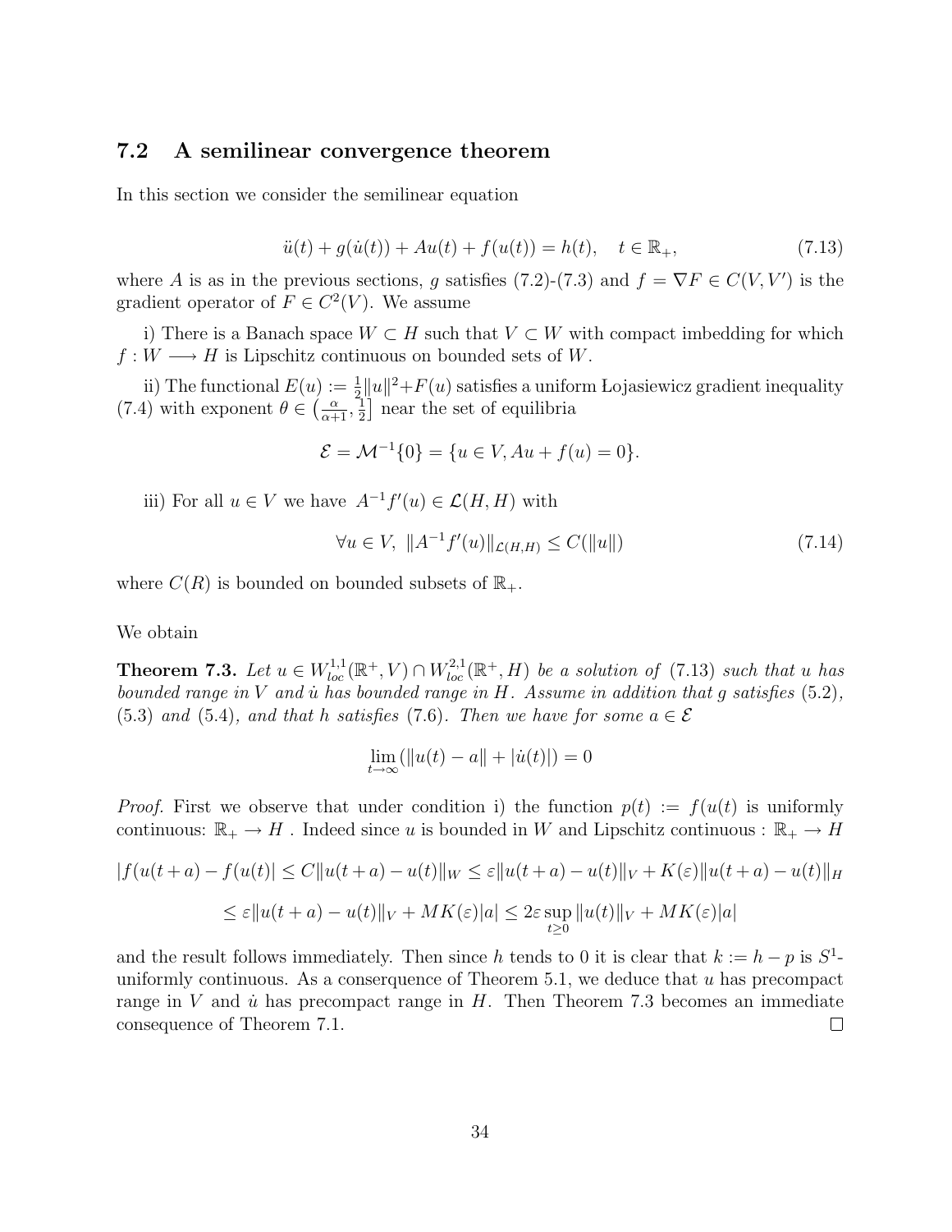### 7.2 A semilinear convergence theorem

In this section we consider the semilinear equation

$$\ddot{u}(t) + g(\dot{u}(t)) + Au(t) + f(u(t)) = h(t), \quad t \in \mathbb{R}_+, \tag{7.13}$$

where $A$ is as in the previous sections, $g$ satisfies (7.2)-(7.3) and $f = \nabla F \in C(V, V')$ is the gradient operator of $F \in C^2(V)$. We assume

i) There is a Banach space $W \subset H$ such that $V \subset W$ with compact imbedding for which $f : W \longrightarrow H$ is Lipschitz continuous on bounded sets of $W$.

ii) The functional $E(u) := \frac{1}{2}\|u\|^2 + F(u)$ satisfies a uniform Łojasiewicz gradient inequality (7.4) with exponent $\theta \in \left(\frac{\alpha}{\alpha+1}, \frac{1}{2}\right]$ near the set of equilibria

$$\mathcal{E} = \mathcal{M}^{-1}\{0\} = \{u \in V, Au + f(u) = 0\}.$$

iii) For all $u \in V$ we have $A^{-1}f'(u) \in \mathcal{L}(H, H)$ with

$$\forall u \in V, \ \|A^{-1}f'(u)\|_{\mathcal{L}(H,H)} \le C(\|u\|) \tag{7.14}$$

where $C(R)$ is bounded on bounded subsets of $\mathbb{R}_+$.

We obtain

**Theorem 7.3.** *Let $u \in W^{1,1}_{loc}(\mathbb{R}^+, V) \cap W^{2,1}_{loc}(\mathbb{R}^+, H)$ be a solution of (7.13) such that $u$ has bounded range in $V$ and $\dot{u}$ has bounded range in $H$. Assume in addition that $g$ satisfies (5.2), (5.3) and (5.4), and that $h$ satisfies (7.6). Then we have for some $a \in \mathcal{E}$*

$$\lim_{t \to \infty} (\|u(t) - a\| + |\dot{u}(t)|) = 0$$

*Proof.* First we observe that under condition i) the function $p(t) := f(u(t)$ is uniformly continuous: $\mathbb{R}_+ \to H$ . Indeed since $u$ is bounded in $W$ and Lipschitz continuous : $\mathbb{R}_+ \to H$

$$|f(u(t+a) - f(u(t)| \le C\|u(t+a) - u(t)\|_W \le \varepsilon\|u(t+a) - u(t)\|_V + K(\varepsilon)\|u(t+a) - u(t)\|_H$$

$$\le \varepsilon\|u(t+a) - u(t)\|_V + MK(\varepsilon)|a| \le 2\varepsilon \sup_{t \ge 0} \|u(t)\|_V + MK(\varepsilon)|a|$$

and the result follows immediately. Then since $h$ tends to 0 it is clear that $k := h - p$ is $S^1$-uniformly continuous. As a conserquence of Theorem 5.1, we deduce that $u$ has precompact range in $V$ and $\dot{u}$ has precompact range in $H$. Then Theorem 7.3 becomes an immediate consequence of Theorem 7.1. $\square$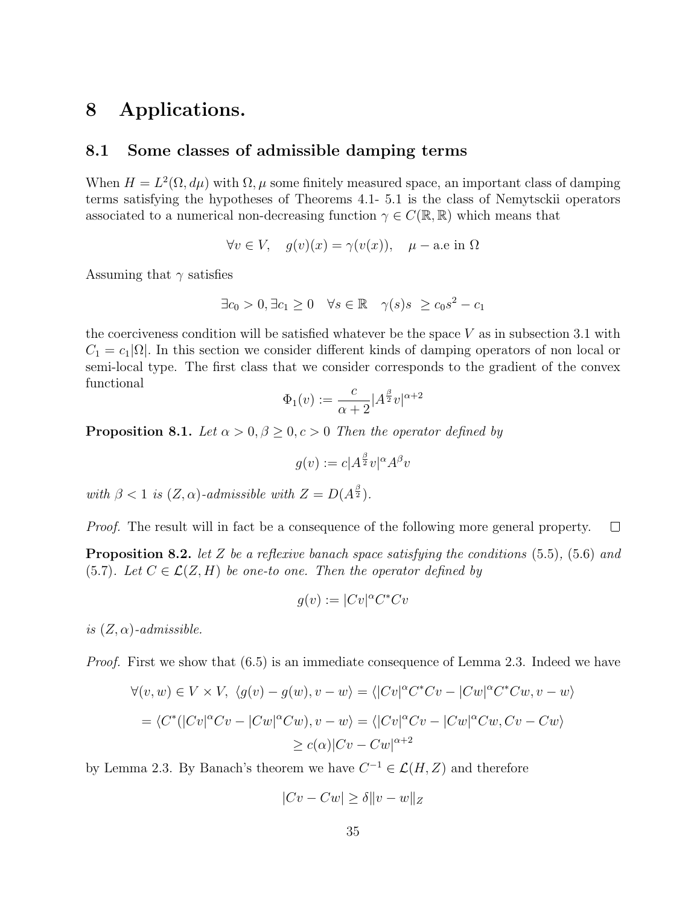# 8 Applications.

## 8.1 Some classes of admissible damping terms

When $H = L^2(\Omega, d\mu)$ with $\Omega, \mu$ some finitely measured space, an important class of damping terms satisfying the hypotheses of Theorems 4.1- 5.1 is the class of Nemytsckii operators associated to a numerical non-decreasing function $\gamma \in C(\mathbb{R}, \mathbb{R})$ which means that

$$\forall v \in V, \quad g(v)(x) = \gamma(v(x)), \quad \mu - \text{a.e in } \Omega$$

Assuming that $\gamma$ satisfies

$$\exists c_0 > 0, \exists c_1 \geq 0 \quad \forall s \in \mathbb{R} \quad \gamma(s)s \ \geq c_0 s^2 - c_1$$

the coerciveness condition will be satisfied whatever be the space $V$ as in subsection 3.1 with $C_1 = c_1|\Omega|$. In this section we consider different kinds of damping operators of non local or semi-local type. The first class that we consider corresponds to the gradient of the convex functional

$$\Phi_1(v) := \frac{c}{\alpha+2}|A^{\frac{\beta}{2}}v|^{\alpha+2}$$

**Proposition 8.1.** *Let $\alpha > 0, \beta \geq 0, c > 0$ Then the operator defined by*

$$g(v) := c|A^{\frac{\beta}{2}}v|^{\alpha}A^{\beta}v$$

*with $\beta < 1$ is $(Z, \alpha)$-admissible with $Z = D(A^{\frac{\beta}{2}})$.*

*Proof.* The result will in fact be a consequence of the following more general property. $\square$

**Proposition 8.2.** *let $Z$ be a reflexive banach space satisfying the conditions* (5.5), (5.6) *and* (5.7)*. Let $C \in \mathcal{L}(Z, H)$ be one-to one. Then the operator defined by*

$$g(v) := |Cv|^{\alpha}C^*Cv$$

*is $(Z, \alpha)$-admissible.*

*Proof.* First we show that (6.5) is an immediate consequence of Lemma 2.3. Indeed we have

$$\forall (v, w) \in V \times V, \ \langle g(v) - g(w), v - w\rangle = \langle |Cv|^{\alpha}C^*Cv - |Cw|^{\alpha}C^*Cw, v - w\rangle$$

$$= \langle C^*(|Cv|^{\alpha}Cv - |Cw|^{\alpha}Cw), v - w\rangle = \langle |Cv|^{\alpha}Cv - |Cw|^{\alpha}Cw, Cv - Cw\rangle$$

$$\geq c(\alpha)|Cv - Cw|^{\alpha+2}$$

by Lemma 2.3. By Banach's theorem we have $C^{-1} \in \mathcal{L}(H, Z)$ and therefore

$$|Cv - Cw| \geq \delta\|v - w\|_Z$$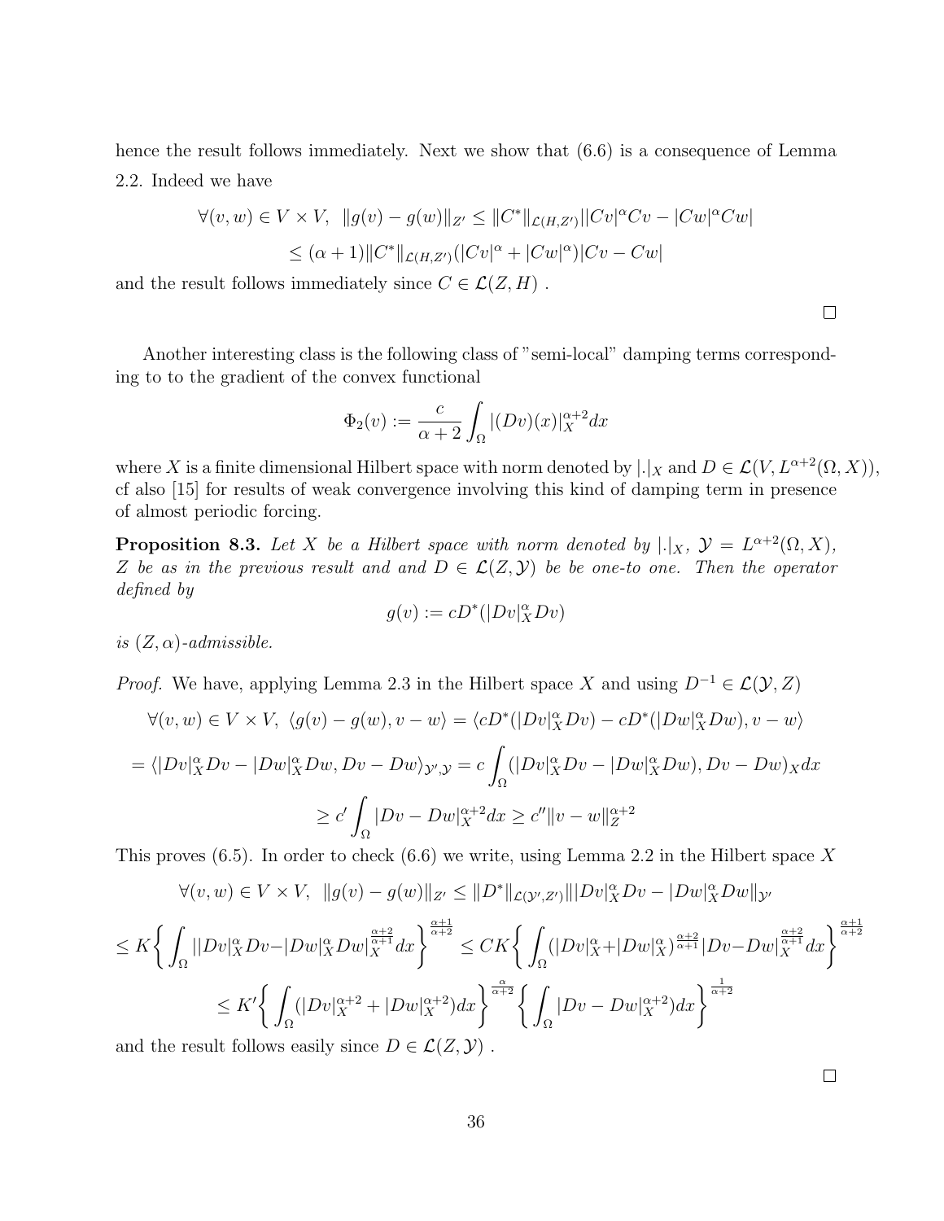hence the result follows immediately. Next we show that (6.6) is a consequence of Lemma 2.2. Indeed we have

$$\forall (v,w) \in V \times V, \ \ \|g(v) - g(w)\|_{Z'} \leq \|C^*\|_{\mathcal{L}(H,Z')} ||Cv|^\alpha Cv - |Cw|^\alpha Cw|$$

$$\leq (\alpha+1)\|C^*\|_{\mathcal{L}(H,Z')}(|Cv|^\alpha + |Cw|^\alpha)|Cv - Cw|$$

and the result follows immediately since $C \in \mathcal{L}(Z,H)$ .

□

Another interesting class is the following class of "semi-local" damping terms corresponding to to the gradient of the convex functional

$$\Phi_2(v) := \frac{c}{\alpha+2} \int_\Omega |(Dv)(x)|_X^{\alpha+2} dx$$

where $X$ is a finite dimensional Hilbert space with norm denoted by $|.|_X$ and $D \in \mathcal{L}(V, L^{\alpha+2}(\Omega, X))$, cf also [15] for results of weak convergence involving this kind of damping term in presence of almost periodic forcing.

**Proposition 8.3.** *Let $X$ be a Hilbert space with norm denoted by $|.|_X$, $\mathcal{Y} = L^{\alpha+2}(\Omega, X)$, $Z$ be as in the previous result and and $D \in \mathcal{L}(Z, \mathcal{Y})$ be be one-to one. Then the operator defined by*

$$g(v) := cD^*(|Dv|_X^\alpha Dv)$$

*is $(Z,\alpha)$-admissible.*

*Proof.* We have, applying Lemma 2.3 in the Hilbert space $X$ and using $D^{-1} \in \mathcal{L}(\mathcal{Y}, Z)$

$$\forall (v,w) \in V \times V, \ \langle g(v) - g(w), v - w\rangle = \langle cD^*(|Dv|_X^\alpha Dv) - cD^*(|Dw|_X^\alpha Dw), v-w\rangle$$

$$= \langle |Dv|_X^\alpha Dv - |Dw|_X^\alpha Dw, Dv - Dw\rangle_{\mathcal{Y}',\mathcal{Y}} = c\int_\Omega (|Dv|_X^\alpha Dv - |Dw|_X^\alpha Dw), Dv - Dw)_X dx$$

$$\geq c' \int_\Omega |Dv - Dw|_X^{\alpha+2} dx \geq c''\|v-w\|_Z^{\alpha+2}$$

This proves (6.5). In order to check (6.6) we write, using Lemma 2.2 in the Hilbert space $X$

$$\forall (v,w) \in V \times V, \ \ \|g(v) - g(w)\|_{Z'} \leq \|D^*\|_{\mathcal{L}(\mathcal{Y}',Z')} \||Dv|_X^\alpha Dv - |Dw|_X^\alpha Dw\|_{\mathcal{Y}'}$$

$$\leq K\left\{\int_\Omega ||Dv|_X^\alpha Dv - |Dw|_X^\alpha Dw|_X^{\frac{\alpha+2}{\alpha+1}} dx\right\}^{\frac{\alpha+1}{\alpha+2}} \leq CK\left\{\int_\Omega (|Dv|_X^\alpha + |Dw|_X^\alpha)^{\frac{\alpha+2}{\alpha+1}} |Dv - Dw|_X^{\frac{\alpha+2}{\alpha+1}} dx\right\}^{\frac{\alpha+1}{\alpha+2}}$$

$$\leq K'\left\{\int_\Omega (|Dv|_X^{\alpha+2} + |Dw|_X^{\alpha+2}) dx\right\}^{\frac{\alpha}{\alpha+2}} \left\{\int_\Omega |Dv - Dw|_X^{\alpha+2}) dx\right\}^{\frac{1}{\alpha+2}}$$

and the result follows easily since $D \in \mathcal{L}(Z, \mathcal{Y})$ .

□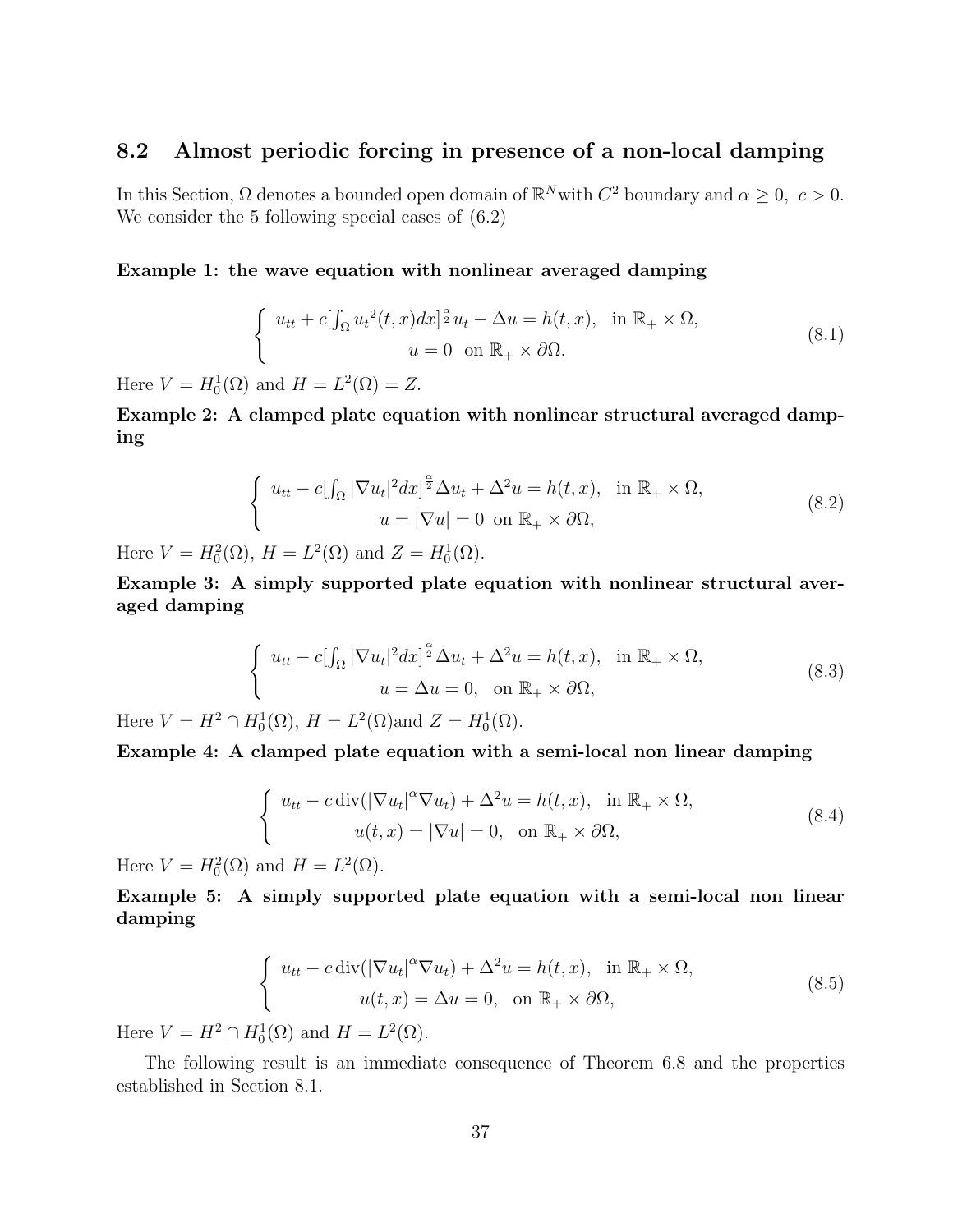## 8.2 Almost periodic forcing in presence of a non-local damping

In this Section, $\Omega$ denotes a bounded open domain of $\mathbb{R}^N$ with $C^2$ boundary and $\alpha \geq 0,\ c > 0$. We consider the 5 following special cases of (6.2)

**Example 1: the wave equation with nonlinear averaged damping**

$$\begin{cases} u_{tt} + c[\int_\Omega {u_t}^2(t,x)dx]^{\frac{\alpha}{2}} u_t - \Delta u = h(t,x), & \text{in } \mathbb{R}_+ \times \Omega, \\ u = 0 \ \text{ on } \mathbb{R}_+ \times \partial\Omega. \end{cases} \tag{8.1}$$

Here $V = H_0^1(\Omega)$ and $H = L^2(\Omega) = Z$.

**Example 2: A clamped plate equation with nonlinear structural averaged damping**

$$\begin{cases} u_{tt} - c[\int_\Omega |\nabla u_t|^2 dx]^{\frac{\alpha}{2}} \Delta u_t + \Delta^2 u = h(t,x), & \text{in } \mathbb{R}_+ \times \Omega, \\ u = |\nabla u| = 0 \ \text{ on } \mathbb{R}_+ \times \partial\Omega, \end{cases} \tag{8.2}$$

Here $V = H_0^2(\Omega)$, $H = L^2(\Omega)$ and $Z = H_0^1(\Omega)$.

**Example 3: A simply supported plate equation with nonlinear structural averaged damping**

$$\begin{cases} u_{tt} - c[\int_\Omega |\nabla u_t|^2 dx]^{\frac{\alpha}{2}} \Delta u_t + \Delta^2 u = h(t,x), & \text{in } \mathbb{R}_+ \times \Omega, \\ u = \Delta u = 0, \ \text{ on } \mathbb{R}_+ \times \partial\Omega, \end{cases} \tag{8.3}$$

Here $V = H^2 \cap H_0^1(\Omega)$, $H = L^2(\Omega)$and $Z = H_0^1(\Omega)$.

**Example 4: A clamped plate equation with a semi-local non linear damping**

$$\begin{cases} u_{tt} - c \operatorname{div}(|\nabla u_t|^\alpha \nabla u_t) + \Delta^2 u = h(t,x), & \text{in } \mathbb{R}_+ \times \Omega, \\ u(t,x) = |\nabla u| = 0, \ \text{ on } \mathbb{R}_+ \times \partial\Omega, \end{cases} \tag{8.4}$$

Here $V = H_0^2(\Omega)$ and $H = L^2(\Omega)$.

**Example 5: A simply supported plate equation with a semi-local non linear damping**

$$\begin{cases} u_{tt} - c \operatorname{div}(|\nabla u_t|^\alpha \nabla u_t) + \Delta^2 u = h(t,x), & \text{in } \mathbb{R}_+ \times \Omega, \\ u(t,x) = \Delta u = 0, \ \text{ on } \mathbb{R}_+ \times \partial\Omega, \end{cases} \tag{8.5}$$

Here $V = H^2 \cap H_0^1(\Omega)$ and $H = L^2(\Omega)$.

The following result is an immediate consequence of Theorem 6.8 and the properties established in Section 8.1.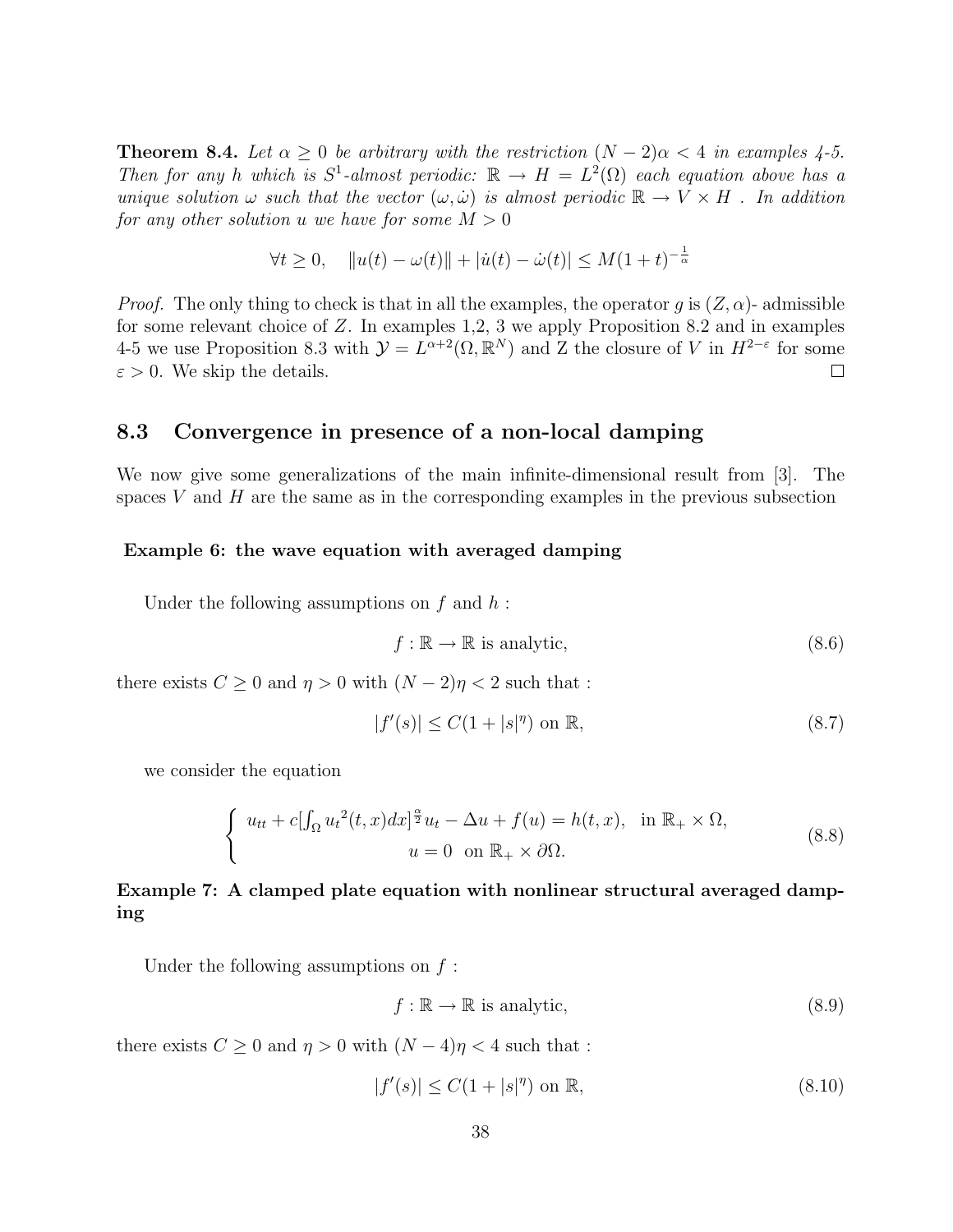**Theorem 8.4.** *Let $\alpha \geq 0$ be arbitrary with the restriction $(N-2)\alpha < 4$ in examples 4-5. Then for any $h$ which is $S^1$-almost periodic: $\mathbb{R} \to H = L^2(\Omega)$ each equation above has a unique solution $\omega$ such that the vector $(\omega, \dot{\omega})$ is almost periodic $\mathbb{R} \to V \times H$ . In addition for any other solution $u$ we have for some $M > 0$*

$$\forall t \geq 0, \quad \|u(t) - \omega(t)\| + |\dot{u}(t) - \dot{\omega}(t)| \leq M(1+t)^{-\frac{1}{\alpha}}$$

*Proof.* The only thing to check is that in all the examples, the operator $g$ is $(Z, \alpha)$- admissible for some relevant choice of $Z$. In examples 1,2, 3 we apply Proposition 8.2 and in examples 4-5 we use Proposition 8.3 with $\mathcal{Y} = L^{\alpha+2}(\Omega, \mathbb{R}^N)$ and Z the closure of $V$ in $H^{2-\varepsilon}$ for some $\varepsilon > 0$. We skip the details. □

## 8.3 Convergence in presence of a non-local damping

We now give some generalizations of the main infinite-dimensional result from [3]. The spaces $V$ and $H$ are the same as in the corresponding examples in the previous subsection

**Example 6: the wave equation with averaged damping**

Under the following assumptions on $f$ and $h$ :

$$f : \mathbb{R} \to \mathbb{R} \text{ is analytic,} \tag{8.6}$$

there exists $C \geq 0$ and $\eta > 0$ with $(N-2)\eta < 2$ such that :

$$|f'(s)| \leq C(1 + |s|^\eta) \text{ on } \mathbb{R}, \tag{8.7}$$

we consider the equation

$$\begin{cases} u_{tt} + c[\int_\Omega {u_t}^2(t,x)dx]^{\frac{\alpha}{2}} u_t - \Delta u + f(u) = h(t,x), & \text{in } \mathbb{R}_+ \times \Omega, \\ u = 0 \ \text{ on } \mathbb{R}_+ \times \partial\Omega. \end{cases} \tag{8.8}$$

**Example 7: A clamped plate equation with nonlinear structural averaged damping**

Under the following assumptions on $f$ :

$$f : \mathbb{R} \to \mathbb{R} \text{ is analytic,} \tag{8.9}$$

there exists $C \geq 0$ and $\eta > 0$ with $(N-4)\eta < 4$ such that :

$$|f'(s)| \leq C(1 + |s|^\eta) \text{ on } \mathbb{R}, \tag{8.10}$$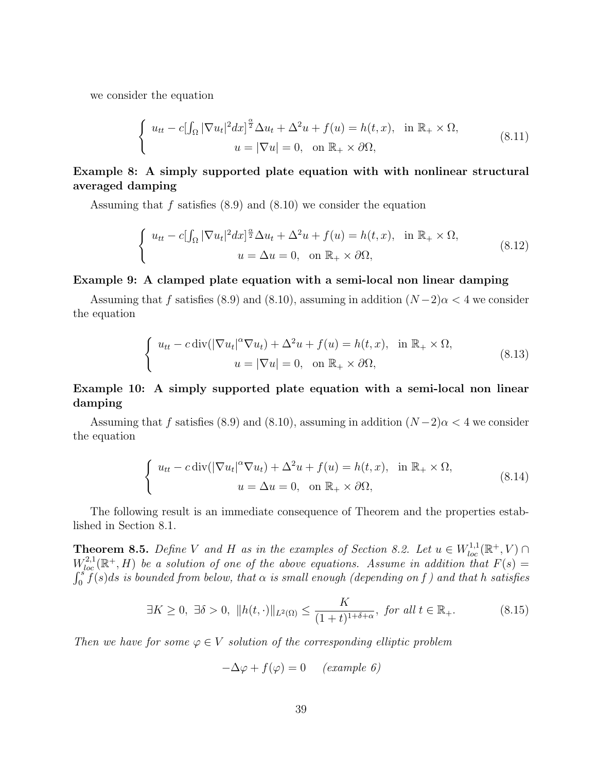we consider the equation

$$
\begin{cases} u_{tt} - c[\int_\Omega |\nabla u_t|^2 dx]^{\frac{\alpha}{2}} \Delta u_t + \Delta^2 u + f(u) = h(t,x), & \text{in } \mathbb{R}_+ \times \Omega, \\ \qquad\qquad u = |\nabla u| = 0, \quad \text{on } \mathbb{R}_+ \times \partial\Omega, \end{cases} \tag{8.11}
$$

**Example 8: A simply supported plate equation with with nonlinear structural averaged damping**

Assuming that $f$ satisfies (8.9) and (8.10) we consider the equation

$$
\begin{cases} u_{tt} - c[\int_\Omega |\nabla u_t|^2 dx]^{\frac{\alpha}{2}} \Delta u_t + \Delta^2 u + f(u) = h(t,x), & \text{in } \mathbb{R}_+ \times \Omega, \\ \qquad\qquad u = \Delta u = 0, \quad \text{on } \mathbb{R}_+ \times \partial\Omega, \end{cases} \tag{8.12}
$$

**Example 9: A clamped plate equation with a semi-local non linear damping**

Assuming that $f$ satisfies (8.9) and (8.10), assuming in addition $(N-2)\alpha < 4$ we consider the equation

$$
\begin{cases} u_{tt} - c\,\mathrm{div}(|\nabla u_t|^\alpha \nabla u_t) + \Delta^2 u + f(u) = h(t,x), & \text{in } \mathbb{R}_+ \times \Omega, \\ \qquad\qquad u = |\nabla u| = 0, \quad \text{on } \mathbb{R}_+ \times \partial\Omega, \end{cases} \tag{8.13}
$$

**Example 10: A simply supported plate equation with a semi-local non linear damping**

Assuming that $f$ satisfies (8.9) and (8.10), assuming in addition $(N-2)\alpha < 4$ we consider the equation

$$
\begin{cases} u_{tt} - c\,\mathrm{div}(|\nabla u_t|^\alpha \nabla u_t) + \Delta^2 u + f(u) = h(t,x), & \text{in } \mathbb{R}_+ \times \Omega, \\ \qquad\qquad u = \Delta u = 0, \quad \text{on } \mathbb{R}_+ \times \partial\Omega, \end{cases} \tag{8.14}
$$

The following result is an immediate consequence of Theorem and the properties established in Section 8.1.

**Theorem 8.5.** *Define $V$ and $H$ as in the examples of Section 8.2. Let $u \in W^{1,1}_{loc}(\mathbb{R}^+, V) \cap W^{2,1}_{loc}(\mathbb{R}^+, H)$ be a solution of one of the above equations. Assume in addition that $F(s) = \int_0^s f(s)ds$ is bounded from below, that $\alpha$ is small enough (depending on $f$) and that $h$ satisfies*

$$
\exists K \geq 0,\ \exists \delta > 0,\ \|h(t,\cdot)\|_{L^2(\Omega)} \leq \frac{K}{(1+t)^{1+\delta+\alpha}},\ \text{for all } t \in \mathbb{R}_+. \tag{8.15}
$$

*Then we have for some $\varphi \in V$ solution of the corresponding elliptic problem*

$$
-\Delta\varphi + f(\varphi) = 0 \quad \textit{(example 6)}
$$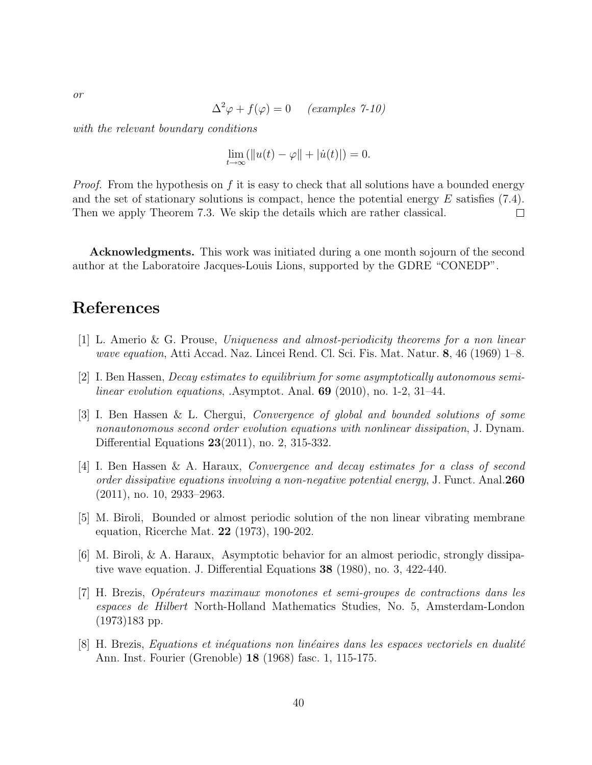*or*

$$\Delta^2\varphi + f(\varphi) = 0 \quad \textit{(examples 7-10)}$$

*with the relevant boundary conditions*

$$\lim_{t\to\infty} (\|u(t) - \varphi\| + |\dot{u}(t)|) = 0.$$

*Proof.* From the hypothesis on $f$ it is easy to check that all solutions have a bounded energy and the set of stationary solutions is compact, hence the potential energy $E$ satisfies (7.4). Then we apply Theorem 7.3. We skip the details which are rather classical. □

**Acknowledgments.** This work was initiated during a one month sojourn of the second author at the Laboratoire Jacques-Louis Lions, supported by the GDRE "CONEDP".

# References

[1] L. Amerio & G. Prouse, *Uniqueness and almost-periodicity theorems for a non linear wave equation*, Atti Accad. Naz. Lincei Rend. Cl. Sci. Fis. Mat. Natur. **8**, 46 (1969) 1–8.

[2] I. Ben Hassen, *Decay estimates to equilibrium for some asymptotically autonomous semilinear evolution equations*, .Asymptot. Anal. **69** (2010), no. 1-2, 31–44.

[3] I. Ben Hassen & L. Chergui, *Convergence of global and bounded solutions of some nonautonomous second order evolution equations with nonlinear dissipation*, J. Dynam. Differential Equations **23**(2011), no. 2, 315-332.

[4] I. Ben Hassen & A. Haraux, *Convergence and decay estimates for a class of second order dissipative equations involving a non-negative potential energy*, J. Funct. Anal.**260** (2011), no. 10, 2933–2963.

[5] M. Biroli, Bounded or almost periodic solution of the non linear vibrating membrane equation, Ricerche Mat. **22** (1973), 190-202.

[6] M. Biroli, & A. Haraux, Asymptotic behavior for an almost periodic, strongly dissipative wave equation. J. Differential Equations **38** (1980), no. 3, 422-440.

[7] H. Brezis, *Opérateurs maximaux monotones et semi-groupes de contractions dans les espaces de Hilbert* North-Holland Mathematics Studies, No. 5, Amsterdam-London (1973)183 pp.

[8] H. Brezis, *Equations et inéquations non linéaires dans les espaces vectoriels en dualité* Ann. Inst. Fourier (Grenoble) **18** (1968) fasc. 1, 115-175.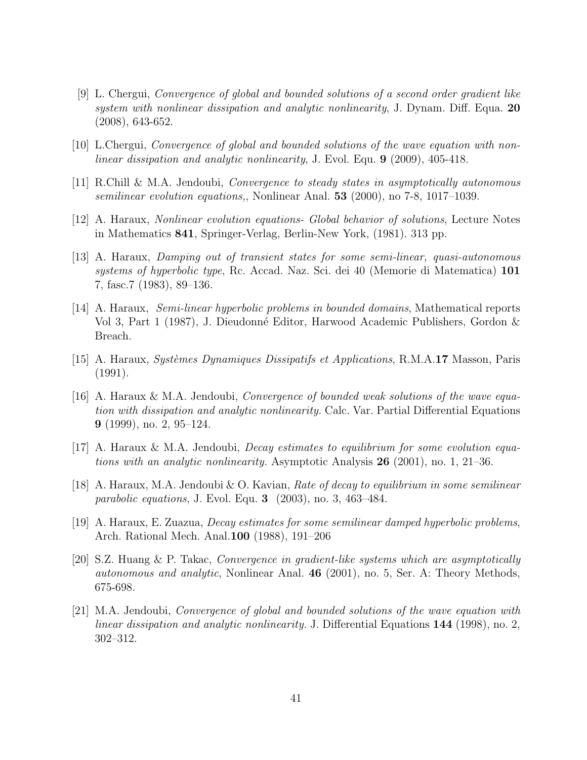[9] L. Chergui, *Convergence of global and bounded solutions of a second order gradient like system with nonlinear dissipation and analytic nonlinearity*, J. Dynam. Diff. Equa. **20** (2008), 643-652.

[10] L.Chergui, *Convergence of global and bounded solutions of the wave equation with nonlinear dissipation and analytic nonlinearity*, J. Evol. Equ. **9** (2009), 405-418.

[11] R.Chill & M.A. Jendoubi, *Convergence to steady states in asymptotically autonomous semilinear evolution equations,*, Nonlinear Anal. **53** (2000), no 7-8, 1017–1039.

[12] A. Haraux, *Nonlinear evolution equations- Global behavior of solutions*, Lecture Notes in Mathematics **841**, Springer-Verlag, Berlin-New York, (1981). 313 pp.

[13] A. Haraux, *Damping out of transient states for some semi-linear, quasi-autonomous systems of hyperbolic type*, Rc. Accad. Naz. Sci. dei 40 (Memorie di Matematica) **101** 7, fasc.7 (1983), 89–136.

[14] A. Haraux, *Semi-linear hyperbolic problems in bounded domains*, Mathematical reports Vol 3, Part 1 (1987), J. Dieudonné Editor, Harwood Academic Publishers, Gordon & Breach.

[15] A. Haraux, *Systèmes Dynamiques Dissipatifs et Applications*, R.M.A.**17** Masson, Paris (1991).

[16] A. Haraux & M.A. Jendoubi, *Convergence of bounded weak solutions of the wave equation with dissipation and analytic nonlinearity.* Calc. Var. Partial Differential Equations **9** (1999), no. 2, 95–124.

[17] A. Haraux & M.A. Jendoubi, *Decay estimates to equilibrium for some evolution equations with an analytic nonlinearity.* Asymptotic Analysis **26** (2001), no. 1, 21–36.

[18] A. Haraux, M.A. Jendoubi & O. Kavian, *Rate of decay to equilibrium in some semilinear parabolic equations*, J. Evol. Equ. **3** (2003), no. 3, 463–484.

[19] A. Haraux, E. Zuazua, *Decay estimates for some semilinear damped hyperbolic problems*, Arch. Rational Mech. Anal.**100** (1988), 191–206

[20] S.Z. Huang & P. Takac, *Convergence in gradient-like systems which are asymptotically autonomous and analytic*, Nonlinear Anal. **46** (2001), no. 5, Ser. A: Theory Methods, 675-698.

[21] M.A. Jendoubi, *Convergence of global and bounded solutions of the wave equation with linear dissipation and analytic nonlinearity.* J. Differential Equations **144** (1998), no. 2, 302–312.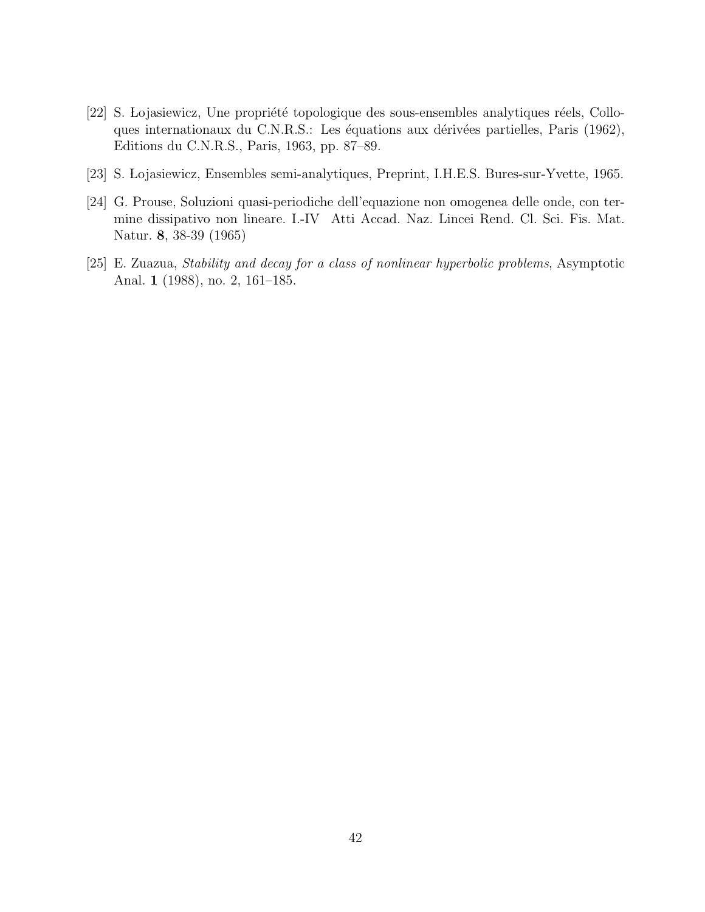[22] S. Łojasiewicz, Une propriété topologique des sous-ensembles analytiques réels, Colloques internationaux du C.N.R.S.: Les équations aux dérivées partielles, Paris (1962), Editions du C.N.R.S., Paris, 1963, pp. 87–89.

[23] S. Łojasiewicz, Ensembles semi-analytiques, Preprint, I.H.E.S. Bures-sur-Yvette, 1965.

[24] G. Prouse, Soluzioni quasi-periodiche dell'equazione non omogenea delle onde, con termine dissipativo non lineare. I.-IV Atti Accad. Naz. Lincei Rend. Cl. Sci. Fis. Mat. Natur. **8**, 38-39 (1965)

[25] E. Zuazua, *Stability and decay for a class of nonlinear hyperbolic problems*, Asymptotic Anal. **1** (1988), no. 2, 161–185.